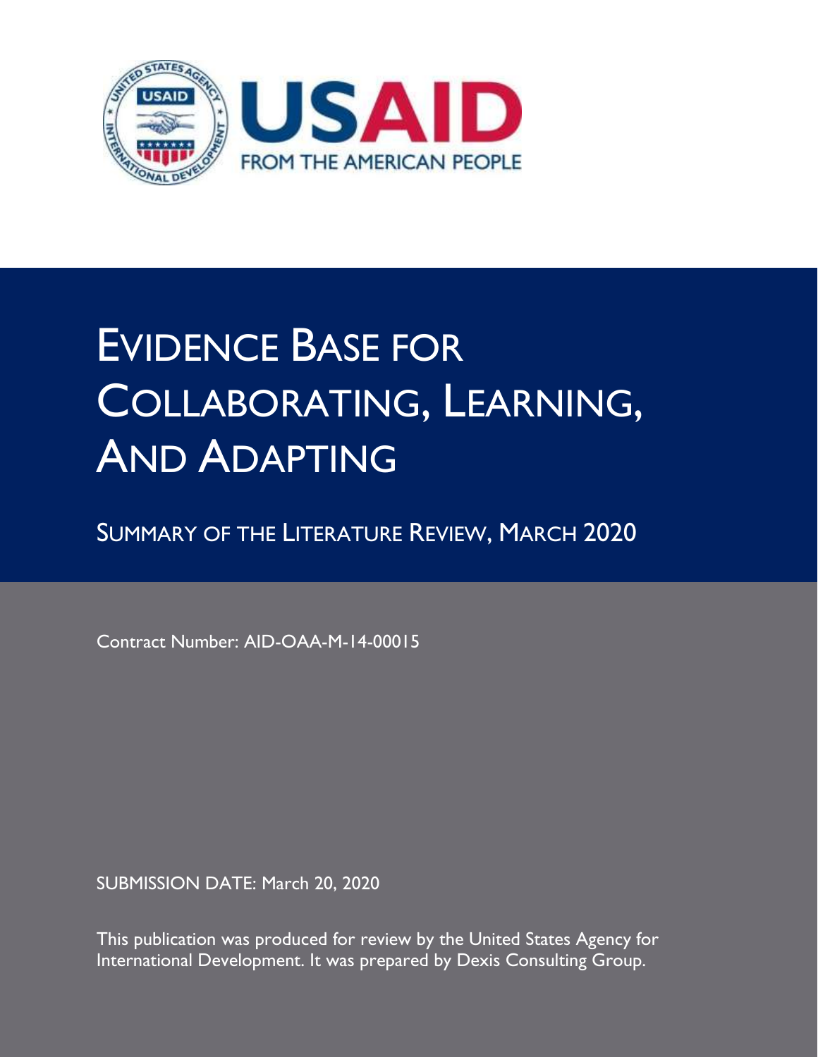USAID

FROM THE AMERICAN PEOPLE

# EVIDENCE BASE FOR COLLABORATING, LEARNING, AND ADAPTING

## SUMMARY OF THE LITERATURE REVIEW, MARCH 2020

Contract Number: AID-OAA-M-14-00015

SUBMISSION DATE: March 20, 2020

This publication was produced for review by the United States Agency for International Development. It was prepared by Dexis Consulting Group.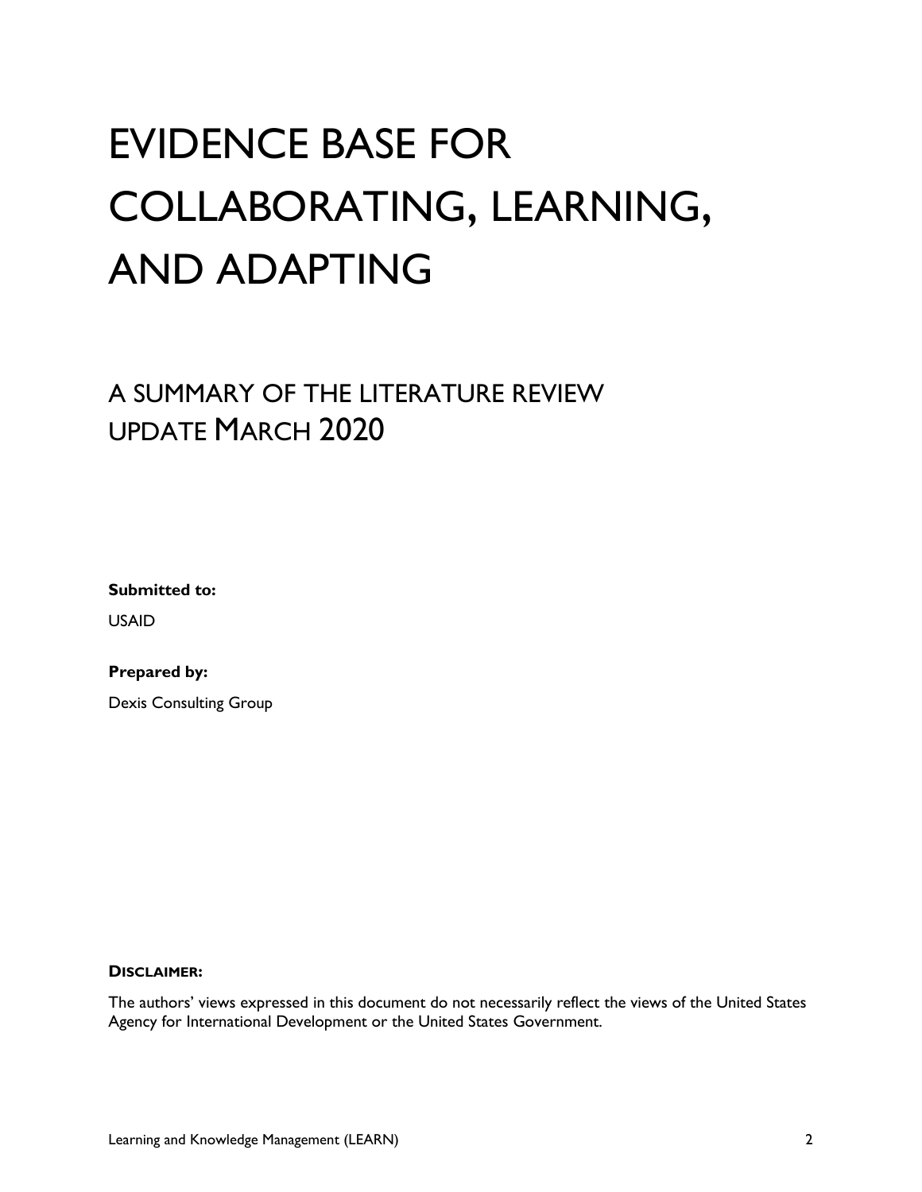# EVIDENCE BASE FOR COLLABORATING, LEARNING, AND ADAPTING

## A SUMMARY OF THE LITERATURE REVIEW UPDATE MARCH 2020

**Submitted to:**

USAID

**Prepared by:**

Dexis Consulting Group

**DISCLAIMER:**

The authors' views expressed in this document do not necessarily reflect the views of the United States Agency for International Development or the United States Government.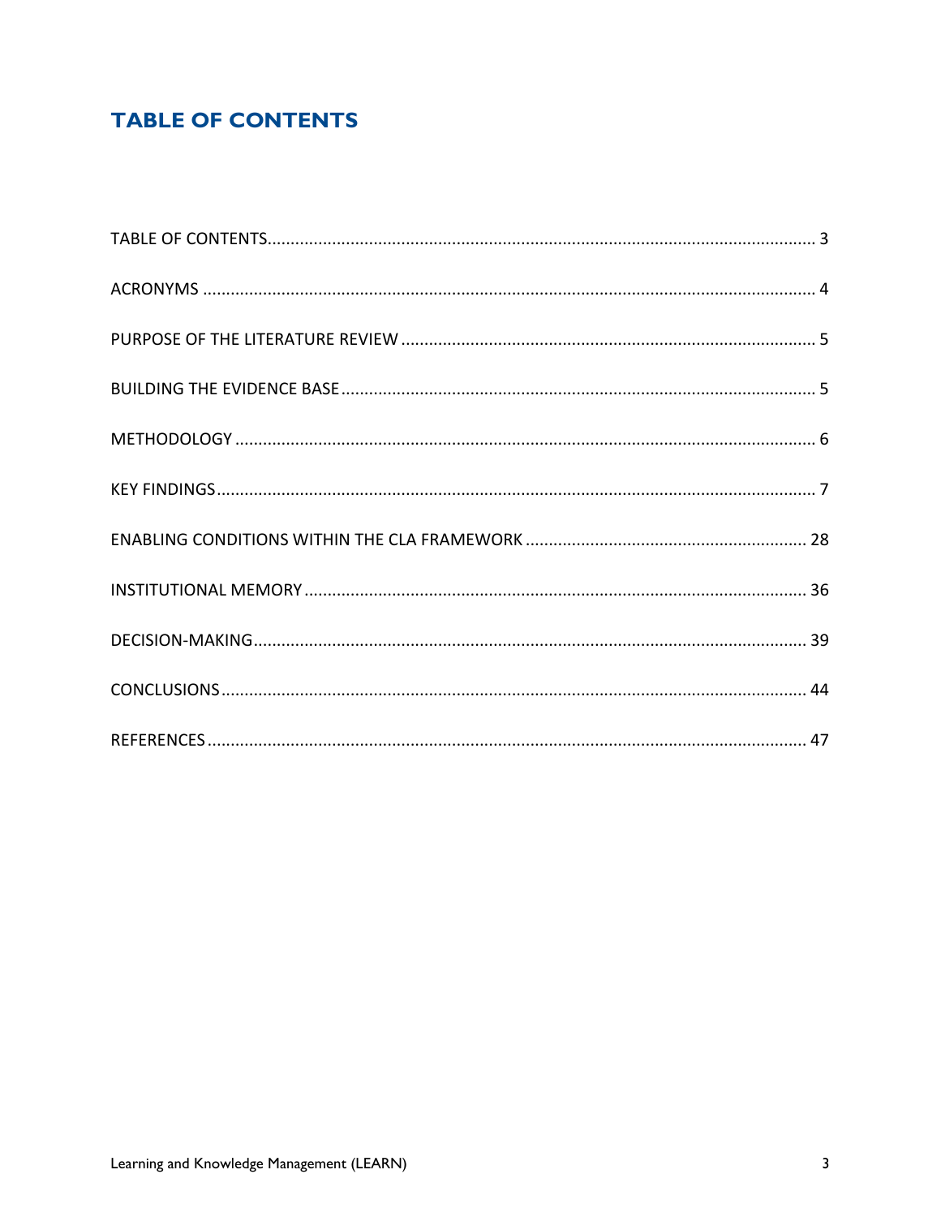# TABLE OF CONTENTS

TABLE OF CONTENTS ..... 3

ACRONYMS ..... 4

PURPOSE OF THE LITERATURE REVIEW ..... 5

BUILDING THE EVIDENCE BASE ..... 5

METHODOLOGY ..... 6

KEY FINDINGS ..... 7

ENABLING CONDITIONS WITHIN THE CLA FRAMEWORK ..... 28

INSTITUTIONAL MEMORY ..... 36

DECISION-MAKING ..... 39

CONCLUSIONS ..... 44

REFERENCES ..... 47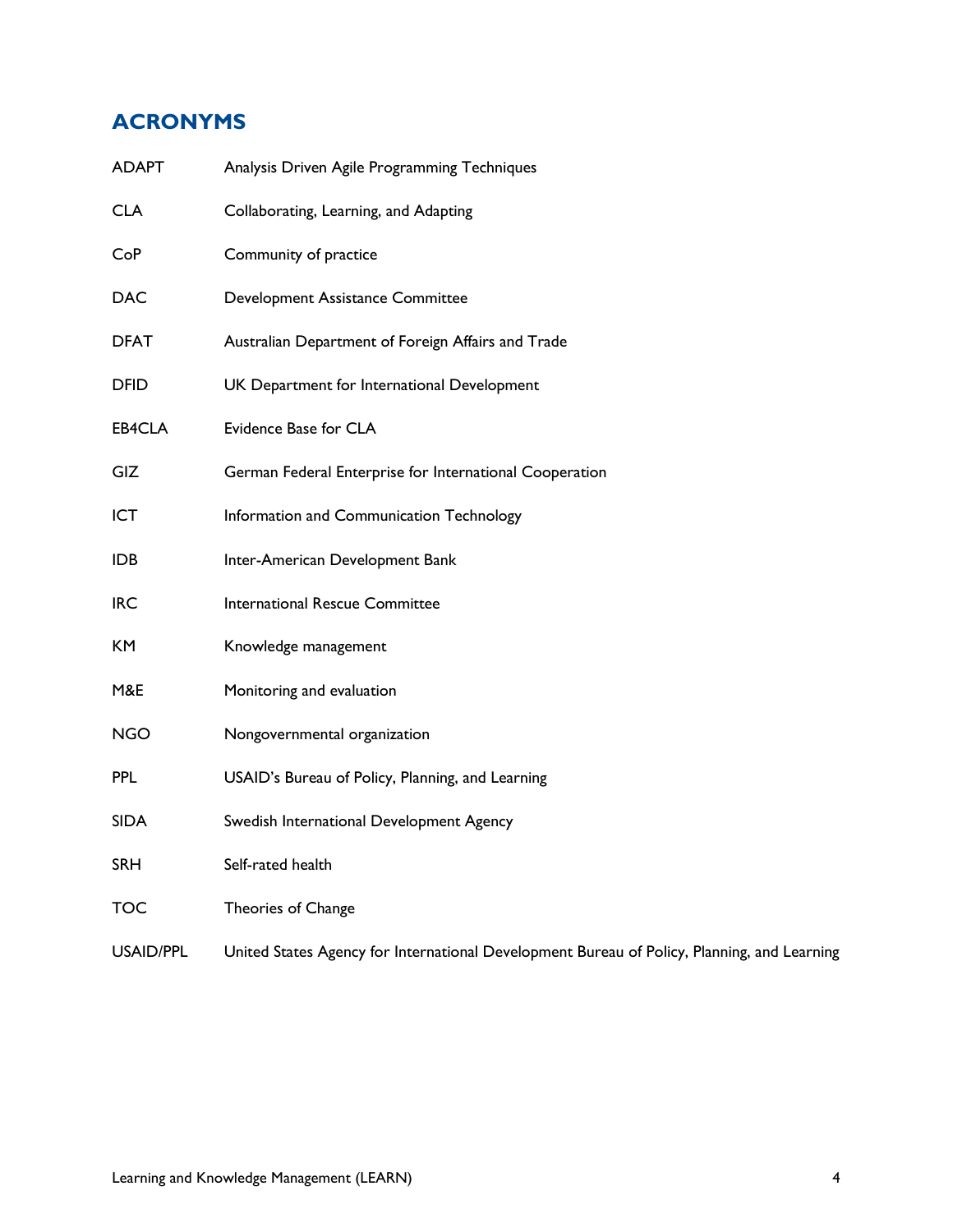## ACRONYMS

| | |
|---|---|
| ADAPT | Analysis Driven Agile Programming Techniques |
| CLA | Collaborating, Learning, and Adapting |
| CoP | Community of practice |
| DAC | Development Assistance Committee |
| DFAT | Australian Department of Foreign Affairs and Trade |
| DFID | UK Department for International Development |
| EB4CLA | Evidence Base for CLA |
| GIZ | German Federal Enterprise for International Cooperation |
| ICT | Information and Communication Technology |
| IDB | Inter-American Development Bank |
| IRC | International Rescue Committee |
| KM | Knowledge management |
| M&E | Monitoring and evaluation |
| NGO | Nongovernmental organization |
| PPL | USAID's Bureau of Policy, Planning, and Learning |
| SIDA | Swedish International Development Agency |
| SRH | Self-rated health |
| TOC | Theories of Change |
| USAID/PPL | United States Agency for International Development Bureau of Policy, Planning, and Learning |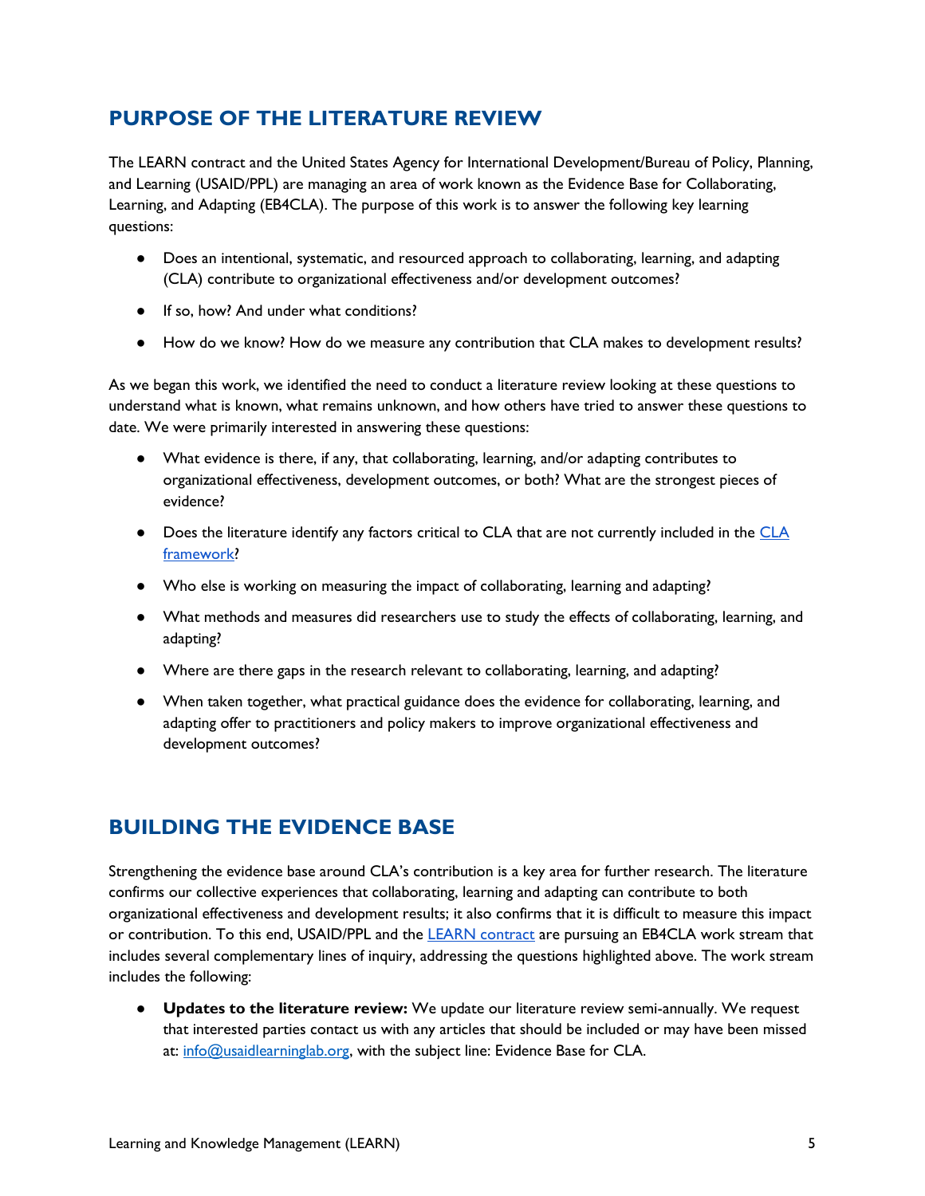## PURPOSE OF THE LITERATURE REVIEW

The LEARN contract and the United States Agency for International Development/Bureau of Policy, Planning, and Learning (USAID/PPL) are managing an area of work known as the Evidence Base for Collaborating, Learning, and Adapting (EB4CLA). The purpose of this work is to answer the following key learning questions:

- Does an intentional, systematic, and resourced approach to collaborating, learning, and adapting (CLA) contribute to organizational effectiveness and/or development outcomes?
- If so, how? And under what conditions?
- How do we know? How do we measure any contribution that CLA makes to development results?

As we began this work, we identified the need to conduct a literature review looking at these questions to understand what is known, what remains unknown, and how others have tried to answer these questions to date. We were primarily interested in answering these questions:

- What evidence is there, if any, that collaborating, learning, and/or adapting contributes to organizational effectiveness, development outcomes, or both? What are the strongest pieces of evidence?
- Does the literature identify any factors critical to CLA that are not currently included in the CLA framework?
- Who else is working on measuring the impact of collaborating, learning and adapting?
- What methods and measures did researchers use to study the effects of collaborating, learning, and adapting?
- Where are there gaps in the research relevant to collaborating, learning, and adapting?
- When taken together, what practical guidance does the evidence for collaborating, learning, and adapting offer to practitioners and policy makers to improve organizational effectiveness and development outcomes?

## BUILDING THE EVIDENCE BASE

Strengthening the evidence base around CLA's contribution is a key area for further research. The literature confirms our collective experiences that collaborating, learning and adapting can contribute to both organizational effectiveness and development results; it also confirms that it is difficult to measure this impact or contribution. To this end, USAID/PPL and the LEARN contract are pursuing an EB4CLA work stream that includes several complementary lines of inquiry, addressing the questions highlighted above. The work stream includes the following:

- **Updates to the literature review:** We update our literature review semi-annually. We request that interested parties contact us with any articles that should be included or may have been missed at: info@usaidlearninglab.org, with the subject line: Evidence Base for CLA.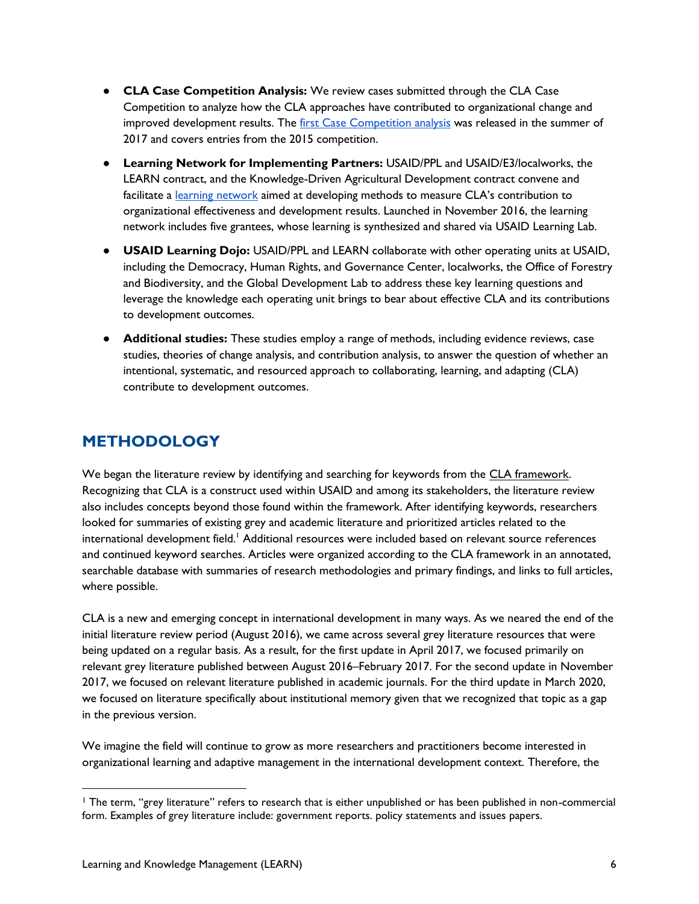- **CLA Case Competition Analysis:** We review cases submitted through the CLA Case Competition to analyze how the CLA approaches have contributed to organizational change and improved development results. The first Case Competition analysis was released in the summer of 2017 and covers entries from the 2015 competition.
- **Learning Network for Implementing Partners:** USAID/PPL and USAID/E3/localworks, the LEARN contract, and the Knowledge-Driven Agricultural Development contract convene and facilitate a learning network aimed at developing methods to measure CLA's contribution to organizational effectiveness and development results. Launched in November 2016, the learning network includes five grantees, whose learning is synthesized and shared via USAID Learning Lab.
- **USAID Learning Dojo:** USAID/PPL and LEARN collaborate with other operating units at USAID, including the Democracy, Human Rights, and Governance Center, localworks, the Office of Forestry and Biodiversity, and the Global Development Lab to address these key learning questions and leverage the knowledge each operating unit brings to bear about effective CLA and its contributions to development outcomes.
- **Additional studies:** These studies employ a range of methods, including evidence reviews, case studies, theories of change analysis, and contribution analysis, to answer the question of whether an intentional, systematic, and resourced approach to collaborating, learning, and adapting (CLA) contribute to development outcomes.

## METHODOLOGY

We began the literature review by identifying and searching for keywords from the CLA framework. Recognizing that CLA is a construct used within USAID and among its stakeholders, the literature review also includes concepts beyond those found within the framework. After identifying keywords, researchers looked for summaries of existing grey and academic literature and prioritized articles related to the international development field.[1] Additional resources were included based on relevant source references and continued keyword searches. Articles were organized according to the CLA framework in an annotated, searchable database with summaries of research methodologies and primary findings, and links to full articles, where possible.

CLA is a new and emerging concept in international development in many ways. As we neared the end of the initial literature review period (August 2016), we came across several grey literature resources that were being updated on a regular basis. As a result, for the first update in April 2017, we focused primarily on relevant grey literature published between August 2016–February 2017. For the second update in November 2017, we focused on relevant literature published in academic journals. For the third update in March 2020, we focused on literature specifically about institutional memory given that we recognized that topic as a gap in the previous version.

We imagine the field will continue to grow as more researchers and practitioners become interested in organizational learning and adaptive management in the international development context. Therefore, the

---

[1] The term, "grey literature" refers to research that is either unpublished or has been published in non-commercial form. Examples of grey literature include: government reports. policy statements and issues papers.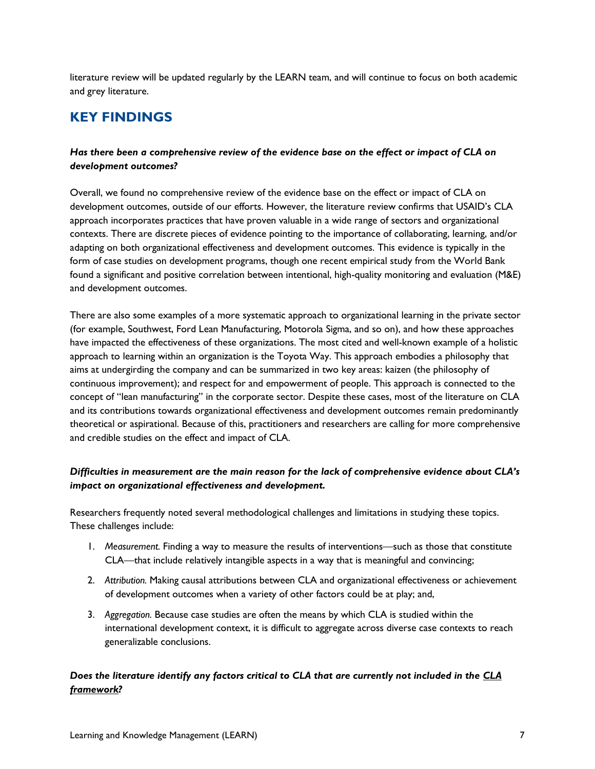literature review will be updated regularly by the LEARN team, and will continue to focus on both academic and grey literature.

## KEY FINDINGS

***Has there been a comprehensive review of the evidence base on the effect or impact of CLA on development outcomes?***

Overall, we found no comprehensive review of the evidence base on the effect or impact of CLA on development outcomes, outside of our efforts. However, the literature review confirms that USAID's CLA approach incorporates practices that have proven valuable in a wide range of sectors and organizational contexts. There are discrete pieces of evidence pointing to the importance of collaborating, learning, and/or adapting on both organizational effectiveness and development outcomes. This evidence is typically in the form of case studies on development programs, though one recent empirical study from the World Bank found a significant and positive correlation between intentional, high-quality monitoring and evaluation (M&E) and development outcomes.

There are also some examples of a more systematic approach to organizational learning in the private sector (for example, Southwest, Ford Lean Manufacturing, Motorola Sigma, and so on), and how these approaches have impacted the effectiveness of these organizations. The most cited and well-known example of a holistic approach to learning within an organization is the Toyota Way. This approach embodies a philosophy that aims at undergirding the company and can be summarized in two key areas: kaizen (the philosophy of continuous improvement); and respect for and empowerment of people. This approach is connected to the concept of "lean manufacturing" in the corporate sector. Despite these cases, most of the literature on CLA and its contributions towards organizational effectiveness and development outcomes remain predominantly theoretical or aspirational. Because of this, practitioners and researchers are calling for more comprehensive and credible studies on the effect and impact of CLA.

***Difficulties in measurement are the main reason for the lack of comprehensive evidence about CLA's impact on organizational effectiveness and development.***

Researchers frequently noted several methodological challenges and limitations in studying these topics. These challenges include:

1. *Measurement.* Finding a way to measure the results of interventions—such as those that constitute CLA—that include relatively intangible aspects in a way that is meaningful and convincing;
2. *Attribution.* Making causal attributions between CLA and organizational effectiveness or achievement of development outcomes when a variety of other factors could be at play; and,
3. *Aggregation.* Because case studies are often the means by which CLA is studied within the international development context, it is difficult to aggregate across diverse case contexts to reach generalizable conclusions.

***Does the literature identify any factors critical to CLA that are currently not included in the CLA framework?***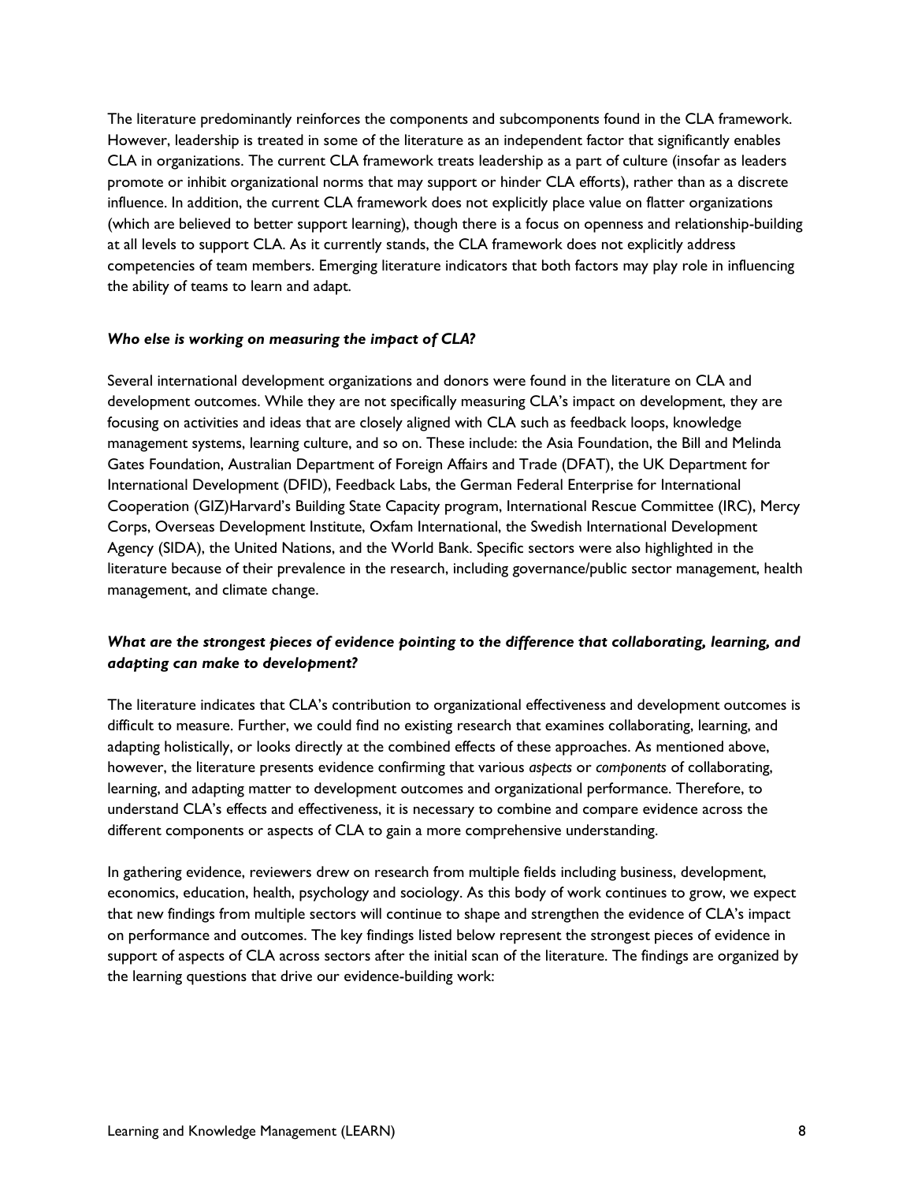The literature predominantly reinforces the components and subcomponents found in the CLA framework. However, leadership is treated in some of the literature as an independent factor that significantly enables CLA in organizations. The current CLA framework treats leadership as a part of culture (insofar as leaders promote or inhibit organizational norms that may support or hinder CLA efforts), rather than as a discrete influence. In addition, the current CLA framework does not explicitly place value on flatter organizations (which are believed to better support learning), though there is a focus on openness and relationship-building at all levels to support CLA. As it currently stands, the CLA framework does not explicitly address competencies of team members. Emerging literature indicators that both factors may play role in influencing the ability of teams to learn and adapt.

***Who else is working on measuring the impact of CLA?***

Several international development organizations and donors were found in the literature on CLA and development outcomes. While they are not specifically measuring CLA's impact on development, they are focusing on activities and ideas that are closely aligned with CLA such as feedback loops, knowledge management systems, learning culture, and so on. These include: the Asia Foundation, the Bill and Melinda Gates Foundation, Australian Department of Foreign Affairs and Trade (DFAT), the UK Department for International Development (DFID), Feedback Labs, the German Federal Enterprise for International Cooperation (GIZ)Harvard's Building State Capacity program, International Rescue Committee (IRC), Mercy Corps, Overseas Development Institute, Oxfam International, the Swedish International Development Agency (SIDA), the United Nations, and the World Bank. Specific sectors were also highlighted in the literature because of their prevalence in the research, including governance/public sector management, health management, and climate change.

***What are the strongest pieces of evidence pointing to the difference that collaborating, learning, and adapting can make to development?***

The literature indicates that CLA's contribution to organizational effectiveness and development outcomes is difficult to measure. Further, we could find no existing research that examines collaborating, learning, and adapting holistically, or looks directly at the combined effects of these approaches. As mentioned above, however, the literature presents evidence confirming that various *aspects* or *components* of collaborating, learning, and adapting matter to development outcomes and organizational performance. Therefore, to understand CLA's effects and effectiveness, it is necessary to combine and compare evidence across the different components or aspects of CLA to gain a more comprehensive understanding.

In gathering evidence, reviewers drew on research from multiple fields including business, development, economics, education, health, psychology and sociology. As this body of work continues to grow, we expect that new findings from multiple sectors will continue to shape and strengthen the evidence of CLA's impact on performance and outcomes. The key findings listed below represent the strongest pieces of evidence in support of aspects of CLA across sectors after the initial scan of the literature. The findings are organized by the learning questions that drive our evidence-building work: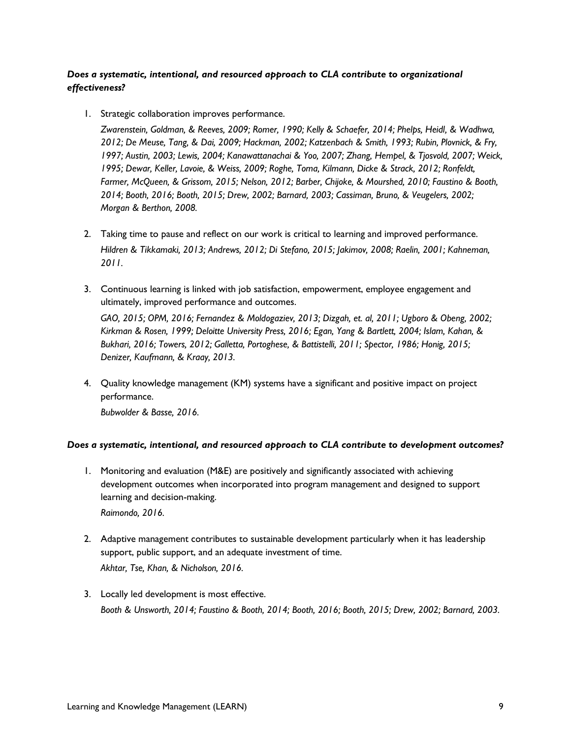***Does a systematic, intentional, and resourced approach to CLA contribute to organizational effectiveness?***

1. Strategic collaboration improves performance.

   *Zwarenstein, Goldman, & Reeves, 2009; Romer, 1990; Kelly & Schaefer, 2014; Phelps, Heidl, & Wadhwa, 2012; De Meuse, Tang, & Dai, 2009; Hackman, 2002; Katzenbach & Smith, 1993; Rubin, Plovnick, & Fry, 1997; Austin, 2003; Lewis, 2004; Kanawattanachai & Yoo, 2007; Zhang, Hempel, & Tjosvold, 2007; Weick, 1995; Dewar, Keller, Lavoie, & Weiss, 2009; Roghe, Toma, Kilmann, Dicke & Strack, 2012; Ronfeldt, Farmer, McQueen, & Grissom, 2015; Nelson, 2012; Barber, Chijoke, & Mourshed, 2010; Faustino & Booth, 2014; Booth, 2016; Booth, 2015; Drew, 2002; Barnard, 2003; Cassiman, Bruno, & Veugelers, 2002; Morgan & Berthon, 2008.*

2. Taking time to pause and reflect on our work is critical to learning and improved performance.

   *Hildren & Tikkamaki, 2013; Andrews, 2012; Di Stefano, 2015; Jakimov, 2008; Raelin, 2001; Kahneman, 2011.*

3. Continuous learning is linked with job satisfaction, empowerment, employee engagement and ultimately, improved performance and outcomes.

   *GAO, 2015; OPM, 2016; Fernandez & Moldogaziev, 2013; Dizgah, et. al, 2011; Ugboro & Obeng, 2002; Kirkman & Rosen, 1999; Deloitte University Press, 2016; Egan, Yang & Bartlett, 2004; Islam, Kahan, & Bukhari, 2016; Towers, 2012; Galletta, Portoghese, & Battistelli, 2011; Spector, 1986; Honig, 2015; Denizer, Kaufmann, & Kraay, 2013.*

4. Quality knowledge management (KM) systems have a significant and positive impact on project performance.

   *Bubwolder & Basse, 2016.*

***Does a systematic, intentional, and resourced approach to CLA contribute to development outcomes?***

1. Monitoring and evaluation (M&E) are positively and significantly associated with achieving development outcomes when incorporated into program management and designed to support learning and decision-making.

   *Raimondo, 2016.*

2. Adaptive management contributes to sustainable development particularly when it has leadership support, public support, and an adequate investment of time.

   *Akhtar, Tse, Khan, & Nicholson, 2016.*

3. Locally led development is most effective.

   *Booth & Unsworth, 2014; Faustino & Booth, 2014; Booth, 2016; Booth, 2015; Drew, 2002; Barnard, 2003.*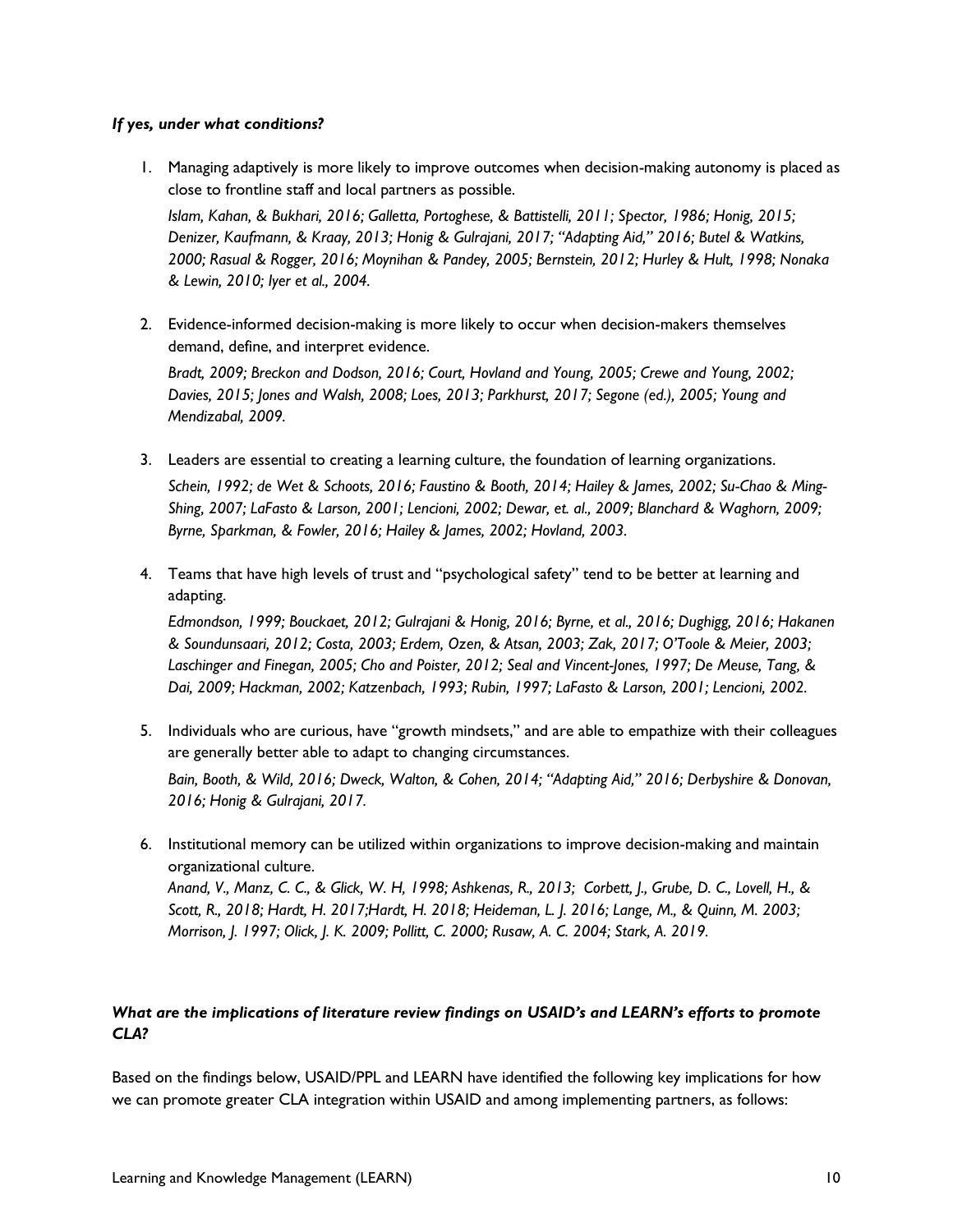***If yes, under what conditions?***

1. Managing adaptively is more likely to improve outcomes when decision-making autonomy is placed as close to frontline staff and local partners as possible.

   *Islam, Kahan, & Bukhari, 2016; Galletta, Portoghese, & Battistelli, 2011; Spector, 1986; Honig, 2015; Denizer, Kaufmann, & Kraay, 2013; Honig & Gulrajani, 2017; "Adapting Aid," 2016; Butel & Watkins, 2000; Rasual & Rogger, 2016; Moynihan & Pandey, 2005; Bernstein, 2012; Hurley & Hult, 1998; Nonaka & Lewin, 2010; Iyer et al., 2004.*

2. Evidence-informed decision-making is more likely to occur when decision-makers themselves demand, define, and interpret evidence.

   *Bradt, 2009; Breckon and Dodson, 2016; Court, Hovland and Young, 2005; Crewe and Young, 2002; Davies, 2015; Jones and Walsh, 2008; Loes, 2013; Parkhurst, 2017; Segone (ed.), 2005; Young and Mendizabal, 2009.*

3. Leaders are essential to creating a learning culture, the foundation of learning organizations.

   *Schein, 1992; de Wet & Schoots, 2016; Faustino & Booth, 2014; Hailey & James, 2002; Su-Chao & Ming-Shing, 2007; LaFasto & Larson, 2001; Lencioni, 2002; Dewar, et. al., 2009; Blanchard & Waghorn, 2009; Byrne, Sparkman, & Fowler, 2016; Hailey & James, 2002; Hovland, 2003.*

4. Teams that have high levels of trust and "psychological safety" tend to be better at learning and adapting.

   *Edmondson, 1999; Bouckaet, 2012; Gulrajani & Honig, 2016; Byrne, et al., 2016; Dughigg, 2016; Hakanen & Soundunsaari, 2012; Costa, 2003; Erdem, Ozen, & Atsan, 2003; Zak, 2017; O'Toole & Meier, 2003; Laschinger and Finegan, 2005; Cho and Poister, 2012; Seal and Vincent-Jones, 1997; De Meuse, Tang, & Dai, 2009; Hackman, 2002; Katzenbach, 1993; Rubin, 1997; LaFasto & Larson, 2001; Lencioni, 2002.*

5. Individuals who are curious, have "growth mindsets," and are able to empathize with their colleagues are generally better able to adapt to changing circumstances.

   *Bain, Booth, & Wild, 2016; Dweck, Walton, & Cohen, 2014; "Adapting Aid," 2016; Derbyshire & Donovan, 2016; Honig & Gulrajani, 2017.*

6. Institutional memory can be utilized within organizations to improve decision-making and maintain organizational culture.

   *Anand, V., Manz, C. C., & Glick, W. H, 1998; Ashkenas, R., 2013; Corbett, J., Grube, D. C., Lovell, H., & Scott, R., 2018; Hardt, H. 2017;Hardt, H. 2018; Heideman, L. J. 2016; Lange, M., & Quinn, M. 2003; Morrison, J. 1997; Olick, J. K. 2009; Pollitt, C. 2000; Rusaw, A. C. 2004; Stark, A. 2019.*

***What are the implications of literature review findings on USAID's and LEARN's efforts to promote CLA?***

Based on the findings below, USAID/PPL and LEARN have identified the following key implications for how we can promote greater CLA integration within USAID and among implementing partners, as follows: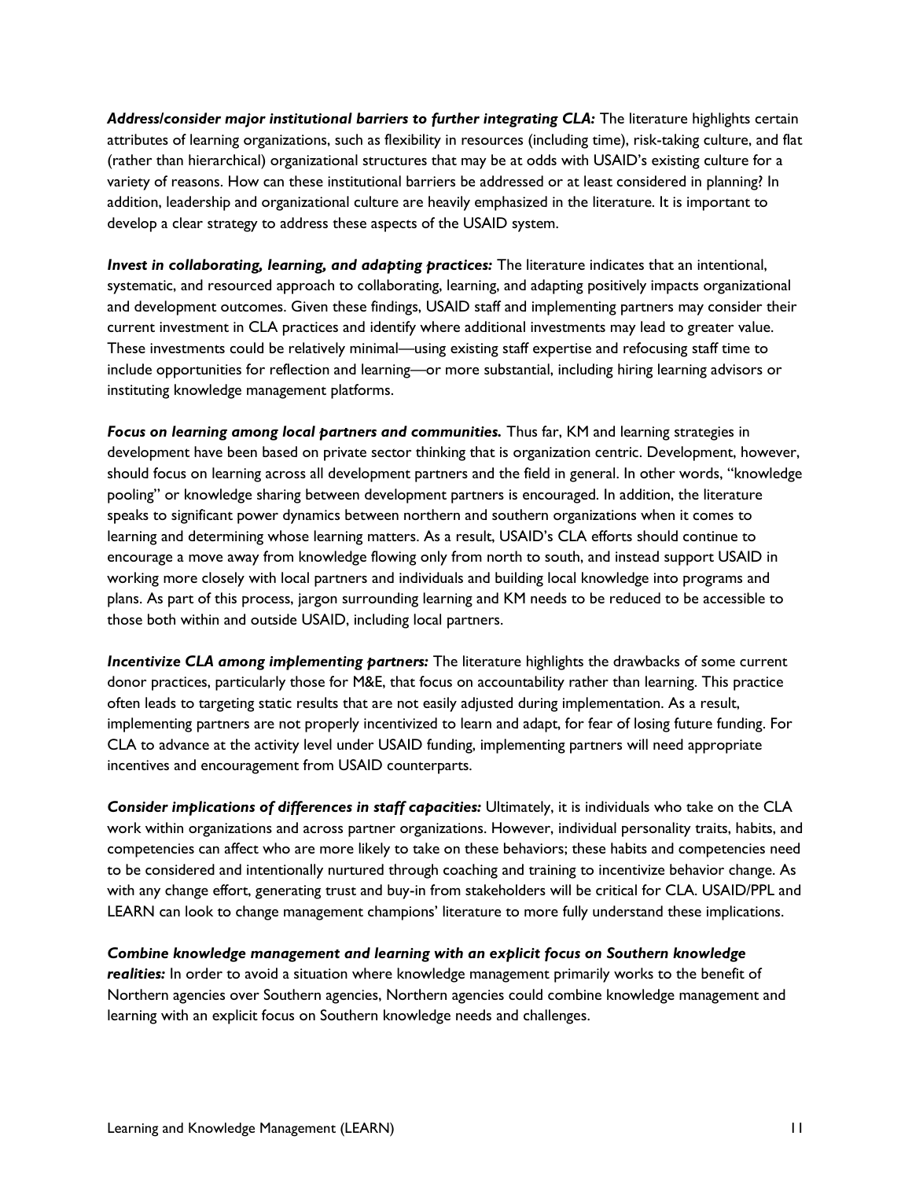***Address/consider major institutional barriers to further integrating CLA:*** The literature highlights certain attributes of learning organizations, such as flexibility in resources (including time), risk-taking culture, and flat (rather than hierarchical) organizational structures that may be at odds with USAID's existing culture for a variety of reasons. How can these institutional barriers be addressed or at least considered in planning? In addition, leadership and organizational culture are heavily emphasized in the literature. It is important to develop a clear strategy to address these aspects of the USAID system.

***Invest in collaborating, learning, and adapting practices:*** The literature indicates that an intentional, systematic, and resourced approach to collaborating, learning, and adapting positively impacts organizational and development outcomes. Given these findings, USAID staff and implementing partners may consider their current investment in CLA practices and identify where additional investments may lead to greater value. These investments could be relatively minimal—using existing staff expertise and refocusing staff time to include opportunities for reflection and learning—or more substantial, including hiring learning advisors or instituting knowledge management platforms.

***Focus on learning among local partners and communities.*** Thus far, KM and learning strategies in development have been based on private sector thinking that is organization centric. Development, however, should focus on learning across all development partners and the field in general. In other words, "knowledge pooling" or knowledge sharing between development partners is encouraged. In addition, the literature speaks to significant power dynamics between northern and southern organizations when it comes to learning and determining whose learning matters. As a result, USAID's CLA efforts should continue to encourage a move away from knowledge flowing only from north to south, and instead support USAID in working more closely with local partners and individuals and building local knowledge into programs and plans. As part of this process, jargon surrounding learning and KM needs to be reduced to be accessible to those both within and outside USAID, including local partners.

***Incentivize CLA among implementing partners:*** The literature highlights the drawbacks of some current donor practices, particularly those for M&E, that focus on accountability rather than learning. This practice often leads to targeting static results that are not easily adjusted during implementation. As a result, implementing partners are not properly incentivized to learn and adapt, for fear of losing future funding. For CLA to advance at the activity level under USAID funding, implementing partners will need appropriate incentives and encouragement from USAID counterparts.

***Consider implications of differences in staff capacities:*** Ultimately, it is individuals who take on the CLA work within organizations and across partner organizations. However, individual personality traits, habits, and competencies can affect who are more likely to take on these behaviors; these habits and competencies need to be considered and intentionally nurtured through coaching and training to incentivize behavior change. As with any change effort, generating trust and buy-in from stakeholders will be critical for CLA. USAID/PPL and LEARN can look to change management champions' literature to more fully understand these implications.

***Combine knowledge management and learning with an explicit focus on Southern knowledge realities:*** In order to avoid a situation where knowledge management primarily works to the benefit of Northern agencies over Southern agencies, Northern agencies could combine knowledge management and learning with an explicit focus on Southern knowledge needs and challenges.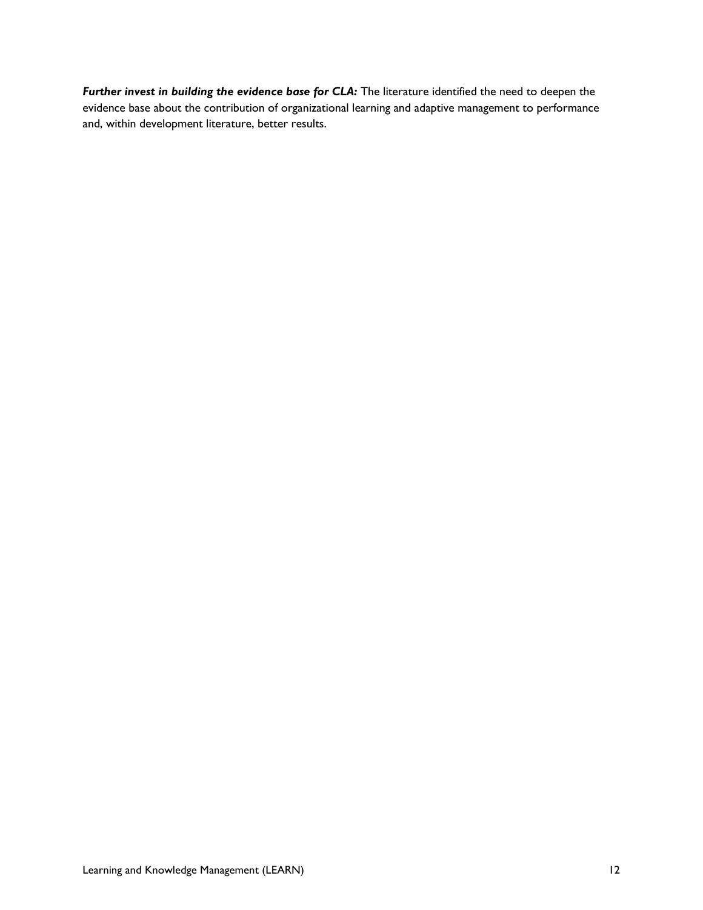***Further invest in building the evidence base for CLA:*** The literature identified the need to deepen the evidence base about the contribution of organizational learning and adaptive management to performance and, within development literature, better results.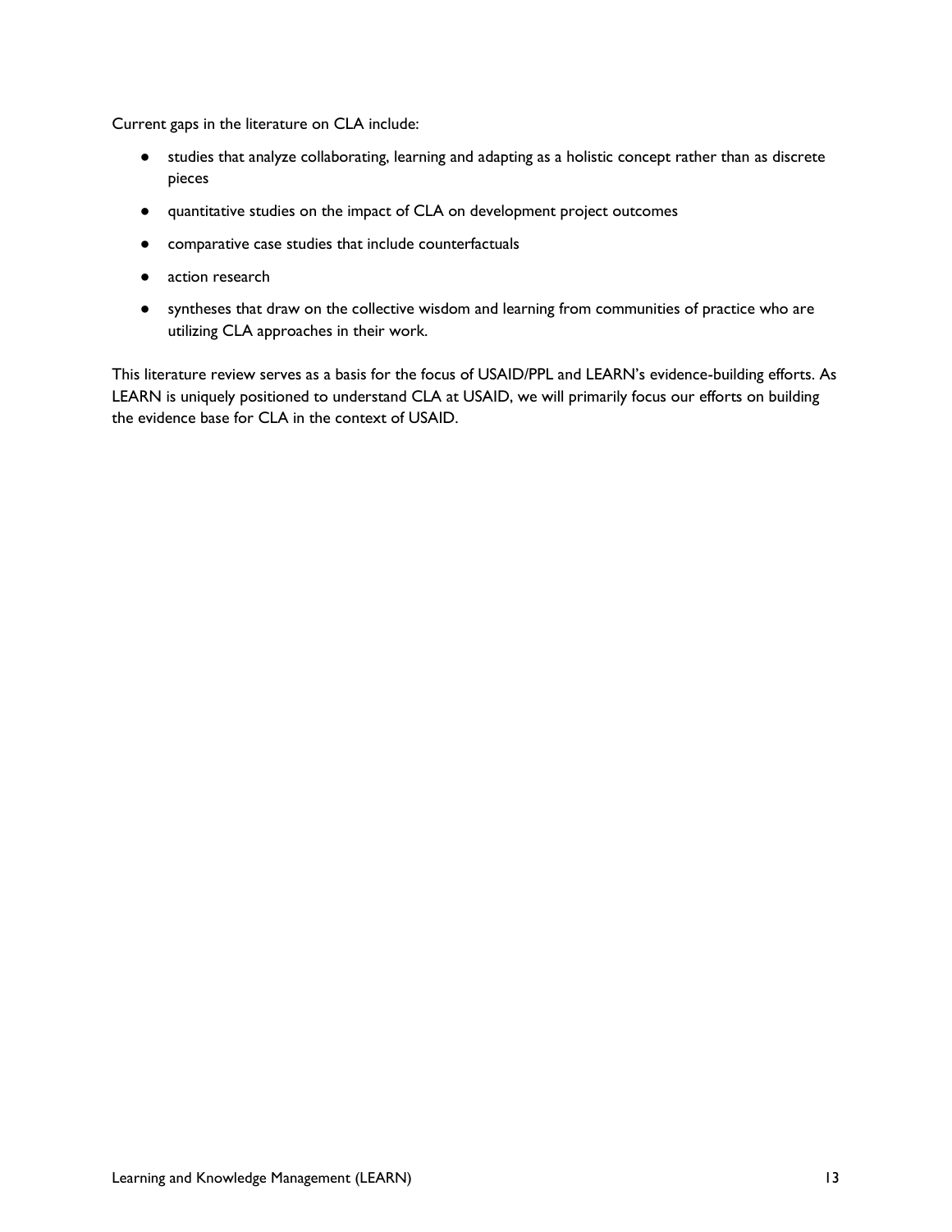Current gaps in the literature on CLA include:

- studies that analyze collaborating, learning and adapting as a holistic concept rather than as discrete pieces
- quantitative studies on the impact of CLA on development project outcomes
- comparative case studies that include counterfactuals
- action research
- syntheses that draw on the collective wisdom and learning from communities of practice who are utilizing CLA approaches in their work.

This literature review serves as a basis for the focus of USAID/PPL and LEARN's evidence-building efforts. As LEARN is uniquely positioned to understand CLA at USAID, we will primarily focus our efforts on building the evidence base for CLA in the context of USAID.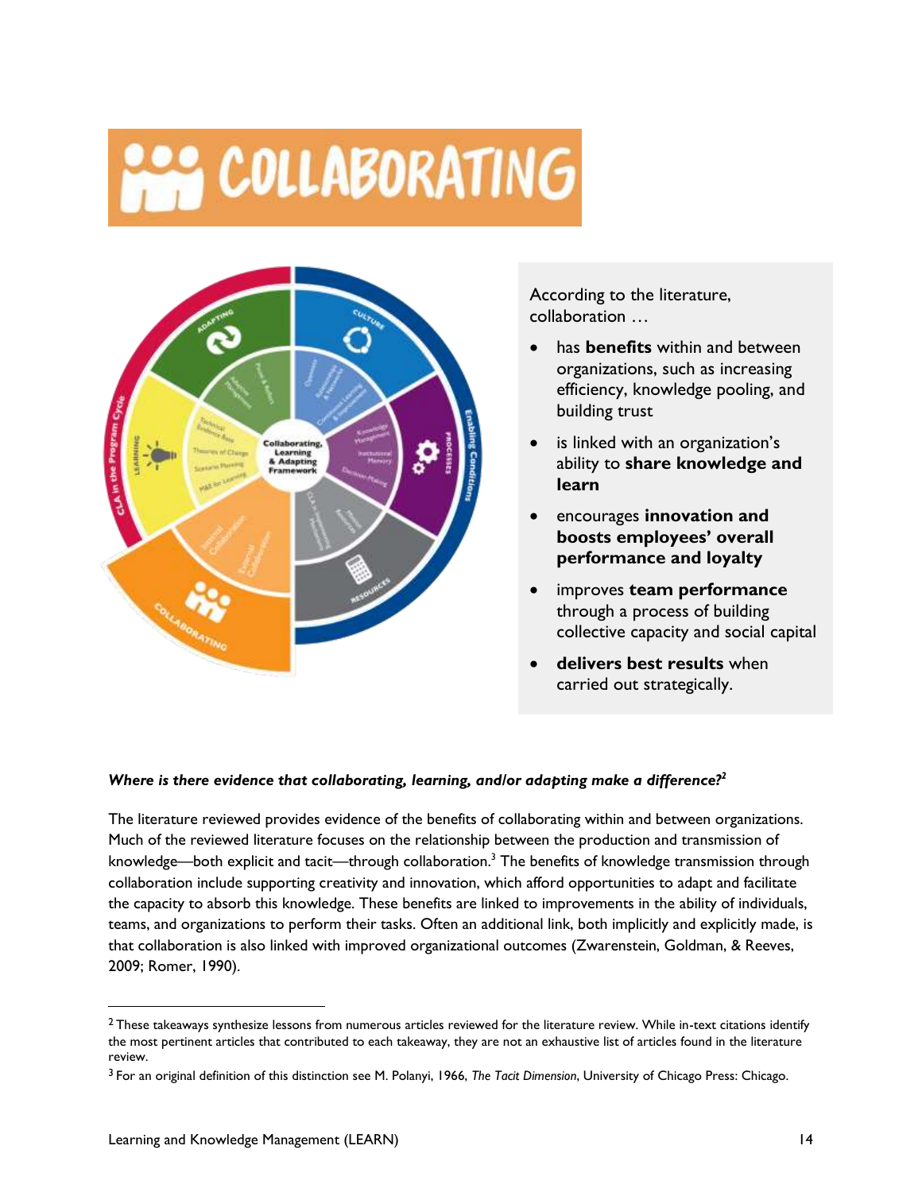# COLLABORATING

According to the literature, collaboration …

- has **benefits** within and between organizations, such as increasing efficiency, knowledge pooling, and building trust
- is linked with an organization's ability to **share knowledge and learn**
- encourages **innovation and boosts employees' overall performance and loyalty**
- improves **team performance** through a process of building collective capacity and social capital
- **delivers best results** when carried out strategically.

***Where is there evidence that collaborating, learning, and/or adapting make a difference?***[2]

The literature reviewed provides evidence of the benefits of collaborating within and between organizations. Much of the reviewed literature focuses on the relationship between the production and transmission of knowledge—both explicit and tacit—through collaboration.[3] The benefits of knowledge transmission through collaboration include supporting creativity and innovation, which afford opportunities to adapt and facilitate the capacity to absorb this knowledge. These benefits are linked to improvements in the ability of individuals, teams, and organizations to perform their tasks. Often an additional link, both implicitly and explicitly made, is that collaboration is also linked with improved organizational outcomes (Zwarenstein, Goldman, & Reeves, 2009; Romer, 1990).

---

[2] These takeaways synthesize lessons from numerous articles reviewed for the literature review. While in-text citations identify the most pertinent articles that contributed to each takeaway, they are not an exhaustive list of articles found in the literature review.

[3] For an original definition of this distinction see M. Polanyi, 1966, *The Tacit Dimension*, University of Chicago Press: Chicago.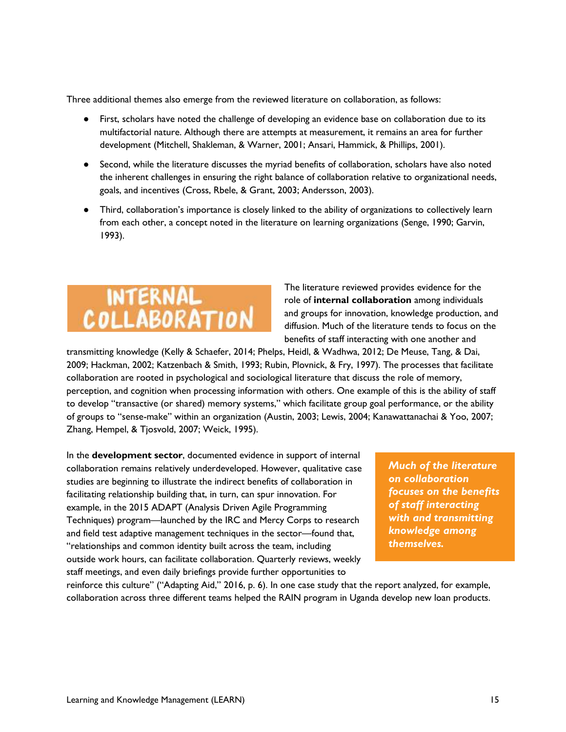Three additional themes also emerge from the reviewed literature on collaboration, as follows:

- First, scholars have noted the challenge of developing an evidence base on collaboration due to its multifactorial nature. Although there are attempts at measurement, it remains an area for further development (Mitchell, Shakleman, & Warner, 2001; Ansari, Hammick, & Phillips, 2001).
- Second, while the literature discusses the myriad benefits of collaboration, scholars have also noted the inherent challenges in ensuring the right balance of collaboration relative to organizational needs, goals, and incentives (Cross, Rbele, & Grant, 2003; Andersson, 2003).
- Third, collaboration's importance is closely linked to the ability of organizations to collectively learn from each other, a concept noted in the literature on learning organizations (Senge, 1990; Garvin, 1993).

## INTERNAL COLLABORATION

The literature reviewed provides evidence for the role of **internal collaboration** among individuals and groups for innovation, knowledge production, and diffusion. Much of the literature tends to focus on the benefits of staff interacting with one another and transmitting knowledge (Kelly & Schaefer, 2014; Phelps, Heidl, & Wadhwa, 2012; De Meuse, Tang, & Dai, 2009; Hackman, 2002; Katzenbach & Smith, 1993; Rubin, Plovnick, & Fry, 1997). The processes that facilitate collaboration are rooted in psychological and sociological literature that discuss the role of memory, perception, and cognition when processing information with others. One example of this is the ability of staff to develop "transactive (or shared) memory systems," which facilitate group goal performance, or the ability of groups to "sense-make" within an organization (Austin, 2003; Lewis, 2004; Kanawattanachai & Yoo, 2007; Zhang, Hempel, & Tjosvold, 2007; Weick, 1995).

In the **development sector**, documented evidence in support of internal collaboration remains relatively underdeveloped. However, qualitative case studies are beginning to illustrate the indirect benefits of collaboration in facilitating relationship building that, in turn, can spur innovation. For example, in the 2015 ADAPT (Analysis Driven Agile Programming Techniques) program—launched by the IRC and Mercy Corps to research and field test adaptive management techniques in the sector—found that, "relationships and common identity built across the team, including outside work hours, can facilitate collaboration. Quarterly reviews, weekly staff meetings, and even daily briefings provide further opportunities to reinforce this culture" ("Adapting Aid," 2016, p. 6). In one case study that the report analyzed, for example, collaboration across three different teams helped the RAIN program in Uganda develop new loan products.

> ***Much of the literature on collaboration focuses on the benefits of staff interacting with and transmitting knowledge among themselves.***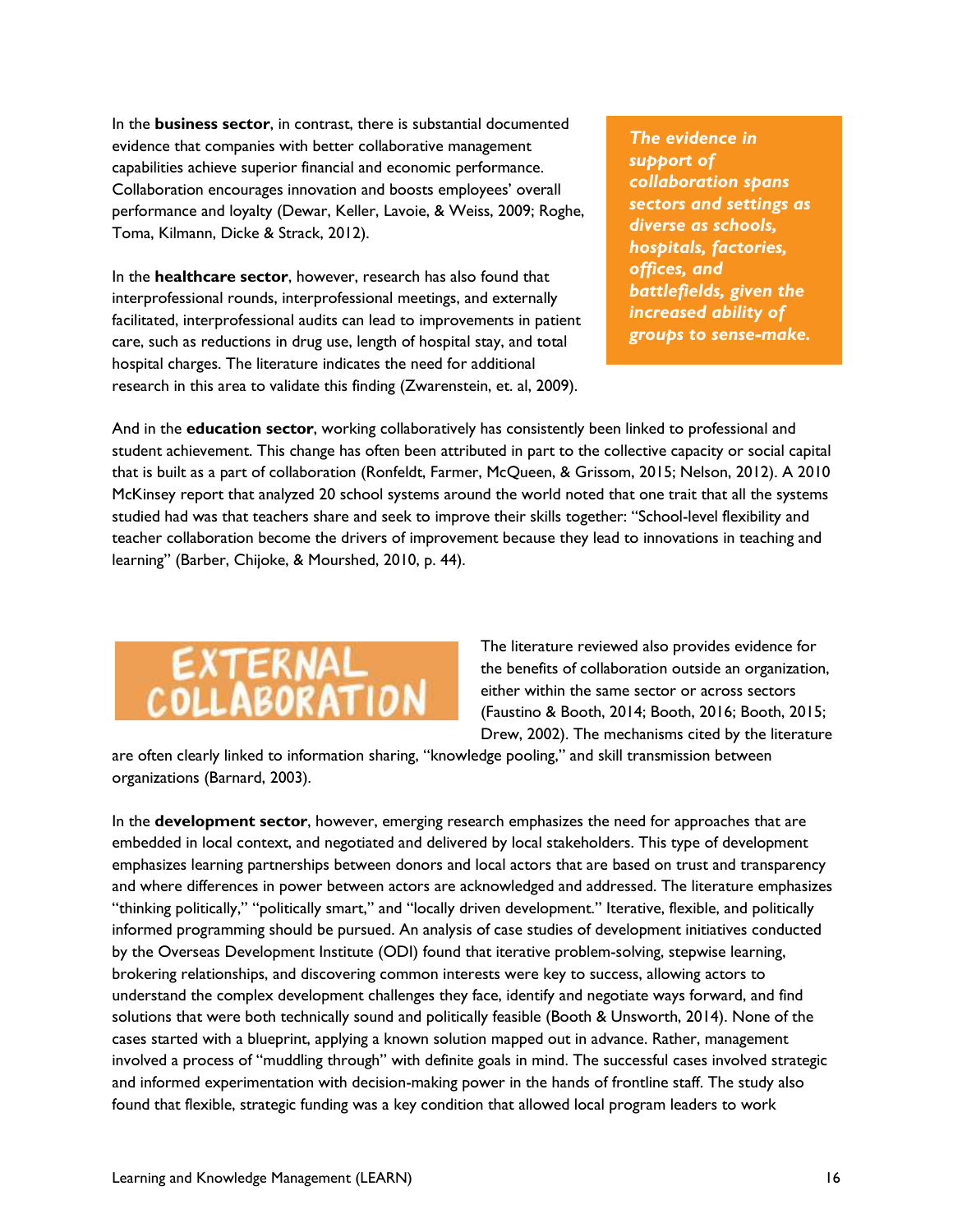In the **business sector**, in contrast, there is substantial documented evidence that companies with better collaborative management capabilities achieve superior financial and economic performance. Collaboration encourages innovation and boosts employees' overall performance and loyalty (Dewar, Keller, Lavoie, & Weiss, 2009; Roghe, Toma, Kilmann, Dicke & Strack, 2012).

> ***The evidence in support of collaboration spans sectors and settings as diverse as schools, hospitals, factories, offices, and battlefields, given the increased ability of groups to sense-make.***

In the **healthcare sector**, however, research has also found that interprofessional rounds, interprofessional meetings, and externally facilitated, interprofessional audits can lead to improvements in patient care, such as reductions in drug use, length of hospital stay, and total hospital charges. The literature indicates the need for additional research in this area to validate this finding (Zwarenstein, et. al, 2009).

And in the **education sector**, working collaboratively has consistently been linked to professional and student achievement. This change has often been attributed in part to the collective capacity or social capital that is built as a part of collaboration (Ronfeldt, Farmer, McQueen, & Grissom, 2015; Nelson, 2012). A 2010 McKinsey report that analyzed 20 school systems around the world noted that one trait that all the systems studied had was that teachers share and seek to improve their skills together: "School-level flexibility and teacher collaboration become the drivers of improvement because they lead to innovations in teaching and learning" (Barber, Chijoke, & Mourshed, 2010, p. 44).

## EXTERNAL COLLABORATION

The literature reviewed also provides evidence for the benefits of collaboration outside an organization, either within the same sector or across sectors (Faustino & Booth, 2014; Booth, 2016; Booth, 2015; Drew, 2002). The mechanisms cited by the literature are often clearly linked to information sharing, "knowledge pooling," and skill transmission between organizations (Barnard, 2003).

In the **development sector**, however, emerging research emphasizes the need for approaches that are embedded in local context, and negotiated and delivered by local stakeholders. This type of development emphasizes learning partnerships between donors and local actors that are based on trust and transparency and where differences in power between actors are acknowledged and addressed. The literature emphasizes "thinking politically," "politically smart," and "locally driven development." Iterative, flexible, and politically informed programming should be pursued. An analysis of case studies of development initiatives conducted by the Overseas Development Institute (ODI) found that iterative problem-solving, stepwise learning, brokering relationships, and discovering common interests were key to success, allowing actors to understand the complex development challenges they face, identify and negotiate ways forward, and find solutions that were both technically sound and politically feasible (Booth & Unsworth, 2014). None of the cases started with a blueprint, applying a known solution mapped out in advance. Rather, management involved a process of "muddling through" with definite goals in mind. The successful cases involved strategic and informed experimentation with decision-making power in the hands of frontline staff. The study also found that flexible, strategic funding was a key condition that allowed local program leaders to work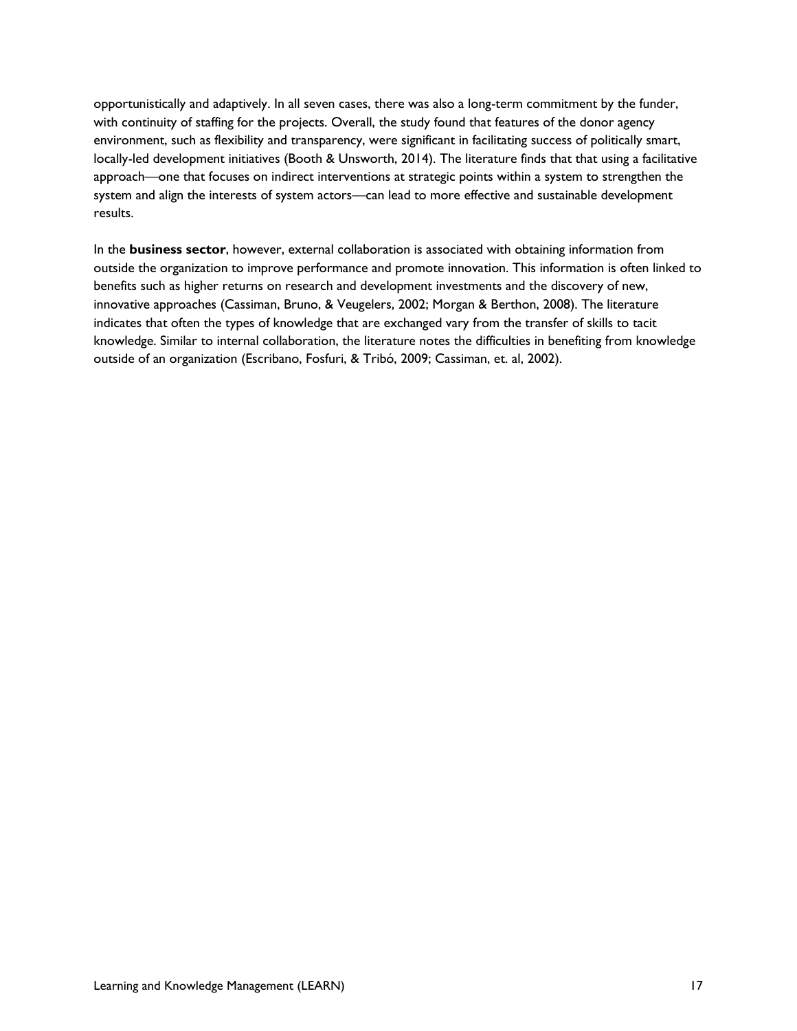opportunistically and adaptively. In all seven cases, there was also a long-term commitment by the funder, with continuity of staffing for the projects. Overall, the study found that features of the donor agency environment, such as flexibility and transparency, were significant in facilitating success of politically smart, locally-led development initiatives (Booth & Unsworth, 2014). The literature finds that that using a facilitative approach—one that focuses on indirect interventions at strategic points within a system to strengthen the system and align the interests of system actors—can lead to more effective and sustainable development results.

In the **business sector**, however, external collaboration is associated with obtaining information from outside the organization to improve performance and promote innovation. This information is often linked to benefits such as higher returns on research and development investments and the discovery of new, innovative approaches (Cassiman, Bruno, & Veugelers, 2002; Morgan & Berthon, 2008). The literature indicates that often the types of knowledge that are exchanged vary from the transfer of skills to tacit knowledge. Similar to internal collaboration, the literature notes the difficulties in benefiting from knowledge outside of an organization (Escribano, Fosfuri, & Tribó, 2009; Cassiman, et. al, 2002).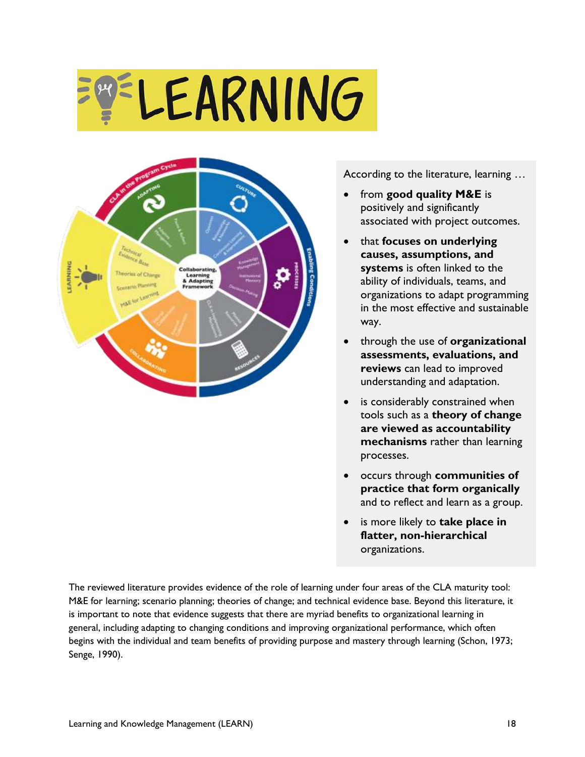# LEARNING

According to the literature, learning …

- from **good quality M&E** is positively and significantly associated with project outcomes.
- that **focuses on underlying causes, assumptions, and systems** is often linked to the ability of individuals, teams, and organizations to adapt programming in the most effective and sustainable way.
- through the use of **organizational assessments, evaluations, and reviews** can lead to improved understanding and adaptation.
- is considerably constrained when tools such as a **theory of change are viewed as accountability mechanisms** rather than learning processes.
- occurs through **communities of practice that form organically** and to reflect and learn as a group.
- is more likely to **take place in flatter, non-hierarchical** organizations.

The reviewed literature provides evidence of the role of learning under four areas of the CLA maturity tool: M&E for learning; scenario planning; theories of change; and technical evidence base. Beyond this literature, it is important to note that evidence suggests that there are myriad benefits to organizational learning in general, including adapting to changing conditions and improving organizational performance, which often begins with the individual and team benefits of providing purpose and mastery through learning (Schon, 1973; Senge, 1990).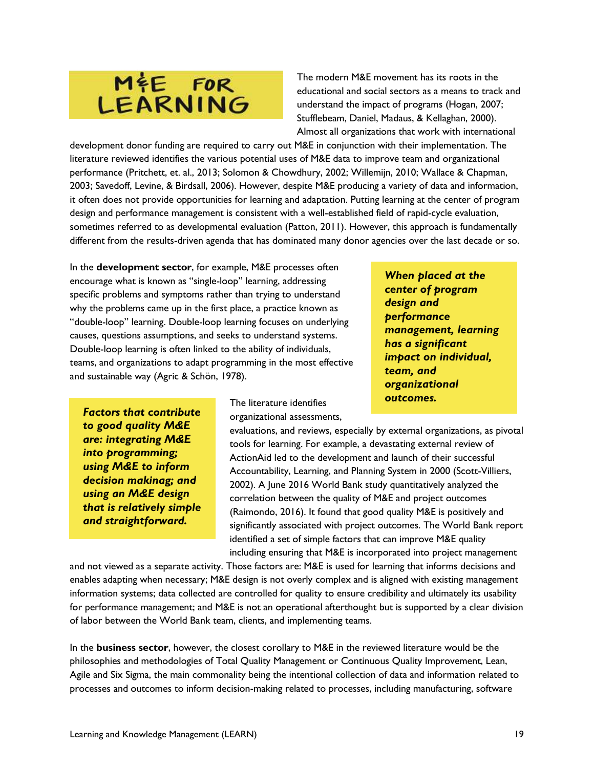# M&E FOR LEARNING

The modern M&E movement has its roots in the educational and social sectors as a means to track and understand the impact of programs (Hogan, 2007; Stufflebeam, Daniel, Madaus, & Kellaghan, 2000). Almost all organizations that work with international development donor funding are required to carry out M&E in conjunction with their implementation. The literature reviewed identifies the various potential uses of M&E data to improve team and organizational performance (Pritchett, et. al., 2013; Solomon & Chowdhury, 2002; Willemijn, 2010; Wallace & Chapman, 2003; Savedoff, Levine, & Birdsall, 2006). However, despite M&E producing a variety of data and information, it often does not provide opportunities for learning and adaptation. Putting learning at the center of program design and performance management is consistent with a well-established field of rapid-cycle evaluation, sometimes referred to as developmental evaluation (Patton, 2011). However, this approach is fundamentally different from the results-driven agenda that has dominated many donor agencies over the last decade or so.

In the **development sector**, for example, M&E processes often encourage what is known as "single-loop" learning, addressing specific problems and symptoms rather than trying to understand why the problems came up in the first place, a practice known as "double-loop" learning. Double-loop learning focuses on underlying causes, questions assumptions, and seeks to understand systems. Double-loop learning is often linked to the ability of individuals, teams, and organizations to adapt programming in the most effective and sustainable way (Agric & Schön, 1978).

> ***When placed at the center of program design and performance management, learning has a significant impact on individual, team, and organizational outcomes.***

> ***Factors that contribute to good quality M&E are: integrating M&E into programming; using M&E to inform decision makinag; and using an M&E design that is relatively simple and straightforward.***

The literature identifies organizational assessments, evaluations, and reviews, especially by external organizations, as pivotal tools for learning. For example, a devastating external review of ActionAid led to the development and launch of their successful Accountability, Learning, and Planning System in 2000 (Scott-Villiers, 2002). A June 2016 World Bank study quantitatively analyzed the correlation between the quality of M&E and project outcomes (Raimondo, 2016). It found that good quality M&E is positively and significantly associated with project outcomes. The World Bank report identified a set of simple factors that can improve M&E quality including ensuring that M&E is incorporated into project management and not viewed as a separate activity. Those factors are: M&E is used for learning that informs decisions and enables adapting when necessary; M&E design is not overly complex and is aligned with existing management information systems; data collected are controlled for quality to ensure credibility and ultimately its usability for performance management; and M&E is not an operational afterthought but is supported by a clear division of labor between the World Bank team, clients, and implementing teams.

In the **business sector**, however, the closest corollary to M&E in the reviewed literature would be the philosophies and methodologies of Total Quality Management or Continuous Quality Improvement, Lean, Agile and Six Sigma, the main commonality being the intentional collection of data and information related to processes and outcomes to inform decision-making related to processes, including manufacturing, software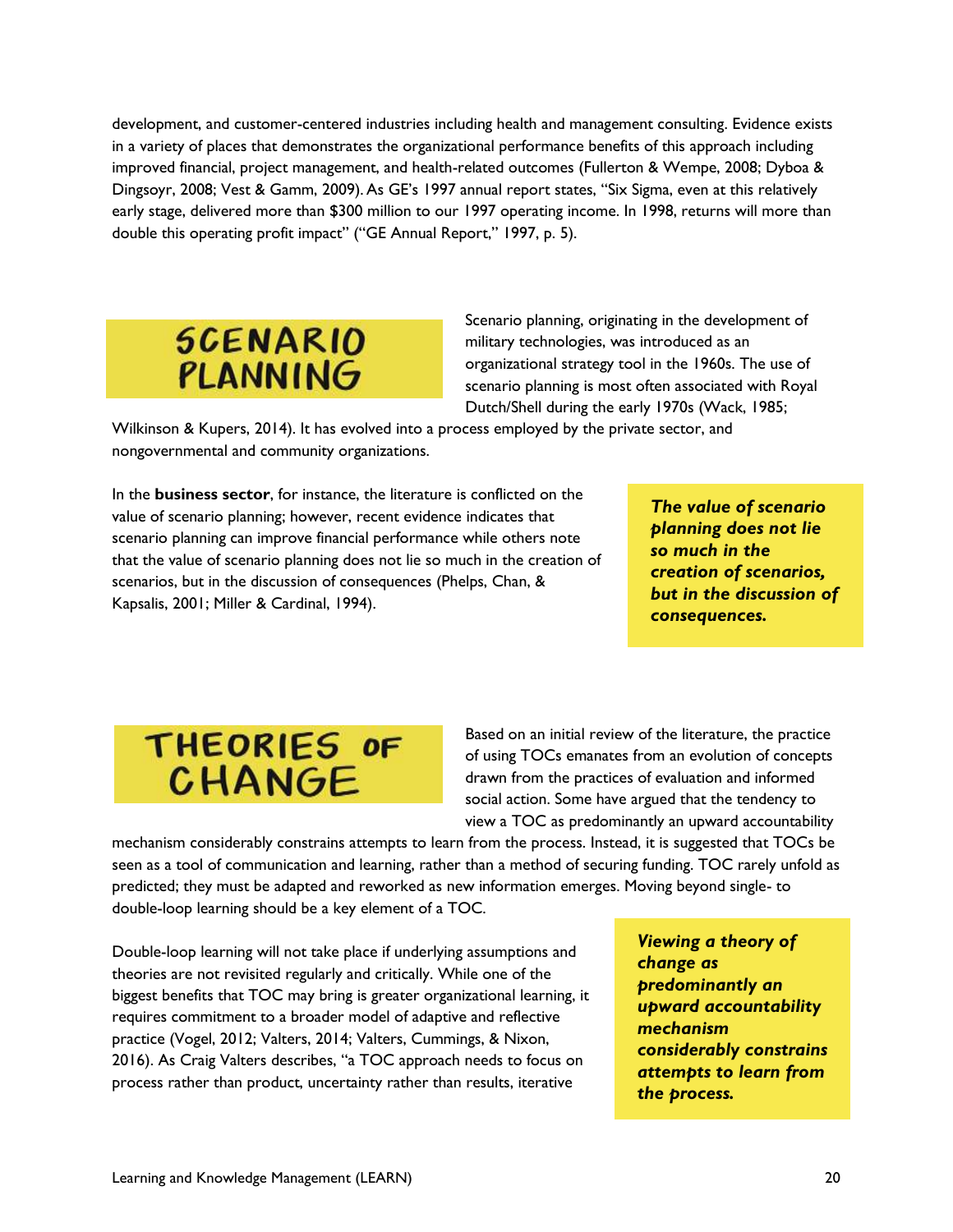development, and customer-centered industries including health and management consulting. Evidence exists in a variety of places that demonstrates the organizational performance benefits of this approach including improved financial, project management, and health-related outcomes (Fullerton & Wempe, 2008; Dyboa & Dingsoyr, 2008; Vest & Gamm, 2009). As GE's 1997 annual report states, "Six Sigma, even at this relatively early stage, delivered more than $300 million to our 1997 operating income. In 1998, returns will more than double this operating profit impact" ("GE Annual Report," 1997, p. 5).

## SCENARIO PLANNING

Scenario planning, originating in the development of military technologies, was introduced as an organizational strategy tool in the 1960s. The use of scenario planning is most often associated with Royal Dutch/Shell during the early 1970s (Wack, 1985; Wilkinson & Kupers, 2014). It has evolved into a process employed by the private sector, and nongovernmental and community organizations.

In the **business sector**, for instance, the literature is conflicted on the value of scenario planning; however, recent evidence indicates that scenario planning can improve financial performance while others note that the value of scenario planning does not lie so much in the creation of scenarios, but in the discussion of consequences (Phelps, Chan, & Kapsalis, 2001; Miller & Cardinal, 1994).

***The value of scenario planning does not lie so much in the creation of scenarios, but in the discussion of consequences.***

## THEORIES OF CHANGE

Based on an initial review of the literature, the practice of using TOCs emanates from an evolution of concepts drawn from the practices of evaluation and informed social action. Some have argued that the tendency to view a TOC as predominantly an upward accountability mechanism considerably constrains attempts to learn from the process. Instead, it is suggested that TOCs be seen as a tool of communication and learning, rather than a method of securing funding. TOC rarely unfold as predicted; they must be adapted and reworked as new information emerges. Moving beyond single- to double-loop learning should be a key element of a TOC.

Double-loop learning will not take place if underlying assumptions and theories are not revisited regularly and critically. While one of the biggest benefits that TOC may bring is greater organizational learning, it requires commitment to a broader model of adaptive and reflective practice (Vogel, 2012; Valters, 2014; Valters, Cummings, & Nixon, 2016). As Craig Valters describes, "a TOC approach needs to focus on process rather than product, uncertainty rather than results, iterative

***Viewing a theory of change as predominantly an upward accountability mechanism considerably constrains attempts to learn from the process.***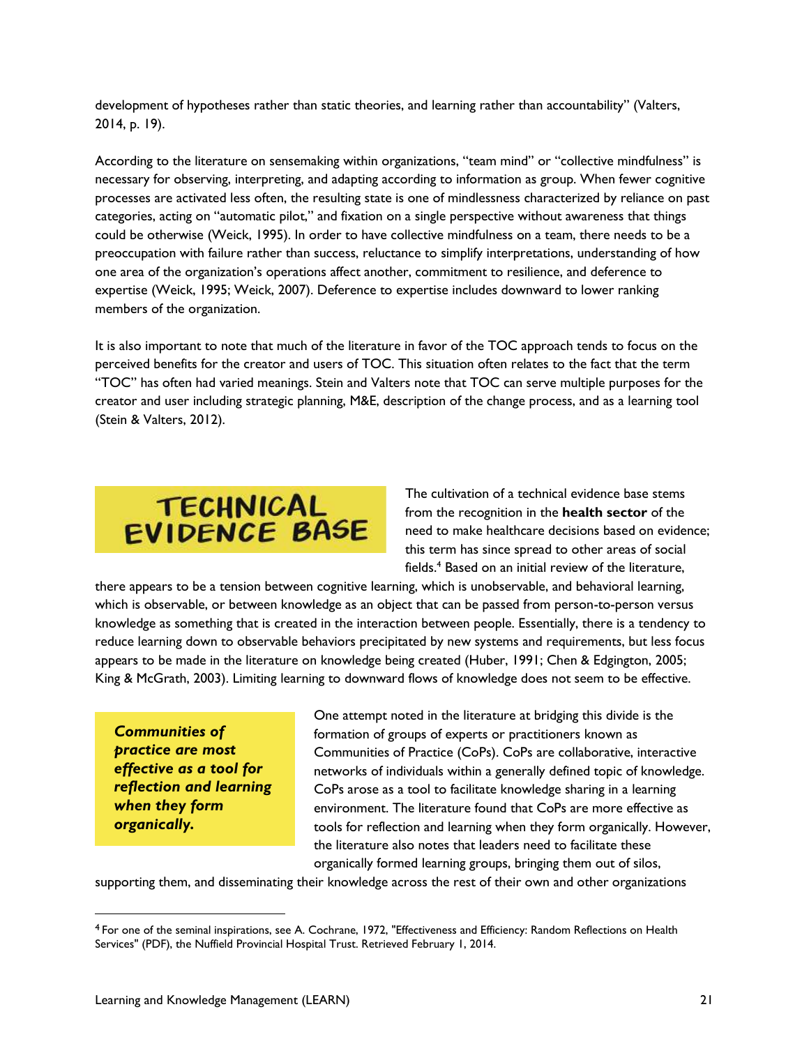development of hypotheses rather than static theories, and learning rather than accountability" (Valters, 2014, p. 19).

According to the literature on sensemaking within organizations, "team mind" or "collective mindfulness" is necessary for observing, interpreting, and adapting according to information as group. When fewer cognitive processes are activated less often, the resulting state is one of mindlessness characterized by reliance on past categories, acting on "automatic pilot," and fixation on a single perspective without awareness that things could be otherwise (Weick, 1995). In order to have collective mindfulness on a team, there needs to be a preoccupation with failure rather than success, reluctance to simplify interpretations, understanding of how one area of the organization's operations affect another, commitment to resilience, and deference to expertise (Weick, 1995; Weick, 2007). Deference to expertise includes downward to lower ranking members of the organization.

It is also important to note that much of the literature in favor of the TOC approach tends to focus on the perceived benefits for the creator and users of TOC. This situation often relates to the fact that the term "TOC" has often had varied meanings. Stein and Valters note that TOC can serve multiple purposes for the creator and user including strategic planning, M&E, description of the change process, and as a learning tool (Stein & Valters, 2012).

## TECHNICAL EVIDENCE BASE

The cultivation of a technical evidence base stems from the recognition in the **health sector** of the need to make healthcare decisions based on evidence; this term has since spread to other areas of social fields.[4] Based on an initial review of the literature, there appears to be a tension between cognitive learning, which is unobservable, and behavioral learning, which is observable, or between knowledge as an object that can be passed from person-to-person versus knowledge as something that is created in the interaction between people. Essentially, there is a tendency to reduce learning down to observable behaviors precipitated by new systems and requirements, but less focus appears to be made in the literature on knowledge being created (Huber, 1991; Chen & Edgington, 2005; King & McGrath, 2003). Limiting learning to downward flows of knowledge does not seem to be effective.

> ***Communities of practice are most effective as a tool for reflection and learning when they form organically.***

One attempt noted in the literature at bridging this divide is the formation of groups of experts or practitioners known as Communities of Practice (CoPs). CoPs are collaborative, interactive networks of individuals within a generally defined topic of knowledge. CoPs arose as a tool to facilitate knowledge sharing in a learning environment. The literature found that CoPs are more effective as tools for reflection and learning when they form organically. However, the literature also notes that leaders need to facilitate these organically formed learning groups, bringing them out of silos, supporting them, and disseminating their knowledge across the rest of their own and other organizations

[4] For one of the seminal inspirations, see A. Cochrane, 1972, "Effectiveness and Efficiency: Random Reflections on Health Services" (PDF), the Nuffield Provincial Hospital Trust. Retrieved February 1, 2014.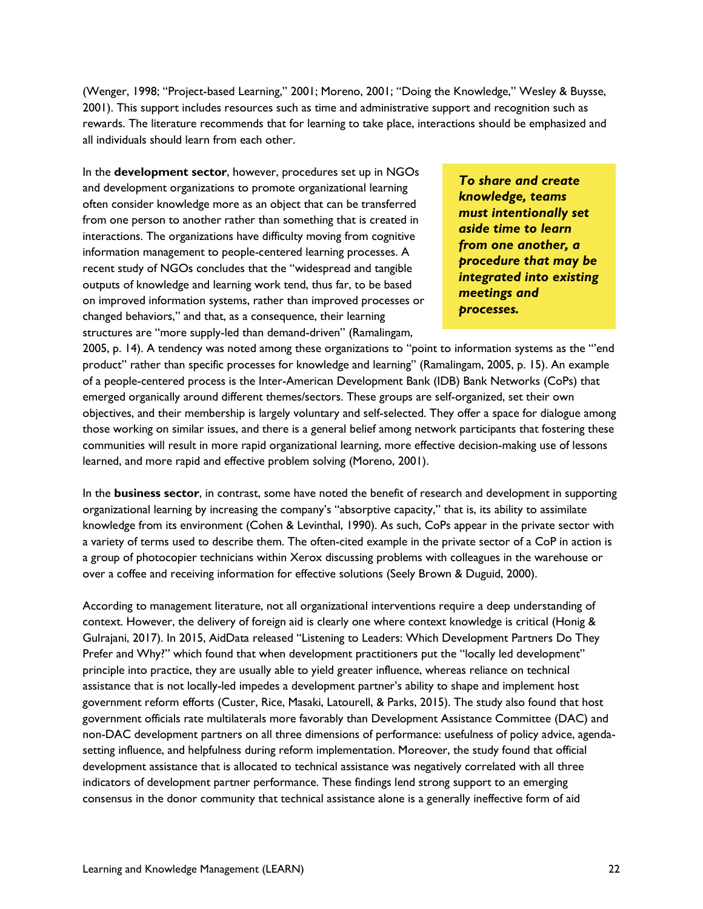(Wenger, 1998; "Project-based Learning," 2001; Moreno, 2001; "Doing the Knowledge," Wesley & Buysse, 2001). This support includes resources such as time and administrative support and recognition such as rewards. The literature recommends that for learning to take place, interactions should be emphasized and all individuals should learn from each other.

> ***To share and create knowledge, teams must intentionally set aside time to learn from one another, a procedure that may be integrated into existing meetings and processes.***

In the **development sector**, however, procedures set up in NGOs and development organizations to promote organizational learning often consider knowledge more as an object that can be transferred from one person to another rather than something that is created in interactions. The organizations have difficulty moving from cognitive information management to people-centered learning processes. A recent study of NGOs concludes that the "widespread and tangible outputs of knowledge and learning work tend, thus far, to be based on improved information systems, rather than improved processes or changed behaviors," and that, as a consequence, their learning structures are "more supply-led than demand-driven" (Ramalingam, 2005, p. 14). A tendency was noted among these organizations to "point to information systems as the '"end product" rather than specific processes for knowledge and learning" (Ramalingam, 2005, p. 15). An example of a people-centered process is the Inter-American Development Bank (IDB) Bank Networks (CoPs) that emerged organically around different themes/sectors. These groups are self-organized, set their own objectives, and their membership is largely voluntary and self-selected. They offer a space for dialogue among those working on similar issues, and there is a general belief among network participants that fostering these communities will result in more rapid organizational learning, more effective decision-making use of lessons learned, and more rapid and effective problem solving (Moreno, 2001).

In the **business sector**, in contrast, some have noted the benefit of research and development in supporting organizational learning by increasing the company's "absorptive capacity," that is, its ability to assimilate knowledge from its environment (Cohen & Levinthal, 1990). As such, CoPs appear in the private sector with a variety of terms used to describe them. The often-cited example in the private sector of a CoP in action is a group of photocopier technicians within Xerox discussing problems with colleagues in the warehouse or over a coffee and receiving information for effective solutions (Seely Brown & Duguid, 2000).

According to management literature, not all organizational interventions require a deep understanding of context. However, the delivery of foreign aid is clearly one where context knowledge is critical (Honig & Gulrajani, 2017). In 2015, AidData released "Listening to Leaders: Which Development Partners Do They Prefer and Why?" which found that when development practitioners put the "locally led development" principle into practice, they are usually able to yield greater influence, whereas reliance on technical assistance that is not locally-led impedes a development partner's ability to shape and implement host government reform efforts (Custer, Rice, Masaki, Latourell, & Parks, 2015). The study also found that host government officials rate multilaterals more favorably than Development Assistance Committee (DAC) and non-DAC development partners on all three dimensions of performance: usefulness of policy advice, agenda-setting influence, and helpfulness during reform implementation. Moreover, the study found that official development assistance that is allocated to technical assistance was negatively correlated with all three indicators of development partner performance. These findings lend strong support to an emerging consensus in the donor community that technical assistance alone is a generally ineffective form of aid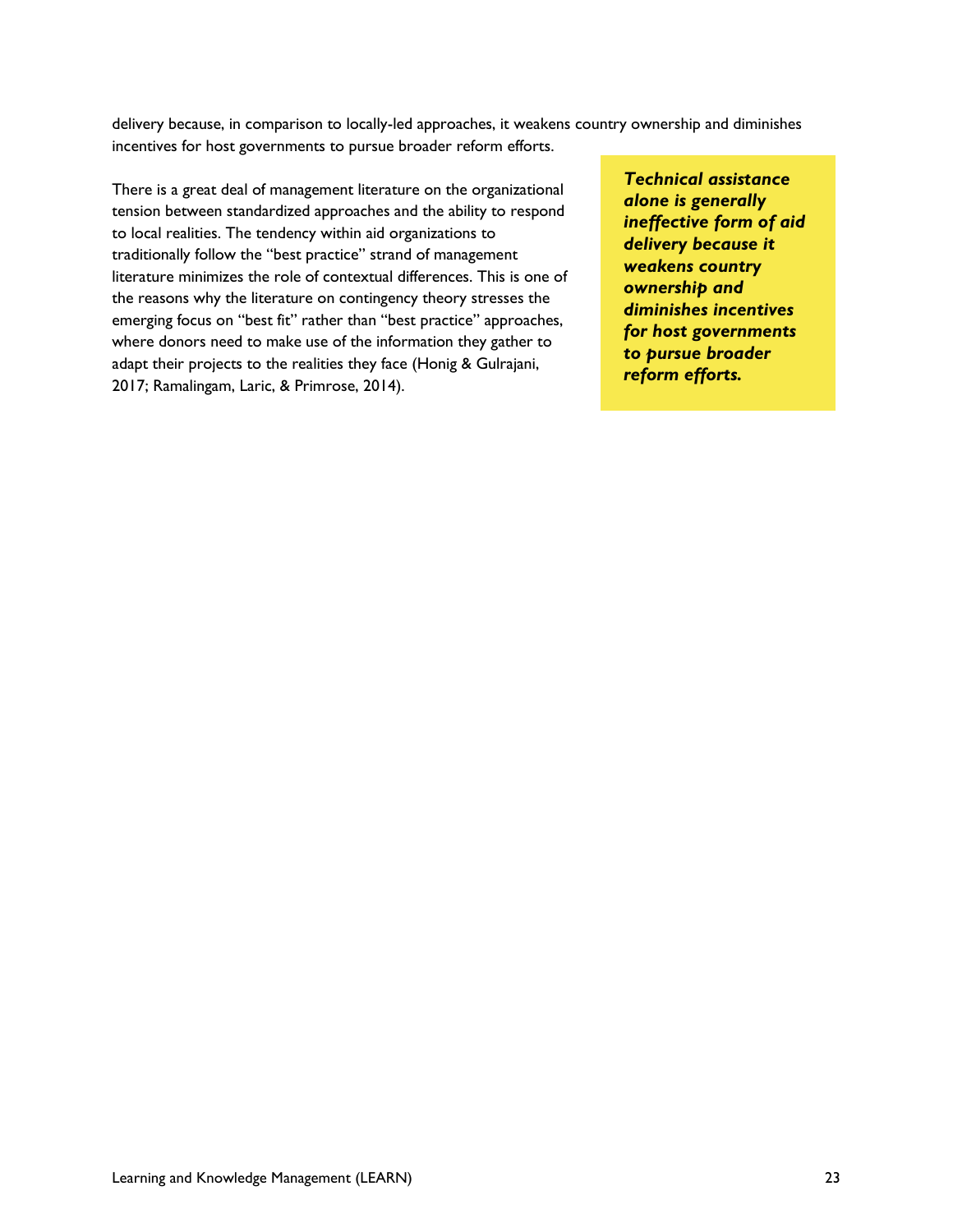delivery because, in comparison to locally-led approaches, it weakens country ownership and diminishes incentives for host governments to pursue broader reform efforts.

There is a great deal of management literature on the organizational tension between standardized approaches and the ability to respond to local realities. The tendency within aid organizations to traditionally follow the "best practice" strand of management literature minimizes the role of contextual differences. This is one of the reasons why the literature on contingency theory stresses the emerging focus on "best fit" rather than "best practice" approaches, where donors need to make use of the information they gather to adapt their projects to the realities they face (Honig & Gulrajani, 2017; Ramalingam, Laric, & Primrose, 2014).

> ***Technical assistance alone is generally ineffective form of aid delivery because it weakens country ownership and diminishes incentives for host governments to pursue broader reform efforts.***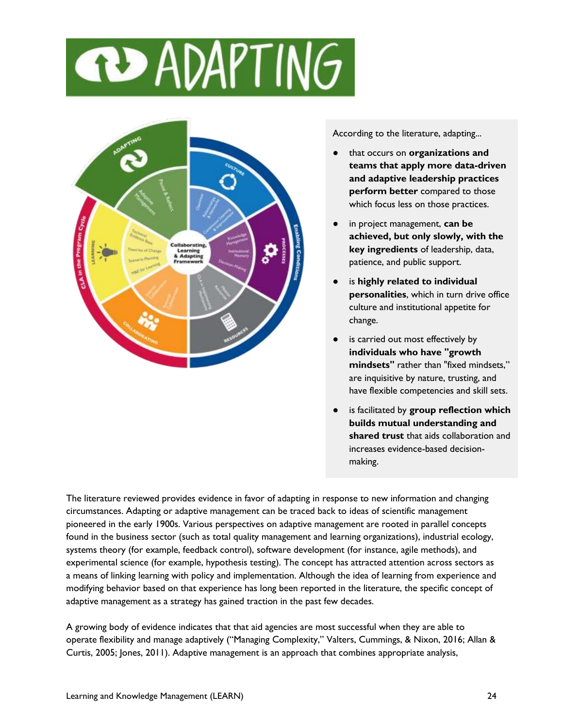# ADAPTING

According to the literature, adapting...

- that occurs on **organizations and teams that apply more data-driven and adaptive leadership practices perform better** compared to those which focus less on those practices.
- in project management, **can be achieved, but only slowly, with the key ingredients** of leadership, data, patience, and public support.
- is **highly related to individual personalities**, which in turn drive office culture and institutional appetite for change.
- is carried out most effectively by **individuals who have "growth mindsets"** rather than "fixed mindsets," are inquisitive by nature, trusting, and have flexible competencies and skill sets.
- is facilitated by **group reflection which builds mutual understanding and shared trust** that aids collaboration and increases evidence-based decision-making.

The literature reviewed provides evidence in favor of adapting in response to new information and changing circumstances. Adapting or adaptive management can be traced back to ideas of scientific management pioneered in the early 1900s. Various perspectives on adaptive management are rooted in parallel concepts found in the business sector (such as total quality management and learning organizations), industrial ecology, systems theory (for example, feedback control), software development (for instance, agile methods), and experimental science (for example, hypothesis testing). The concept has attracted attention across sectors as a means of linking learning with policy and implementation. Although the idea of learning from experience and modifying behavior based on that experience has long been reported in the literature, the specific concept of adaptive management as a strategy has gained traction in the past few decades.

A growing body of evidence indicates that that aid agencies are most successful when they are able to operate flexibility and manage adaptively ("Managing Complexity," Valters, Cummings, & Nixon, 2016; Allan & Curtis, 2005; Jones, 2011). Adaptive management is an approach that combines appropriate analysis,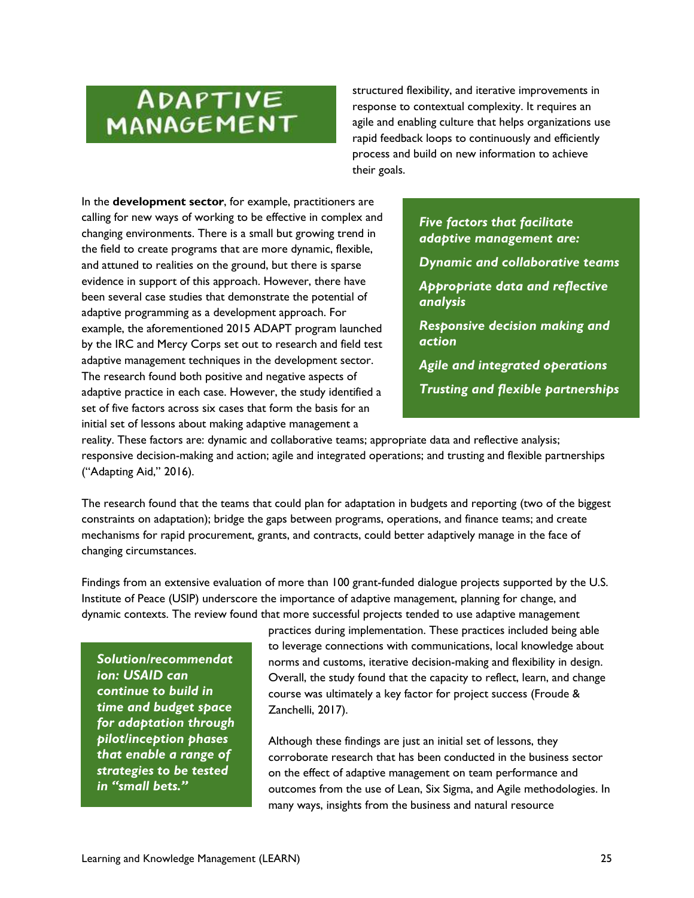# ADAPTIVE MANAGEMENT

structured flexibility, and iterative improvements in response to contextual complexity. It requires an agile and enabling culture that helps organizations use rapid feedback loops to continuously and efficiently process and build on new information to achieve their goals.

In the **development sector**, for example, practitioners are calling for new ways of working to be effective in complex and changing environments. There is a small but growing trend in the field to create programs that are more dynamic, flexible, and attuned to realities on the ground, but there is sparse evidence in support of this approach. However, there have been several case studies that demonstrate the potential of adaptive programming as a development approach. For example, the aforementioned 2015 ADAPT program launched by the IRC and Mercy Corps set out to research and field test adaptive management techniques in the development sector. The research found both positive and negative aspects of adaptive practice in each case. However, the study identified a set of five factors across six cases that form the basis for an initial set of lessons about making adaptive management a reality. These factors are: dynamic and collaborative teams; appropriate data and reflective analysis; responsive decision-making and action; agile and integrated operations; and trusting and flexible partnerships ("Adapting Aid," 2016).

> ***Five factors that facilitate adaptive management are:***
>
> ***Dynamic and collaborative teams***
>
> ***Appropriate data and reflective analysis***
>
> ***Responsive decision making and action***
>
> ***Agile and integrated operations***
>
> ***Trusting and flexible partnerships***

The research found that the teams that could plan for adaptation in budgets and reporting (two of the biggest constraints on adaptation); bridge the gaps between programs, operations, and finance teams; and create mechanisms for rapid procurement, grants, and contracts, could better adaptively manage in the face of changing circumstances.

Findings from an extensive evaluation of more than 100 grant-funded dialogue projects supported by the U.S. Institute of Peace (USIP) underscore the importance of adaptive management, planning for change, and dynamic contexts. The review found that more successful projects tended to use adaptive management practices during implementation. These practices included being able to leverage connections with communications, local knowledge about norms and customs, iterative decision-making and flexibility in design. Overall, the study found that the capacity to reflect, learn, and change course was ultimately a key factor for project success (Froude & Zanchelli, 2017).

> ***Solution/recommendation: USAID can continue to build in time and budget space for adaptation through pilot/inception phases that enable a range of strategies to be tested in "small bets."***

Although these findings are just an initial set of lessons, they corroborate research that has been conducted in the business sector on the effect of adaptive management on team performance and outcomes from the use of Lean, Six Sigma, and Agile methodologies. In many ways, insights from the business and natural resource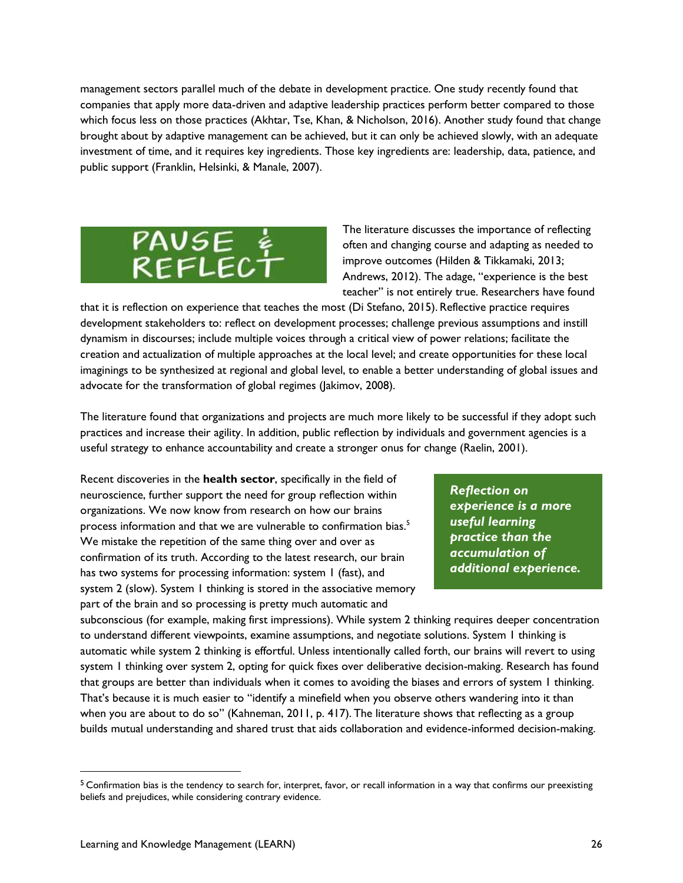management sectors parallel much of the debate in development practice. One study recently found that companies that apply more data-driven and adaptive leadership practices perform better compared to those which focus less on those practices (Akhtar, Tse, Khan, & Nicholson, 2016). Another study found that change brought about by adaptive management can be achieved, but it can only be achieved slowly, with an adequate investment of time, and it requires key ingredients. Those key ingredients are: leadership, data, patience, and public support (Franklin, Helsinki, & Manale, 2007).

**PAUSE & REFLECT**

The literature discusses the importance of reflecting often and changing course and adapting as needed to improve outcomes (Hilden & Tikkamaki, 2013; Andrews, 2012). The adage, "experience is the best teacher" is not entirely true. Researchers have found that it is reflection on experience that teaches the most (Di Stefano, 2015). Reflective practice requires development stakeholders to: reflect on development processes; challenge previous assumptions and instill dynamism in discourses; include multiple voices through a critical view of power relations; facilitate the creation and actualization of multiple approaches at the local level; and create opportunities for these local imaginings to be synthesized at regional and global level, to enable a better understanding of global issues and advocate for the transformation of global regimes (Jakimov, 2008).

The literature found that organizations and projects are much more likely to be successful if they adopt such practices and increase their agility. In addition, public reflection by individuals and government agencies is a useful strategy to enhance accountability and create a stronger onus for change (Raelin, 2001).

> ***Reflection on experience is a more useful learning practice than the accumulation of additional experience.***

Recent discoveries in the **health sector**, specifically in the field of neuroscience, further support the need for group reflection within organizations. We now know from research on how our brains process information and that we are vulnerable to confirmation bias.[5] We mistake the repetition of the same thing over and over as confirmation of its truth. According to the latest research, our brain has two systems for processing information: system 1 (fast), and system 2 (slow). System 1 thinking is stored in the associative memory part of the brain and so processing is pretty much automatic and subconscious (for example, making first impressions). While system 2 thinking requires deeper concentration to understand different viewpoints, examine assumptions, and negotiate solutions. System 1 thinking is automatic while system 2 thinking is effortful. Unless intentionally called forth, our brains will revert to using system 1 thinking over system 2, opting for quick fixes over deliberative decision-making. Research has found that groups are better than individuals when it comes to avoiding the biases and errors of system 1 thinking. That's because it is much easier to "identify a minefield when you observe others wandering into it than when you are about to do so" (Kahneman, 2011, p. 417). The literature shows that reflecting as a group builds mutual understanding and shared trust that aids collaboration and evidence-informed decision-making.

---

[5] Confirmation bias is the tendency to search for, interpret, favor, or recall information in a way that confirms our preexisting beliefs and prejudices, while considering contrary evidence.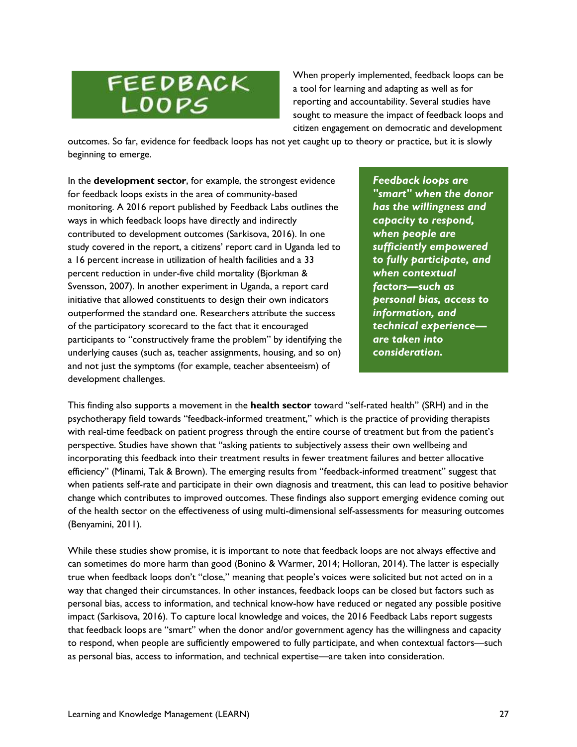# FEEDBACK LOOPS

When properly implemented, feedback loops can be a tool for learning and adapting as well as for reporting and accountability. Several studies have sought to measure the impact of feedback loops and citizen engagement on democratic and development outcomes. So far, evidence for feedback loops has not yet caught up to theory or practice, but it is slowly beginning to emerge.

In the **development sector**, for example, the strongest evidence for feedback loops exists in the area of community-based monitoring. A 2016 report published by Feedback Labs outlines the ways in which feedback loops have directly and indirectly contributed to development outcomes (Sarkisova, 2016). In one study covered in the report, a citizens' report card in Uganda led to a 16 percent increase in utilization of health facilities and a 33 percent reduction in under-five child mortality (Bjorkman & Svensson, 2007). In another experiment in Uganda, a report card initiative that allowed constituents to design their own indicators outperformed the standard one. Researchers attribute the success of the participatory scorecard to the fact that it encouraged participants to "constructively frame the problem" by identifying the underlying causes (such as, teacher assignments, housing, and so on) and not just the symptoms (for example, teacher absenteeism) of development challenges.

> ***Feedback loops are "smart" when the donor has the willingness and capacity to respond, when people are sufficiently empowered to fully participate, and when contextual factors—such as personal bias, access to information, and technical experience—are taken into consideration.***

This finding also supports a movement in the **health sector** toward "self-rated health" (SRH) and in the psychotherapy field towards "feedback-informed treatment," which is the practice of providing therapists with real-time feedback on patient progress through the entire course of treatment but from the patient's perspective. Studies have shown that "asking patients to subjectively assess their own wellbeing and incorporating this feedback into their treatment results in fewer treatment failures and better allocative efficiency" (Minami, Tak & Brown). The emerging results from "feedback-informed treatment" suggest that when patients self-rate and participate in their own diagnosis and treatment, this can lead to positive behavior change which contributes to improved outcomes. These findings also support emerging evidence coming out of the health sector on the effectiveness of using multi-dimensional self-assessments for measuring outcomes (Benyamini, 2011).

While these studies show promise, it is important to note that feedback loops are not always effective and can sometimes do more harm than good (Bonino & Warmer, 2014; Holloran, 2014). The latter is especially true when feedback loops don't "close," meaning that people's voices were solicited but not acted on in a way that changed their circumstances. In other instances, feedback loops can be closed but factors such as personal bias, access to information, and technical know-how have reduced or negated any possible positive impact (Sarkisova, 2016). To capture local knowledge and voices, the 2016 Feedback Labs report suggests that feedback loops are "smart" when the donor and/or government agency has the willingness and capacity to respond, when people are sufficiently empowered to fully participate, and when contextual factors—such as personal bias, access to information, and technical expertise—are taken into consideration.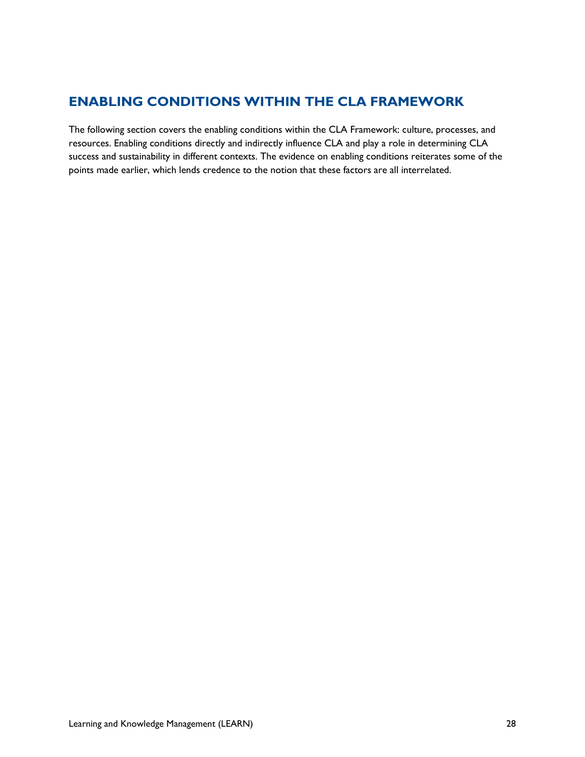## ENABLING CONDITIONS WITHIN THE CLA FRAMEWORK

The following section covers the enabling conditions within the CLA Framework: culture, processes, and resources. Enabling conditions directly and indirectly influence CLA and play a role in determining CLA success and sustainability in different contexts. The evidence on enabling conditions reiterates some of the points made earlier, which lends credence to the notion that these factors are all interrelated.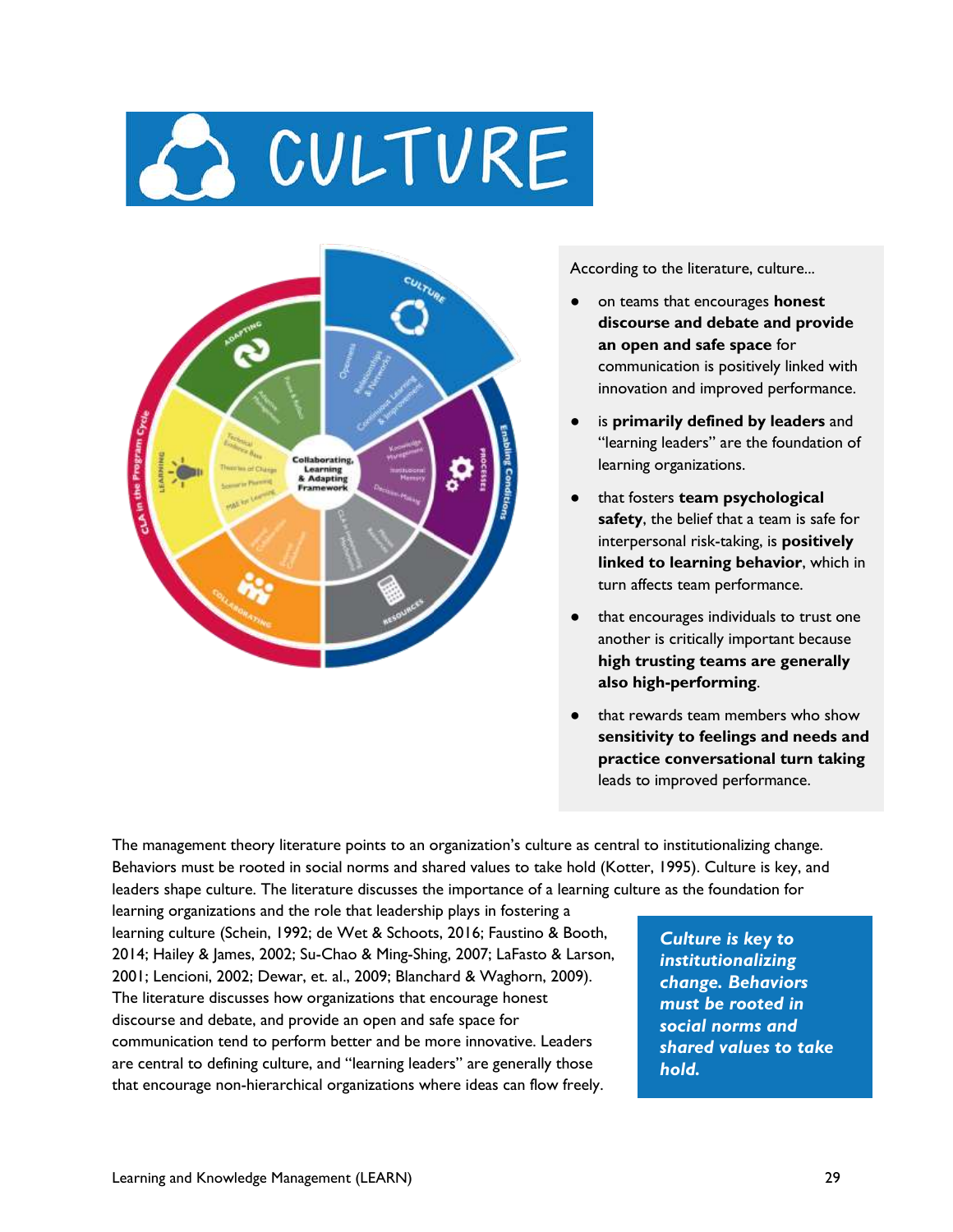# CULTURE

According to the literature, culture...

- on teams that encourages **honest discourse and debate and provide an open and safe space** for communication is positively linked with innovation and improved performance.
- is **primarily defined by leaders** and "learning leaders" are the foundation of learning organizations.
- that fosters **team psychological safety**, the belief that a team is safe for interpersonal risk-taking, is **positively linked to learning behavior**, which in turn affects team performance.
- that encourages individuals to trust one another is critically important because **high trusting teams are generally also high-performing**.
- that rewards team members who show **sensitivity to feelings and needs and practice conversational turn taking** leads to improved performance.

The management theory literature points to an organization's culture as central to institutionalizing change. Behaviors must be rooted in social norms and shared values to take hold (Kotter, 1995). Culture is key, and leaders shape culture. The literature discusses the importance of a learning culture as the foundation for learning organizations and the role that leadership plays in fostering a learning culture (Schein, 1992; de Wet & Schoots, 2016; Faustino & Booth, 2014; Hailey & James, 2002; Su-Chao & Ming-Shing, 2007; LaFasto & Larson, 2001; Lencioni, 2002; Dewar, et. al., 2009; Blanchard & Waghorn, 2009). The literature discusses how organizations that encourage honest discourse and debate, and provide an open and safe space for communication tend to perform better and be more innovative. Leaders are central to defining culture, and "learning leaders" are generally those that encourage non-hierarchical organizations where ideas can flow freely.

***Culture is key to institutionalizing change. Behaviors must be rooted in social norms and shared values to take hold.***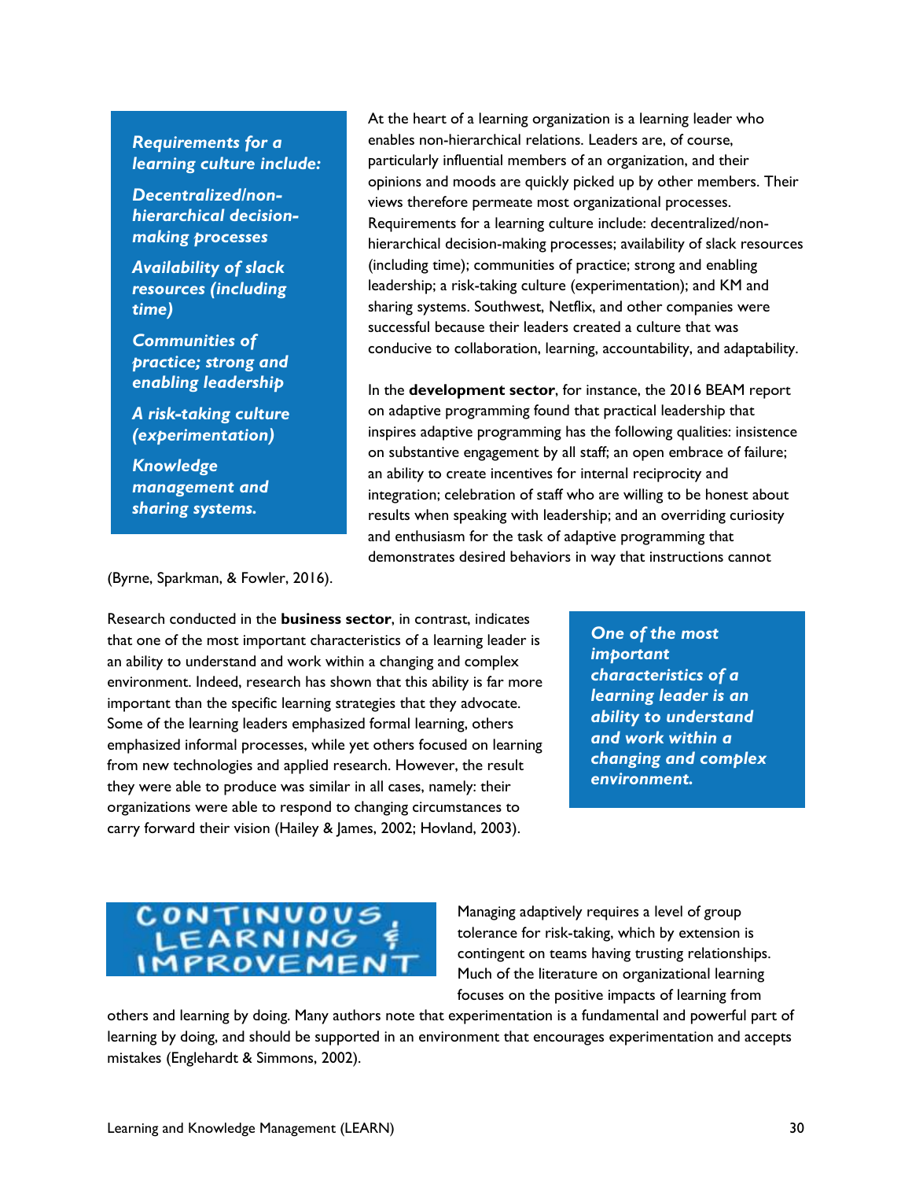> ***Requirements for a learning culture include:***
>
> ***Decentralized/non-hierarchical decision-making processes***
>
> ***Availability of slack resources (including time)***
>
> ***Communities of practice; strong and enabling leadership***
>
> ***A risk-taking culture (experimentation)***
>
> ***Knowledge management and sharing systems.***

At the heart of a learning organization is a learning leader who enables non-hierarchical relations. Leaders are, of course, particularly influential members of an organization, and their opinions and moods are quickly picked up by other members. Their views therefore permeate most organizational processes. Requirements for a learning culture include: decentralized/non-hierarchical decision-making processes; availability of slack resources (including time); communities of practice; strong and enabling leadership; a risk-taking culture (experimentation); and KM and sharing systems. Southwest, Netflix, and other companies were successful because their leaders created a culture that was conducive to collaboration, learning, accountability, and adaptability.

In the **development sector**, for instance, the 2016 BEAM report on adaptive programming found that practical leadership that inspires adaptive programming has the following qualities: insistence on substantive engagement by all staff; an open embrace of failure; an ability to create incentives for internal reciprocity and integration; celebration of staff who are willing to be honest about results when speaking with leadership; and an overriding curiosity and enthusiasm for the task of adaptive programming that demonstrates desired behaviors in way that instructions cannot (Byrne, Sparkman, & Fowler, 2016).

Research conducted in the **business sector**, in contrast, indicates that one of the most important characteristics of a learning leader is an ability to understand and work within a changing and complex environment. Indeed, research has shown that this ability is far more important than the specific learning strategies that they advocate. Some of the learning leaders emphasized formal learning, others emphasized informal processes, while yet others focused on learning from new technologies and applied research. However, the result they were able to produce was similar in all cases, namely: their organizations were able to respond to changing circumstances to carry forward their vision (Hailey & James, 2002; Hovland, 2003).

> ***One of the most important characteristics of a learning leader is an ability to understand and work within a changing and complex environment.***

## CONTINUOUS LEARNING & IMPROVEMENT

Managing adaptively requires a level of group tolerance for risk-taking, which by extension is contingent on teams having trusting relationships. Much of the literature on organizational learning focuses on the positive impacts of learning from others and learning by doing. Many authors note that experimentation is a fundamental and powerful part of learning by doing, and should be supported in an environment that encourages experimentation and accepts mistakes (Englehardt & Simmons, 2002).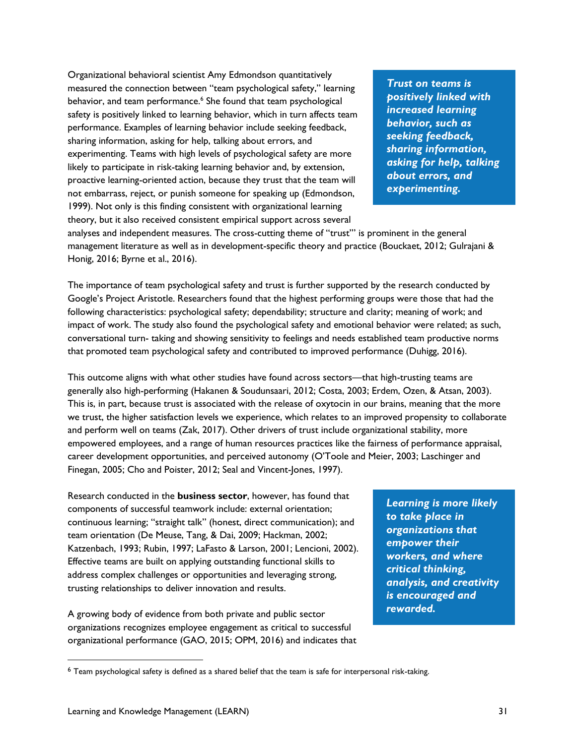Organizational behavioral scientist Amy Edmondson quantitatively measured the connection between "team psychological safety," learning behavior, and team performance.[6] She found that team psychological safety is positively linked to learning behavior, which in turn affects team performance. Examples of learning behavior include seeking feedback, sharing information, asking for help, talking about errors, and experimenting. Teams with high levels of psychological safety are more likely to participate in risk-taking learning behavior and, by extension, proactive learning-oriented action, because they trust that the team will not embarrass, reject, or punish someone for speaking up (Edmondson, 1999). Not only is this finding consistent with organizational learning theory, but it also received consistent empirical support across several analyses and independent measures. The cross-cutting theme of "trust" is prominent in the general management literature as well as in development-specific theory and practice (Bouckaet, 2012; Gulrajani & Honig, 2016; Byrne et al., 2016).

> ***Trust on teams is positively linked with increased learning behavior, such as seeking feedback, sharing information, asking for help, talking about errors, and experimenting.***

The importance of team psychological safety and trust is further supported by the research conducted by Google's Project Aristotle. Researchers found that the highest performing groups were those that had the following characteristics: psychological safety; dependability; structure and clarity; meaning of work; and impact of work. The study also found the psychological safety and emotional behavior were related; as such, conversational turn- taking and showing sensitivity to feelings and needs established team productive norms that promoted team psychological safety and contributed to improved performance (Duhigg, 2016).

This outcome aligns with what other studies have found across sectors—that high-trusting teams are generally also high-performing (Hakanen & Soudunsaari, 2012; Costa, 2003; Erdem, Ozen, & Atsan, 2003). This is, in part, because trust is associated with the release of oxytocin in our brains, meaning that the more we trust, the higher satisfaction levels we experience, which relates to an improved propensity to collaborate and perform well on teams (Zak, 2017). Other drivers of trust include organizational stability, more empowered employees, and a range of human resources practices like the fairness of performance appraisal, career development opportunities, and perceived autonomy (O'Toole and Meier, 2003; Laschinger and Finegan, 2005; Cho and Poister, 2012; Seal and Vincent-Jones, 1997).

Research conducted in the **business sector**, however, has found that components of successful teamwork include: external orientation; continuous learning; "straight talk" (honest, direct communication); and team orientation (De Meuse, Tang, & Dai, 2009; Hackman, 2002; Katzenbach, 1993; Rubin, 1997; LaFasto & Larson, 2001; Lencioni, 2002). Effective teams are built on applying outstanding functional skills to address complex challenges or opportunities and leveraging strong, trusting relationships to deliver innovation and results.

> ***Learning is more likely to take place in organizations that empower their workers, and where critical thinking, analysis, and creativity is encouraged and rewarded.***

A growing body of evidence from both private and public sector organizations recognizes employee engagement as critical to successful organizational performance (GAO, 2015; OPM, 2016) and indicates that

---

[6] Team psychological safety is defined as a shared belief that the team is safe for interpersonal risk-taking.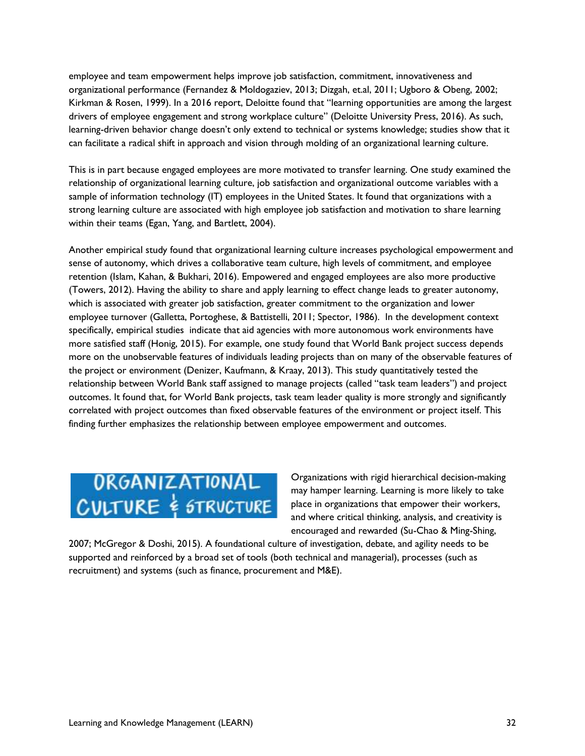employee and team empowerment helps improve job satisfaction, commitment, innovativeness and organizational performance (Fernandez & Moldogaziev, 2013; Dizgah, et.al, 2011; Ugboro & Obeng, 2002; Kirkman & Rosen, 1999). In a 2016 report, Deloitte found that "learning opportunities are among the largest drivers of employee engagement and strong workplace culture" (Deloitte University Press, 2016). As such, learning-driven behavior change doesn't only extend to technical or systems knowledge; studies show that it can facilitate a radical shift in approach and vision through molding of an organizational learning culture.

This is in part because engaged employees are more motivated to transfer learning. One study examined the relationship of organizational learning culture, job satisfaction and organizational outcome variables with a sample of information technology (IT) employees in the United States. It found that organizations with a strong learning culture are associated with high employee job satisfaction and motivation to share learning within their teams (Egan, Yang, and Bartlett, 2004).

Another empirical study found that organizational learning culture increases psychological empowerment and sense of autonomy, which drives a collaborative team culture, high levels of commitment, and employee retention (Islam, Kahan, & Bukhari, 2016). Empowered and engaged employees are also more productive (Towers, 2012). Having the ability to share and apply learning to effect change leads to greater autonomy, which is associated with greater job satisfaction, greater commitment to the organization and lower employee turnover (Galletta, Portoghese, & Battistelli, 2011; Spector, 1986). In the development context specifically, empirical studies indicate that aid agencies with more autonomous work environments have more satisfied staff (Honig, 2015). For example, one study found that World Bank project success depends more on the unobservable features of individuals leading projects than on many of the observable features of the project or environment (Denizer, Kaufmann, & Kraay, 2013). This study quantitatively tested the relationship between World Bank staff assigned to manage projects (called "task team leaders") and project outcomes. It found that, for World Bank projects, task team leader quality is more strongly and significantly correlated with project outcomes than fixed observable features of the environment or project itself. This finding further emphasizes the relationship between employee empowerment and outcomes.

## ORGANIZATIONAL CULTURE & STRUCTURE

Organizations with rigid hierarchical decision-making may hamper learning. Learning is more likely to take place in organizations that empower their workers, and where critical thinking, analysis, and creativity is encouraged and rewarded (Su-Chao & Ming-Shing, 2007; McGregor & Doshi, 2015). A foundational culture of investigation, debate, and agility needs to be supported and reinforced by a broad set of tools (both technical and managerial), processes (such as recruitment) and systems (such as finance, procurement and M&E).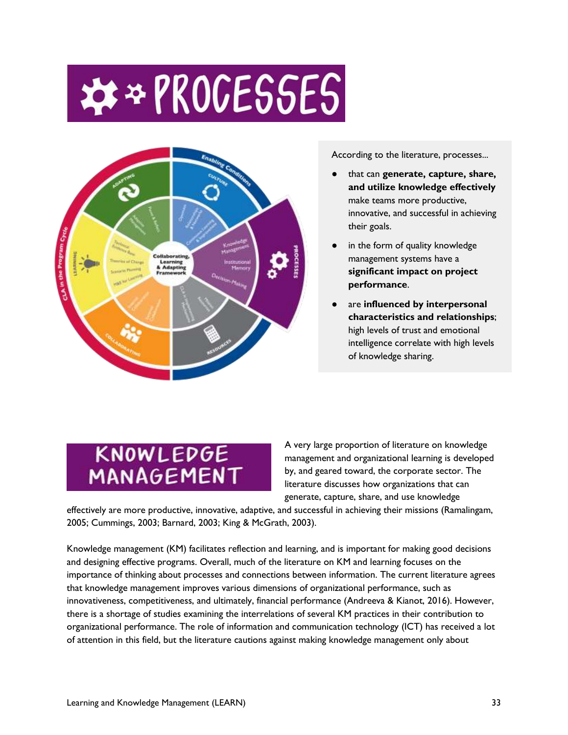# PROCESSES

According to the literature, processes...

- that can **generate, capture, share, and utilize knowledge effectively** make teams more productive, innovative, and successful in achieving their goals.
- in the form of quality knowledge management systems have a **significant impact on project performance**.
- are **influenced by interpersonal characteristics and relationships**; high levels of trust and emotional intelligence correlate with high levels of knowledge sharing.

## KNOWLEDGE MANAGEMENT

A very large proportion of literature on knowledge management and organizational learning is developed by, and geared toward, the corporate sector. The literature discusses how organizations that can generate, capture, share, and use knowledge effectively are more productive, innovative, adaptive, and successful in achieving their missions (Ramalingam, 2005; Cummings, 2003; Barnard, 2003; King & McGrath, 2003).

Knowledge management (KM) facilitates reflection and learning, and is important for making good decisions and designing effective programs. Overall, much of the literature on KM and learning focuses on the importance of thinking about processes and connections between information. The current literature agrees that knowledge management improves various dimensions of organizational performance, such as innovativeness, competitiveness, and ultimately, financial performance (Andreeva & Kianot, 2016). However, there is a shortage of studies examining the interrelations of several KM practices in their contribution to organizational performance. The role of information and communication technology (ICT) has received a lot of attention in this field, but the literature cautions against making knowledge management only about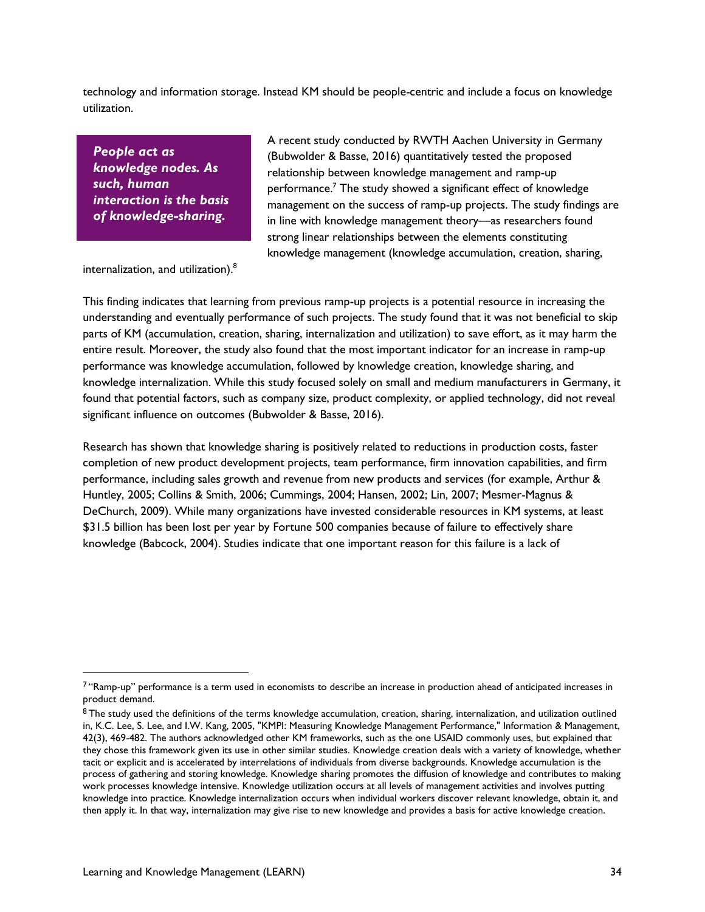technology and information storage. Instead KM should be people-centric and include a focus on knowledge utilization.

> ***People act as knowledge nodes. As such, human interaction is the basis of knowledge-sharing.***

A recent study conducted by RWTH Aachen University in Germany (Bubwolder & Basse, 2016) quantitatively tested the proposed relationship between knowledge management and ramp-up performance.[7] The study showed a significant effect of knowledge management on the success of ramp-up projects. The study findings are in line with knowledge management theory—as researchers found strong linear relationships between the elements constituting knowledge management (knowledge accumulation, creation, sharing, internalization, and utilization).[8]

This finding indicates that learning from previous ramp-up projects is a potential resource in increasing the understanding and eventually performance of such projects. The study found that it was not beneficial to skip parts of KM (accumulation, creation, sharing, internalization and utilization) to save effort, as it may harm the entire result. Moreover, the study also found that the most important indicator for an increase in ramp-up performance was knowledge accumulation, followed by knowledge creation, knowledge sharing, and knowledge internalization. While this study focused solely on small and medium manufacturers in Germany, it found that potential factors, such as company size, product complexity, or applied technology, did not reveal significant influence on outcomes (Bubwolder & Basse, 2016).

Research has shown that knowledge sharing is positively related to reductions in production costs, faster completion of new product development projects, team performance, firm innovation capabilities, and firm performance, including sales growth and revenue from new products and services (for example, Arthur & Huntley, 2005; Collins & Smith, 2006; Cummings, 2004; Hansen, 2002; Lin, 2007; Mesmer-Magnus & DeChurch, 2009). While many organizations have invested considerable resources in KM systems, at least $31.5 billion has been lost per year by Fortune 500 companies because of failure to effectively share knowledge (Babcock, 2004). Studies indicate that one important reason for this failure is a lack of

---

[7] "Ramp-up" performance is a term used in economists to describe an increase in production ahead of anticipated increases in product demand.

[8] The study used the definitions of the terms knowledge accumulation, creation, sharing, internalization, and utilization outlined in, K.C. Lee, S. Lee, and I.W. Kang, 2005, "KMPI: Measuring Knowledge Management Performance," Information & Management, 42(3), 469-482. The authors acknowledged other KM frameworks, such as the one USAID commonly uses, but explained that they chose this framework given its use in other similar studies. Knowledge creation deals with a variety of knowledge, whether tacit or explicit and is accelerated by interrelations of individuals from diverse backgrounds. Knowledge accumulation is the process of gathering and storing knowledge. Knowledge sharing promotes the diffusion of knowledge and contributes to making work processes knowledge intensive. Knowledge utilization occurs at all levels of management activities and involves putting knowledge into practice. Knowledge internalization occurs when individual workers discover relevant knowledge, obtain it, and then apply it. In that way, internalization may give rise to new knowledge and provides a basis for active knowledge creation.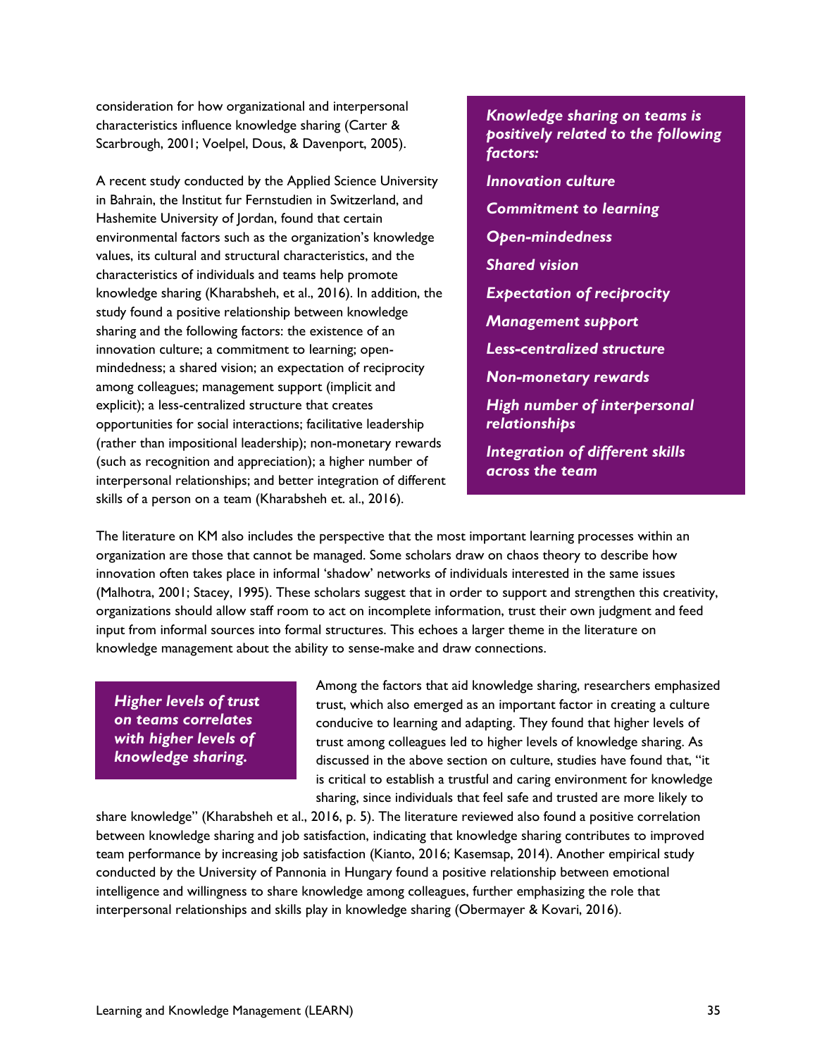consideration for how organizational and interpersonal characteristics influence knowledge sharing (Carter & Scarbrough, 2001; Voelpel, Dous, & Davenport, 2005).

A recent study conducted by the Applied Science University in Bahrain, the Institut fur Fernstudien in Switzerland, and Hashemite University of Jordan, found that certain environmental factors such as the organization's knowledge values, its cultural and structural characteristics, and the characteristics of individuals and teams help promote knowledge sharing (Kharabsheh, et al., 2016). In addition, the study found a positive relationship between knowledge sharing and the following factors: the existence of an innovation culture; a commitment to learning; open-mindedness; a shared vision; an expectation of reciprocity among colleagues; management support (implicit and explicit); a less-centralized structure that creates opportunities for social interactions; facilitative leadership (rather than impositional leadership); non-monetary rewards (such as recognition and appreciation); a higher number of interpersonal relationships; and better integration of different skills of a person on a team (Kharabsheh et. al., 2016).

> ***Knowledge sharing on teams is positively related to the following factors:***
>
> ***Innovation culture***
>
> ***Commitment to learning***
>
> ***Open-mindedness***
>
> ***Shared vision***
>
> ***Expectation of reciprocity***
>
> ***Management support***
>
> ***Less-centralized structure***
>
> ***Non-monetary rewards***
>
> ***High number of interpersonal relationships***
>
> ***Integration of different skills across the team***

The literature on KM also includes the perspective that the most important learning processes within an organization are those that cannot be managed. Some scholars draw on chaos theory to describe how innovation often takes place in informal 'shadow' networks of individuals interested in the same issues (Malhotra, 2001; Stacey, 1995). These scholars suggest that in order to support and strengthen this creativity, organizations should allow staff room to act on incomplete information, trust their own judgment and feed input from informal sources into formal structures. This echoes a larger theme in the literature on knowledge management about the ability to sense-make and draw connections.

> ***Higher levels of trust on teams correlates with higher levels of knowledge sharing.***

Among the factors that aid knowledge sharing, researchers emphasized trust, which also emerged as an important factor in creating a culture conducive to learning and adapting. They found that higher levels of trust among colleagues led to higher levels of knowledge sharing. As discussed in the above section on culture, studies have found that, "it is critical to establish a trustful and caring environment for knowledge sharing, since individuals that feel safe and trusted are more likely to share knowledge" (Kharabsheh et al., 2016, p. 5). The literature reviewed also found a positive correlation between knowledge sharing and job satisfaction, indicating that knowledge sharing contributes to improved team performance by increasing job satisfaction (Kianto, 2016; Kasemsap, 2014). Another empirical study conducted by the University of Pannonia in Hungary found a positive relationship between emotional intelligence and willingness to share knowledge among colleagues, further emphasizing the role that interpersonal relationships and skills play in knowledge sharing (Obermayer & Kovari, 2016).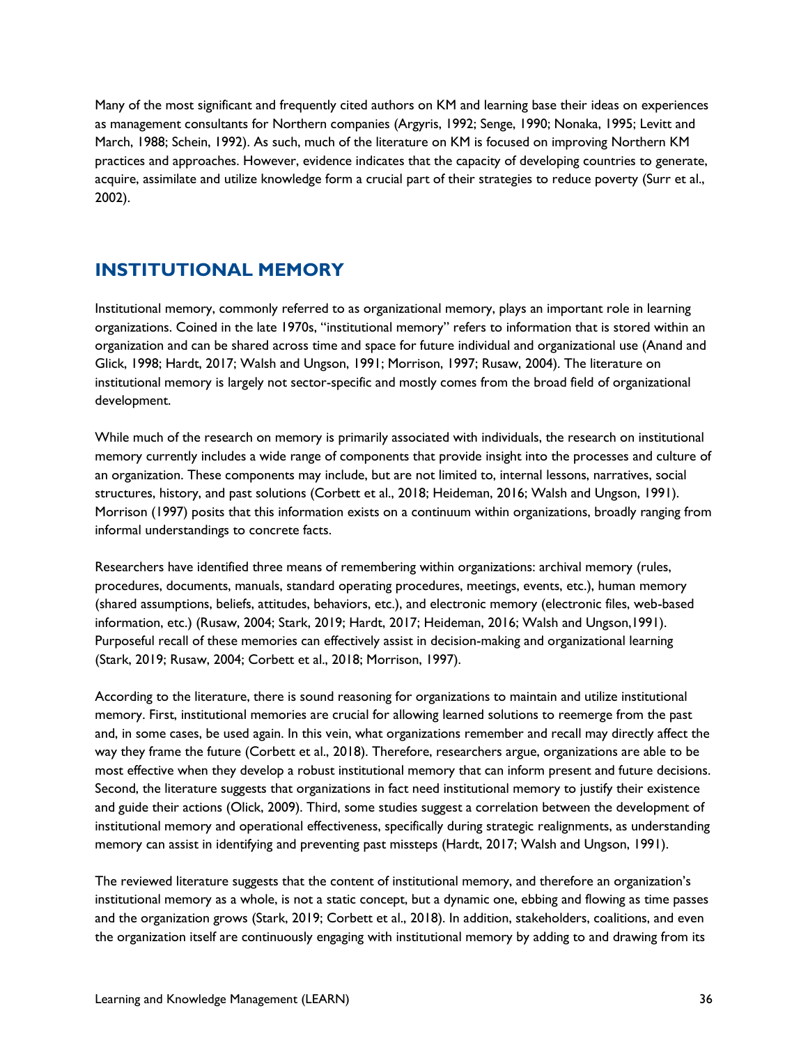Many of the most significant and frequently cited authors on KM and learning base their ideas on experiences as management consultants for Northern companies (Argyris, 1992; Senge, 1990; Nonaka, 1995; Levitt and March, 1988; Schein, 1992). As such, much of the literature on KM is focused on improving Northern KM practices and approaches. However, evidence indicates that the capacity of developing countries to generate, acquire, assimilate and utilize knowledge form a crucial part of their strategies to reduce poverty (Surr et al., 2002).

## INSTITUTIONAL MEMORY

Institutional memory, commonly referred to as organizational memory, plays an important role in learning organizations. Coined in the late 1970s, "institutional memory" refers to information that is stored within an organization and can be shared across time and space for future individual and organizational use (Anand and Glick, 1998; Hardt, 2017; Walsh and Ungson, 1991; Morrison, 1997; Rusaw, 2004). The literature on institutional memory is largely not sector-specific and mostly comes from the broad field of organizational development.

While much of the research on memory is primarily associated with individuals, the research on institutional memory currently includes a wide range of components that provide insight into the processes and culture of an organization. These components may include, but are not limited to, internal lessons, narratives, social structures, history, and past solutions (Corbett et al., 2018; Heideman, 2016; Walsh and Ungson, 1991). Morrison (1997) posits that this information exists on a continuum within organizations, broadly ranging from informal understandings to concrete facts.

Researchers have identified three means of remembering within organizations: archival memory (rules, procedures, documents, manuals, standard operating procedures, meetings, events, etc.), human memory (shared assumptions, beliefs, attitudes, behaviors, etc.), and electronic memory (electronic files, web-based information, etc.) (Rusaw, 2004; Stark, 2019; Hardt, 2017; Heideman, 2016; Walsh and Ungson,1991). Purposeful recall of these memories can effectively assist in decision-making and organizational learning (Stark, 2019; Rusaw, 2004; Corbett et al., 2018; Morrison, 1997).

According to the literature, there is sound reasoning for organizations to maintain and utilize institutional memory. First, institutional memories are crucial for allowing learned solutions to reemerge from the past and, in some cases, be used again. In this vein, what organizations remember and recall may directly affect the way they frame the future (Corbett et al., 2018). Therefore, researchers argue, organizations are able to be most effective when they develop a robust institutional memory that can inform present and future decisions. Second, the literature suggests that organizations in fact need institutional memory to justify their existence and guide their actions (Olick, 2009). Third, some studies suggest a correlation between the development of institutional memory and operational effectiveness, specifically during strategic realignments, as understanding memory can assist in identifying and preventing past missteps (Hardt, 2017; Walsh and Ungson, 1991).

The reviewed literature suggests that the content of institutional memory, and therefore an organization's institutional memory as a whole, is not a static concept, but a dynamic one, ebbing and flowing as time passes and the organization grows (Stark, 2019; Corbett et al., 2018). In addition, stakeholders, coalitions, and even the organization itself are continuously engaging with institutional memory by adding to and drawing from its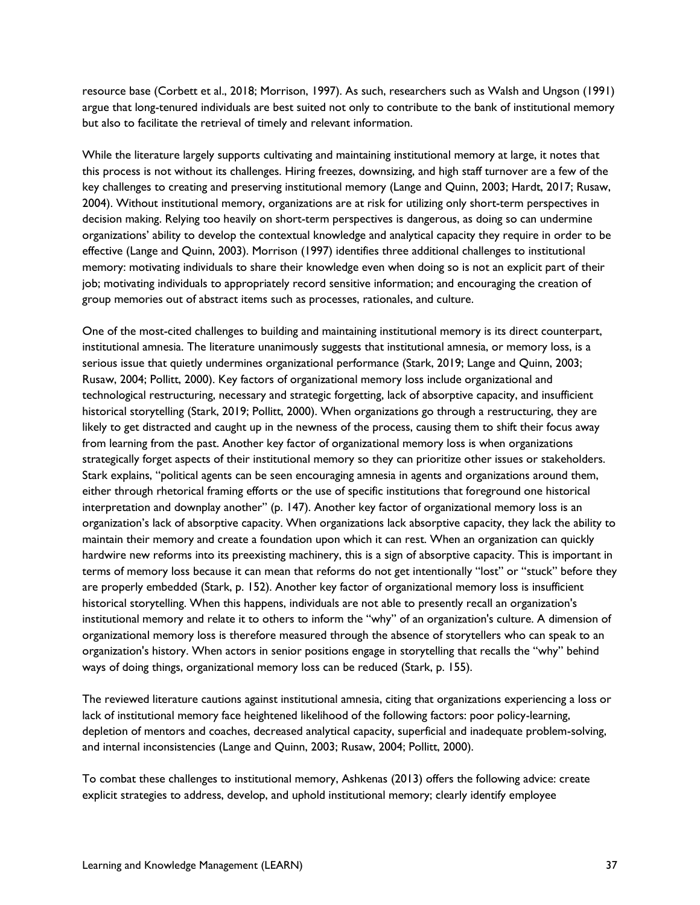resource base (Corbett et al., 2018; Morrison, 1997). As such, researchers such as Walsh and Ungson (1991) argue that long-tenured individuals are best suited not only to contribute to the bank of institutional memory but also to facilitate the retrieval of timely and relevant information.

While the literature largely supports cultivating and maintaining institutional memory at large, it notes that this process is not without its challenges. Hiring freezes, downsizing, and high staff turnover are a few of the key challenges to creating and preserving institutional memory (Lange and Quinn, 2003; Hardt, 2017; Rusaw, 2004). Without institutional memory, organizations are at risk for utilizing only short-term perspectives in decision making. Relying too heavily on short-term perspectives is dangerous, as doing so can undermine organizations' ability to develop the contextual knowledge and analytical capacity they require in order to be effective (Lange and Quinn, 2003). Morrison (1997) identifies three additional challenges to institutional memory: motivating individuals to share their knowledge even when doing so is not an explicit part of their job; motivating individuals to appropriately record sensitive information; and encouraging the creation of group memories out of abstract items such as processes, rationales, and culture.

One of the most-cited challenges to building and maintaining institutional memory is its direct counterpart, institutional amnesia. The literature unanimously suggests that institutional amnesia, or memory loss, is a serious issue that quietly undermines organizational performance (Stark, 2019; Lange and Quinn, 2003; Rusaw, 2004; Pollitt, 2000). Key factors of organizational memory loss include organizational and technological restructuring, necessary and strategic forgetting, lack of absorptive capacity, and insufficient historical storytelling (Stark, 2019; Pollitt, 2000). When organizations go through a restructuring, they are likely to get distracted and caught up in the newness of the process, causing them to shift their focus away from learning from the past. Another key factor of organizational memory loss is when organizations strategically forget aspects of their institutional memory so they can prioritize other issues or stakeholders. Stark explains, "political agents can be seen encouraging amnesia in agents and organizations around them, either through rhetorical framing efforts or the use of specific institutions that foreground one historical interpretation and downplay another" (p. 147). Another key factor of organizational memory loss is an organization's lack of absorptive capacity. When organizations lack absorptive capacity, they lack the ability to maintain their memory and create a foundation upon which it can rest. When an organization can quickly hardwire new reforms into its preexisting machinery, this is a sign of absorptive capacity. This is important in terms of memory loss because it can mean that reforms do not get intentionally "lost" or "stuck" before they are properly embedded (Stark, p. 152). Another key factor of organizational memory loss is insufficient historical storytelling. When this happens, individuals are not able to presently recall an organization's institutional memory and relate it to others to inform the "why" of an organization's culture. A dimension of organizational memory loss is therefore measured through the absence of storytellers who can speak to an organization's history. When actors in senior positions engage in storytelling that recalls the "why" behind ways of doing things, organizational memory loss can be reduced (Stark, p. 155).

The reviewed literature cautions against institutional amnesia, citing that organizations experiencing a loss or lack of institutional memory face heightened likelihood of the following factors: poor policy-learning, depletion of mentors and coaches, decreased analytical capacity, superficial and inadequate problem-solving, and internal inconsistencies (Lange and Quinn, 2003; Rusaw, 2004; Pollitt, 2000).

To combat these challenges to institutional memory, Ashkenas (2013) offers the following advice: create explicit strategies to address, develop, and uphold institutional memory; clearly identify employee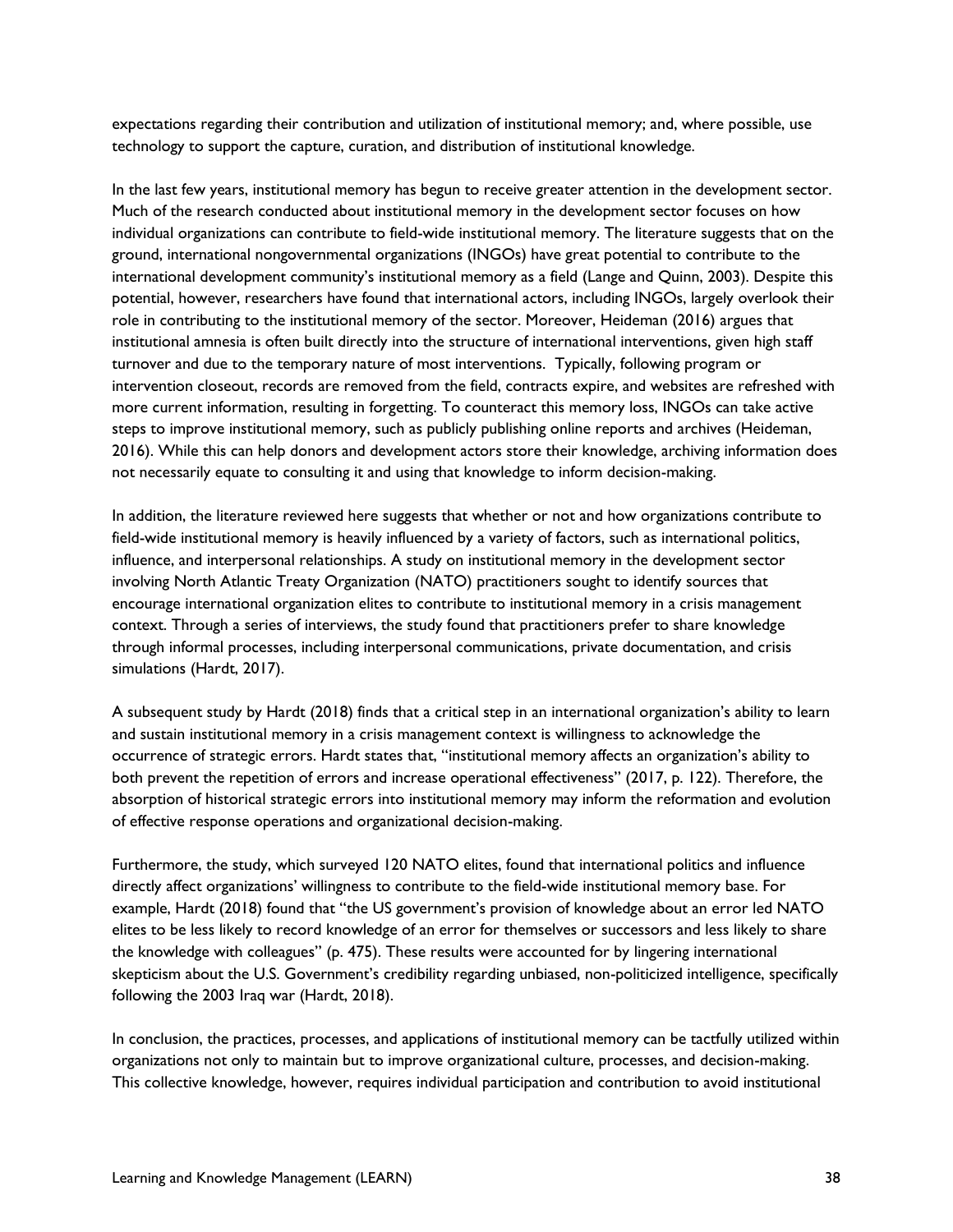expectations regarding their contribution and utilization of institutional memory; and, where possible, use technology to support the capture, curation, and distribution of institutional knowledge.

In the last few years, institutional memory has begun to receive greater attention in the development sector. Much of the research conducted about institutional memory in the development sector focuses on how individual organizations can contribute to field-wide institutional memory. The literature suggests that on the ground, international nongovernmental organizations (INGOs) have great potential to contribute to the international development community's institutional memory as a field (Lange and Quinn, 2003). Despite this potential, however, researchers have found that international actors, including INGOs, largely overlook their role in contributing to the institutional memory of the sector. Moreover, Heideman (2016) argues that institutional amnesia is often built directly into the structure of international interventions, given high staff turnover and due to the temporary nature of most interventions. Typically, following program or intervention closeout, records are removed from the field, contracts expire, and websites are refreshed with more current information, resulting in forgetting. To counteract this memory loss, INGOs can take active steps to improve institutional memory, such as publicly publishing online reports and archives (Heideman, 2016). While this can help donors and development actors store their knowledge, archiving information does not necessarily equate to consulting it and using that knowledge to inform decision-making.

In addition, the literature reviewed here suggests that whether or not and how organizations contribute to field-wide institutional memory is heavily influenced by a variety of factors, such as international politics, influence, and interpersonal relationships. A study on institutional memory in the development sector involving North Atlantic Treaty Organization (NATO) practitioners sought to identify sources that encourage international organization elites to contribute to institutional memory in a crisis management context. Through a series of interviews, the study found that practitioners prefer to share knowledge through informal processes, including interpersonal communications, private documentation, and crisis simulations (Hardt, 2017).

A subsequent study by Hardt (2018) finds that a critical step in an international organization's ability to learn and sustain institutional memory in a crisis management context is willingness to acknowledge the occurrence of strategic errors. Hardt states that, "institutional memory affects an organization's ability to both prevent the repetition of errors and increase operational effectiveness" (2017, p. 122). Therefore, the absorption of historical strategic errors into institutional memory may inform the reformation and evolution of effective response operations and organizational decision-making.

Furthermore, the study, which surveyed 120 NATO elites, found that international politics and influence directly affect organizations' willingness to contribute to the field-wide institutional memory base. For example, Hardt (2018) found that "the US government's provision of knowledge about an error led NATO elites to be less likely to record knowledge of an error for themselves or successors and less likely to share the knowledge with colleagues" (p. 475). These results were accounted for by lingering international skepticism about the U.S. Government's credibility regarding unbiased, non-politicized intelligence, specifically following the 2003 Iraq war (Hardt, 2018).

In conclusion, the practices, processes, and applications of institutional memory can be tactfully utilized within organizations not only to maintain but to improve organizational culture, processes, and decision-making. This collective knowledge, however, requires individual participation and contribution to avoid institutional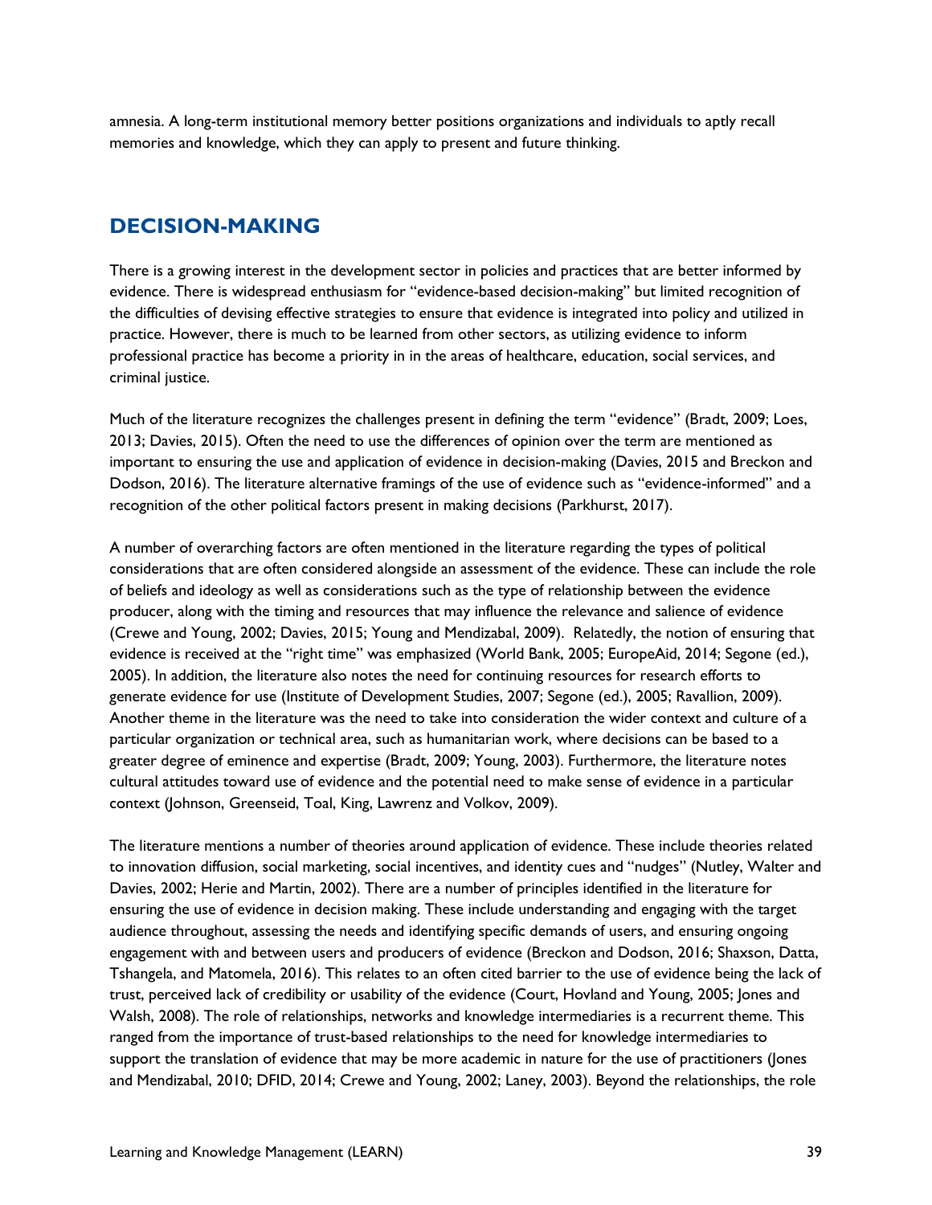amnesia. A long-term institutional memory better positions organizations and individuals to aptly recall memories and knowledge, which they can apply to present and future thinking.

## DECISION-MAKING

There is a growing interest in the development sector in policies and practices that are better informed by evidence. There is widespread enthusiasm for "evidence-based decision-making" but limited recognition of the difficulties of devising effective strategies to ensure that evidence is integrated into policy and utilized in practice. However, there is much to be learned from other sectors, as utilizing evidence to inform professional practice has become a priority in in the areas of healthcare, education, social services, and criminal justice.

Much of the literature recognizes the challenges present in defining the term "evidence" (Bradt, 2009; Loes, 2013; Davies, 2015). Often the need to use the differences of opinion over the term are mentioned as important to ensuring the use and application of evidence in decision-making (Davies, 2015 and Breckon and Dodson, 2016). The literature alternative framings of the use of evidence such as "evidence-informed" and a recognition of the other political factors present in making decisions (Parkhurst, 2017).

A number of overarching factors are often mentioned in the literature regarding the types of political considerations that are often considered alongside an assessment of the evidence. These can include the role of beliefs and ideology as well as considerations such as the type of relationship between the evidence producer, along with the timing and resources that may influence the relevance and salience of evidence (Crewe and Young, 2002; Davies, 2015; Young and Mendizabal, 2009). Relatedly, the notion of ensuring that evidence is received at the "right time" was emphasized (World Bank, 2005; EuropeAid, 2014; Segone (ed.), 2005). In addition, the literature also notes the need for continuing resources for research efforts to generate evidence for use (Institute of Development Studies, 2007; Segone (ed.), 2005; Ravallion, 2009). Another theme in the literature was the need to take into consideration the wider context and culture of a particular organization or technical area, such as humanitarian work, where decisions can be based to a greater degree of eminence and expertise (Bradt, 2009; Young, 2003). Furthermore, the literature notes cultural attitudes toward use of evidence and the potential need to make sense of evidence in a particular context (Johnson, Greenseid, Toal, King, Lawrenz and Volkov, 2009).

The literature mentions a number of theories around application of evidence. These include theories related to innovation diffusion, social marketing, social incentives, and identity cues and "nudges" (Nutley, Walter and Davies, 2002; Herie and Martin, 2002). There are a number of principles identified in the literature for ensuring the use of evidence in decision making. These include understanding and engaging with the target audience throughout, assessing the needs and identifying specific demands of users, and ensuring ongoing engagement with and between users and producers of evidence (Breckon and Dodson, 2016; Shaxson, Datta, Tshangela, and Matomela, 2016). This relates to an often cited barrier to the use of evidence being the lack of trust, perceived lack of credibility or usability of the evidence (Court, Hovland and Young, 2005; Jones and Walsh, 2008). The role of relationships, networks and knowledge intermediaries is a recurrent theme. This ranged from the importance of trust-based relationships to the need for knowledge intermediaries to support the translation of evidence that may be more academic in nature for the use of practitioners (Jones and Mendizabal, 2010; DFID, 2014; Crewe and Young, 2002; Laney, 2003). Beyond the relationships, the role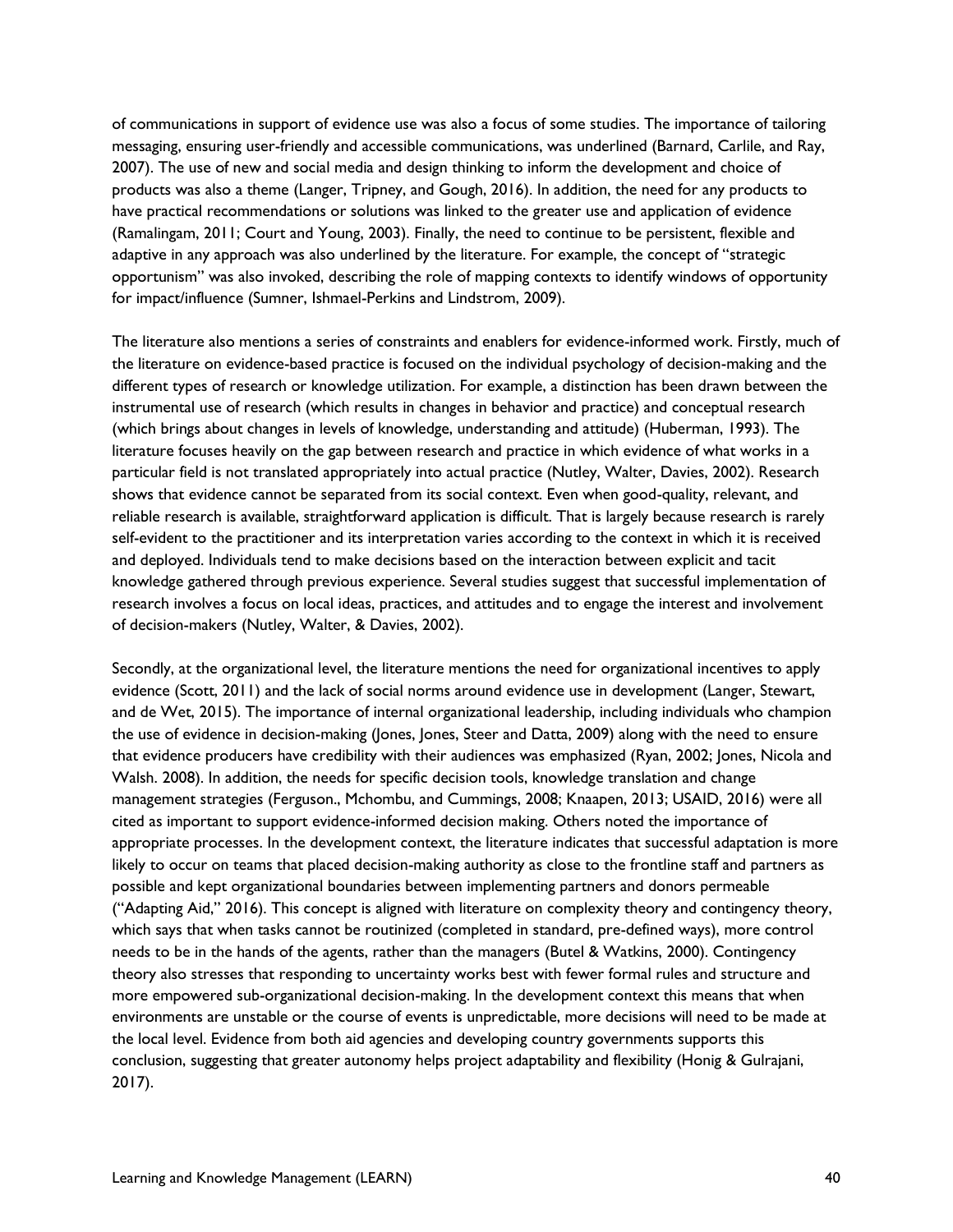of communications in support of evidence use was also a focus of some studies. The importance of tailoring messaging, ensuring user-friendly and accessible communications, was underlined (Barnard, Carlile, and Ray, 2007). The use of new and social media and design thinking to inform the development and choice of products was also a theme (Langer, Tripney, and Gough, 2016). In addition, the need for any products to have practical recommendations or solutions was linked to the greater use and application of evidence (Ramalingam, 2011; Court and Young, 2003). Finally, the need to continue to be persistent, flexible and adaptive in any approach was also underlined by the literature. For example, the concept of "strategic opportunism" was also invoked, describing the role of mapping contexts to identify windows of opportunity for impact/influence (Sumner, Ishmael-Perkins and Lindstrom, 2009).

The literature also mentions a series of constraints and enablers for evidence-informed work. Firstly, much of the literature on evidence-based practice is focused on the individual psychology of decision-making and the different types of research or knowledge utilization. For example, a distinction has been drawn between the instrumental use of research (which results in changes in behavior and practice) and conceptual research (which brings about changes in levels of knowledge, understanding and attitude) (Huberman, 1993). The literature focuses heavily on the gap between research and practice in which evidence of what works in a particular field is not translated appropriately into actual practice (Nutley, Walter, Davies, 2002). Research shows that evidence cannot be separated from its social context. Even when good-quality, relevant, and reliable research is available, straightforward application is difficult. That is largely because research is rarely self-evident to the practitioner and its interpretation varies according to the context in which it is received and deployed. Individuals tend to make decisions based on the interaction between explicit and tacit knowledge gathered through previous experience. Several studies suggest that successful implementation of research involves a focus on local ideas, practices, and attitudes and to engage the interest and involvement of decision-makers (Nutley, Walter, & Davies, 2002).

Secondly, at the organizational level, the literature mentions the need for organizational incentives to apply evidence (Scott, 2011) and the lack of social norms around evidence use in development (Langer, Stewart, and de Wet, 2015). The importance of internal organizational leadership, including individuals who champion the use of evidence in decision-making (Jones, Jones, Steer and Datta, 2009) along with the need to ensure that evidence producers have credibility with their audiences was emphasized (Ryan, 2002; Jones, Nicola and Walsh. 2008). In addition, the needs for specific decision tools, knowledge translation and change management strategies (Ferguson., Mchombu, and Cummings, 2008; Knaapen, 2013; USAID, 2016) were all cited as important to support evidence-informed decision making. Others noted the importance of appropriate processes. In the development context, the literature indicates that successful adaptation is more likely to occur on teams that placed decision-making authority as close to the frontline staff and partners as possible and kept organizational boundaries between implementing partners and donors permeable ("Adapting Aid," 2016). This concept is aligned with literature on complexity theory and contingency theory, which says that when tasks cannot be routinized (completed in standard, pre-defined ways), more control needs to be in the hands of the agents, rather than the managers (Butel & Watkins, 2000). Contingency theory also stresses that responding to uncertainty works best with fewer formal rules and structure and more empowered sub-organizational decision-making. In the development context this means that when environments are unstable or the course of events is unpredictable, more decisions will need to be made at the local level. Evidence from both aid agencies and developing country governments supports this conclusion, suggesting that greater autonomy helps project adaptability and flexibility (Honig & Gulrajani, 2017).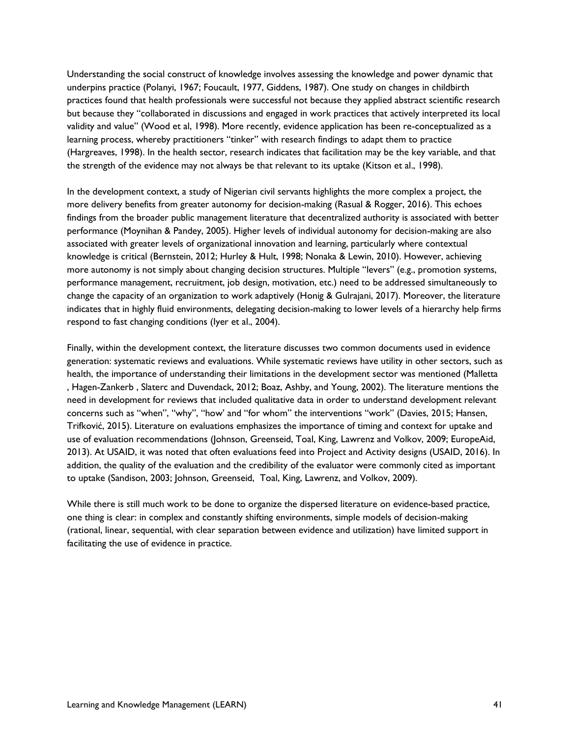Understanding the social construct of knowledge involves assessing the knowledge and power dynamic that underpins practice (Polanyi, 1967; Foucault, 1977, Giddens, 1987). One study on changes in childbirth practices found that health professionals were successful not because they applied abstract scientific research but because they "collaborated in discussions and engaged in work practices that actively interpreted its local validity and value" (Wood et al, 1998). More recently, evidence application has been re-conceptualized as a learning process, whereby practitioners "tinker" with research findings to adapt them to practice (Hargreaves, 1998). In the health sector, research indicates that facilitation may be the key variable, and that the strength of the evidence may not always be that relevant to its uptake (Kitson et al., 1998).

In the development context, a study of Nigerian civil servants highlights the more complex a project, the more delivery benefits from greater autonomy for decision-making (Rasual & Rogger, 2016). This echoes findings from the broader public management literature that decentralized authority is associated with better performance (Moynihan & Pandey, 2005). Higher levels of individual autonomy for decision-making are also associated with greater levels of organizational innovation and learning, particularly where contextual knowledge is critical (Bernstein, 2012; Hurley & Hult, 1998; Nonaka & Lewin, 2010). However, achieving more autonomy is not simply about changing decision structures. Multiple "levers" (e.g., promotion systems, performance management, recruitment, job design, motivation, etc.) need to be addressed simultaneously to change the capacity of an organization to work adaptively (Honig & Gulrajani, 2017). Moreover, the literature indicates that in highly fluid environments, delegating decision-making to lower levels of a hierarchy help firms respond to fast changing conditions (Iyer et al., 2004).

Finally, within the development context, the literature discusses two common documents used in evidence generation: systematic reviews and evaluations. While systematic reviews have utility in other sectors, such as health, the importance of understanding their limitations in the development sector was mentioned (Malletta , Hagen-Zankerb , Slaterc and Duvendack, 2012; Boaz, Ashby, and Young, 2002). The literature mentions the need in development for reviews that included qualitative data in order to understand development relevant concerns such as "when", "why", "how' and "for whom" the interventions "work" (Davies, 2015; Hansen, Trifković, 2015). Literature on evaluations emphasizes the importance of timing and context for uptake and use of evaluation recommendations (Johnson, Greenseid, Toal, King, Lawrenz and Volkov, 2009; EuropeAid, 2013). At USAID, it was noted that often evaluations feed into Project and Activity designs (USAID, 2016). In addition, the quality of the evaluation and the credibility of the evaluator were commonly cited as important to uptake (Sandison, 2003; Johnson, Greenseid, Toal, King, Lawrenz, and Volkov, 2009).

While there is still much work to be done to organize the dispersed literature on evidence-based practice, one thing is clear: in complex and constantly shifting environments, simple models of decision-making (rational, linear, sequential, with clear separation between evidence and utilization) have limited support in facilitating the use of evidence in practice.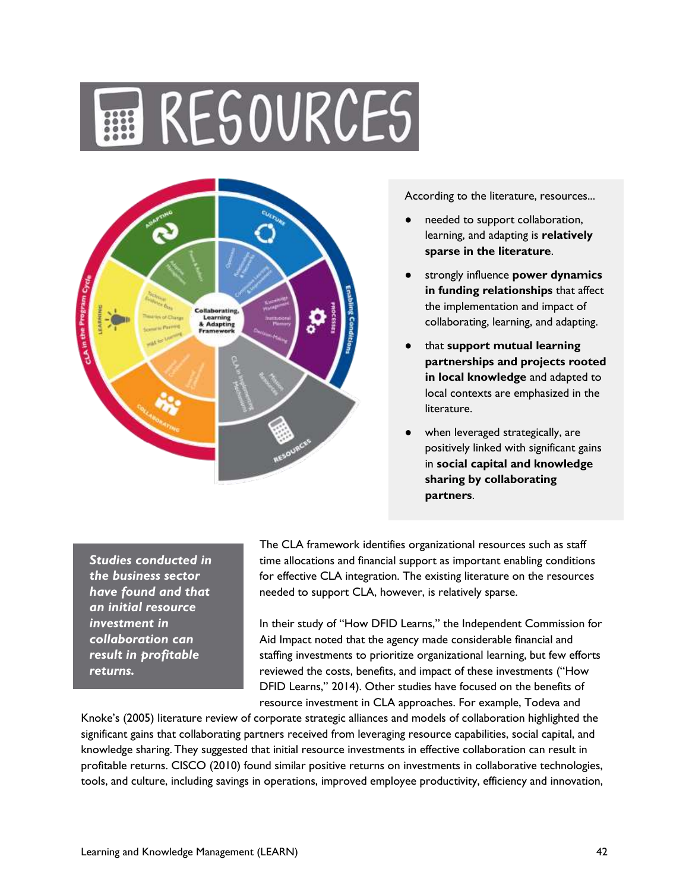# RESOURCES

According to the literature, resources...

- needed to support collaboration, learning, and adapting is **relatively sparse in the literature**.
- strongly influence **power dynamics in funding relationships** that affect the implementation and impact of collaborating, learning, and adapting.
- that **support mutual learning partnerships and projects rooted in local knowledge** and adapted to local contexts are emphasized in the literature.
- when leveraged strategically, are positively linked with significant gains in **social capital and knowledge sharing by collaborating partners**.

***Studies conducted in the business sector have found and that an initial resource investment in collaboration can result in profitable returns.***

The CLA framework identifies organizational resources such as staff time allocations and financial support as important enabling conditions for effective CLA integration. The existing literature on the resources needed to support CLA, however, is relatively sparse.

In their study of "How DFID Learns," the Independent Commission for Aid Impact noted that the agency made considerable financial and staffing investments to prioritize organizational learning, but few efforts reviewed the costs, benefits, and impact of these investments ("How DFID Learns," 2014). Other studies have focused on the benefits of resource investment in CLA approaches. For example, Todeva and Knoke's (2005) literature review of corporate strategic alliances and models of collaboration highlighted the significant gains that collaborating partners received from leveraging resource capabilities, social capital, and knowledge sharing. They suggested that initial resource investments in effective collaboration can result in profitable returns. CISCO (2010) found similar positive returns on investments in collaborative technologies, tools, and culture, including savings in operations, improved employee productivity, efficiency and innovation,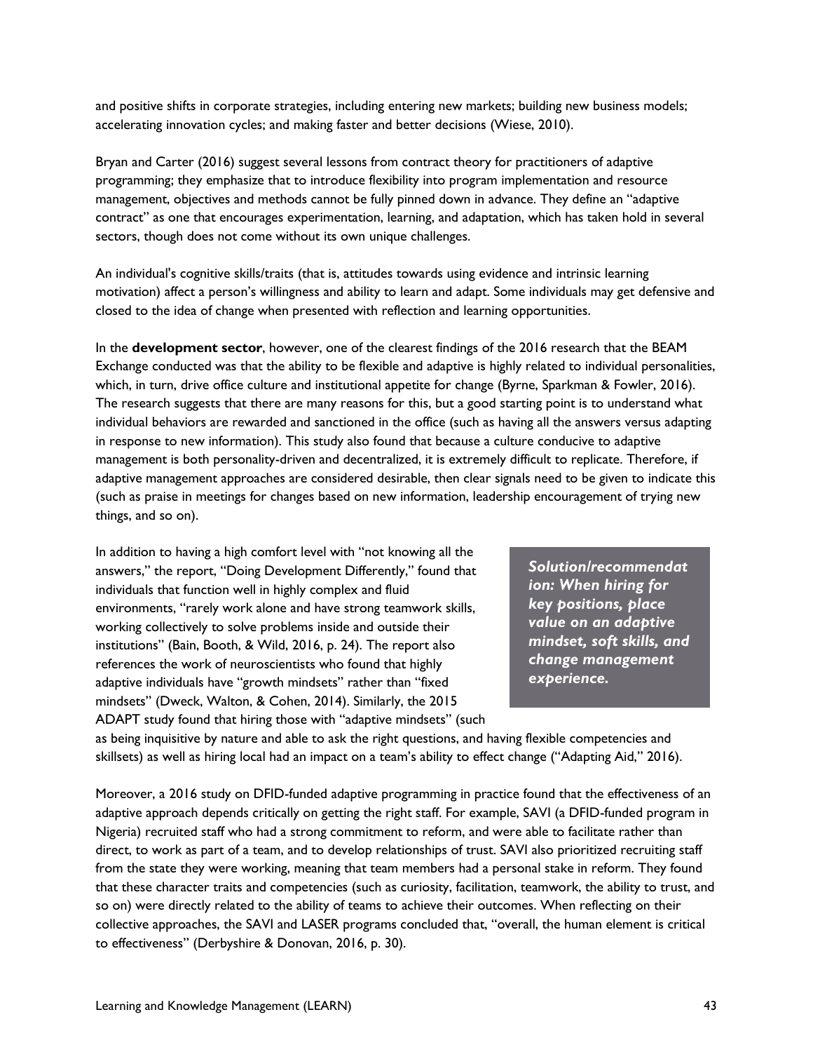and positive shifts in corporate strategies, including entering new markets; building new business models; accelerating innovation cycles; and making faster and better decisions (Wiese, 2010).

Bryan and Carter (2016) suggest several lessons from contract theory for practitioners of adaptive programming; they emphasize that to introduce flexibility into program implementation and resource management, objectives and methods cannot be fully pinned down in advance. They define an "adaptive contract" as one that encourages experimentation, learning, and adaptation, which has taken hold in several sectors, though does not come without its own unique challenges.

An individual's cognitive skills/traits (that is, attitudes towards using evidence and intrinsic learning motivation) affect a person's willingness and ability to learn and adapt. Some individuals may get defensive and closed to the idea of change when presented with reflection and learning opportunities.

In the **development sector**, however, one of the clearest findings of the 2016 research that the BEAM Exchange conducted was that the ability to be flexible and adaptive is highly related to individual personalities, which, in turn, drive office culture and institutional appetite for change (Byrne, Sparkman & Fowler, 2016). The research suggests that there are many reasons for this, but a good starting point is to understand what individual behaviors are rewarded and sanctioned in the office (such as having all the answers versus adapting in response to new information). This study also found that because a culture conducive to adaptive management is both personality-driven and decentralized, it is extremely difficult to replicate. Therefore, if adaptive management approaches are considered desirable, then clear signals need to be given to indicate this (such as praise in meetings for changes based on new information, leadership encouragement of trying new things, and so on).

***Solution/recommendation: When hiring for key positions, place value on an adaptive mindset, soft skills, and change management experience.***

In addition to having a high comfort level with "not knowing all the answers," the report, "Doing Development Differently," found that individuals that function well in highly complex and fluid environments, "rarely work alone and have strong teamwork skills, working collectively to solve problems inside and outside their institutions" (Bain, Booth, & Wild, 2016, p. 24). The report also references the work of neuroscientists who found that highly adaptive individuals have "growth mindsets" rather than "fixed mindsets" (Dweck, Walton, & Cohen, 2014). Similarly, the 2015 ADAPT study found that hiring those with "adaptive mindsets" (such as being inquisitive by nature and able to ask the right questions, and having flexible competencies and skillsets) as well as hiring local had an impact on a team's ability to effect change ("Adapting Aid," 2016).

Moreover, a 2016 study on DFID-funded adaptive programming in practice found that the effectiveness of an adaptive approach depends critically on getting the right staff. For example, SAVI (a DFID-funded program in Nigeria) recruited staff who had a strong commitment to reform, and were able to facilitate rather than direct, to work as part of a team, and to develop relationships of trust. SAVI also prioritized recruiting staff from the state they were working, meaning that team members had a personal stake in reform. They found that these character traits and competencies (such as curiosity, facilitation, teamwork, the ability to trust, and so on) were directly related to the ability of teams to achieve their outcomes. When reflecting on their collective approaches, the SAVI and LASER programs concluded that, "overall, the human element is critical to effectiveness" (Derbyshire & Donovan, 2016, p. 30).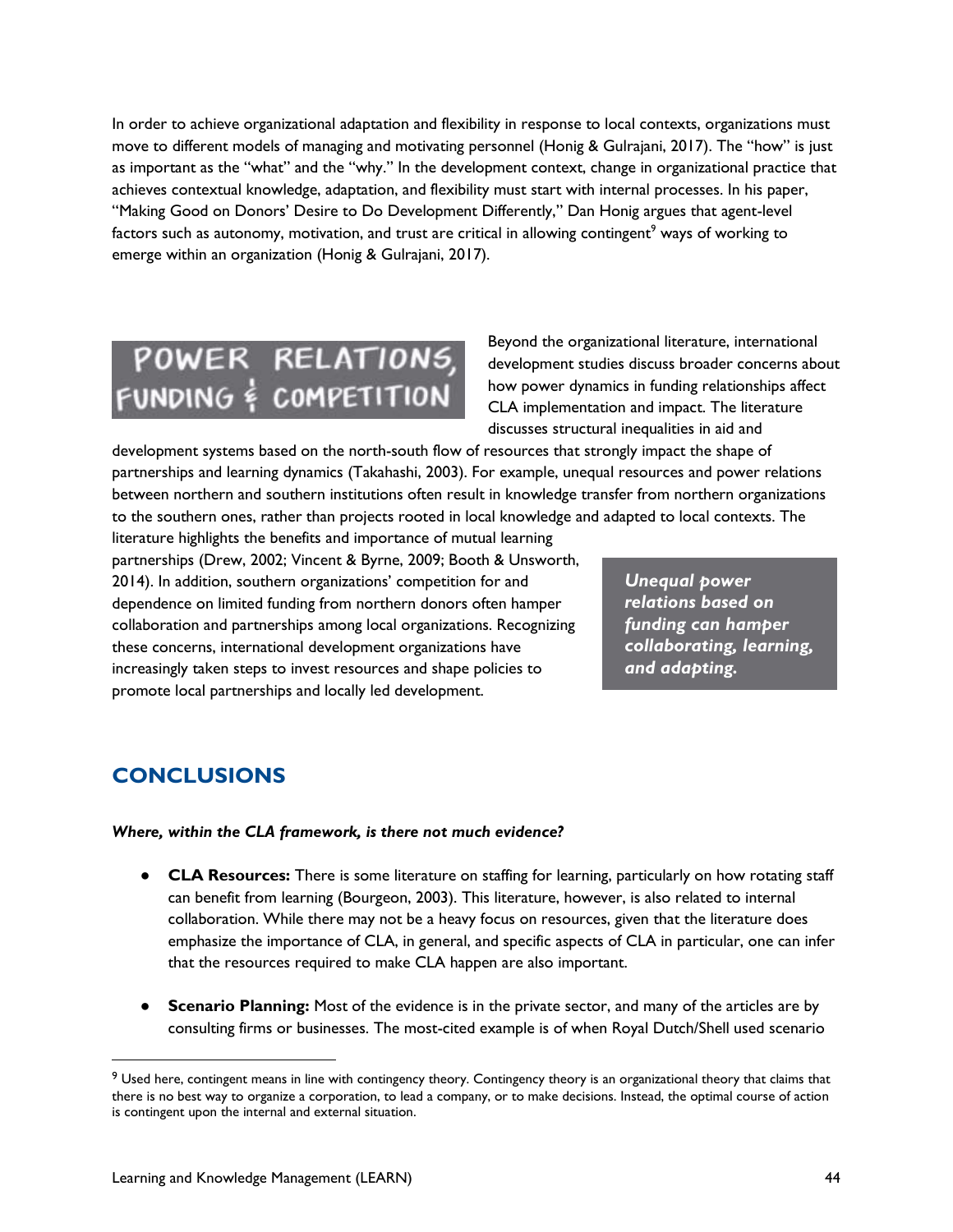In order to achieve organizational adaptation and flexibility in response to local contexts, organizations must move to different models of managing and motivating personnel (Honig & Gulrajani, 2017). The "how" is just as important as the "what" and the "why." In the development context, change in organizational practice that achieves contextual knowledge, adaptation, and flexibility must start with internal processes. In his paper, "Making Good on Donors' Desire to Do Development Differently," Dan Honig argues that agent-level factors such as autonomy, motivation, and trust are critical in allowing contingent[9] ways of working to emerge within an organization (Honig & Gulrajani, 2017).

### POWER RELATIONS, FUNDING & COMPETITION

Beyond the organizational literature, international development studies discuss broader concerns about how power dynamics in funding relationships affect CLA implementation and impact. The literature discusses structural inequalities in aid and development systems based on the north-south flow of resources that strongly impact the shape of partnerships and learning dynamics (Takahashi, 2003). For example, unequal resources and power relations between northern and southern institutions often result in knowledge transfer from northern organizations to the southern ones, rather than projects rooted in local knowledge and adapted to local contexts. The literature highlights the benefits and importance of mutual learning partnerships (Drew, 2002; Vincent & Byrne, 2009; Booth & Unsworth, 2014). In addition, southern organizations' competition for and dependence on limited funding from northern donors often hamper collaboration and partnerships among local organizations. Recognizing these concerns, international development organizations have increasingly taken steps to invest resources and shape policies to promote local partnerships and locally led development.

> ***Unequal power relations based on funding can hamper collaborating, learning, and adapting.***

## CONCLUSIONS

***Where, within the CLA framework, is there not much evidence?***

- **CLA Resources:** There is some literature on staffing for learning, particularly on how rotating staff can benefit from learning (Bourgeon, 2003). This literature, however, is also related to internal collaboration. While there may not be a heavy focus on resources, given that the literature does emphasize the importance of CLA, in general, and specific aspects of CLA in particular, one can infer that the resources required to make CLA happen are also important.
- **Scenario Planning:** Most of the evidence is in the private sector, and many of the articles are by consulting firms or businesses. The most-cited example is of when Royal Dutch/Shell used scenario

[9] Used here, contingent means in line with contingency theory. Contingency theory is an organizational theory that claims that there is no best way to organize a corporation, to lead a company, or to make decisions. Instead, the optimal course of action is contingent upon the internal and external situation.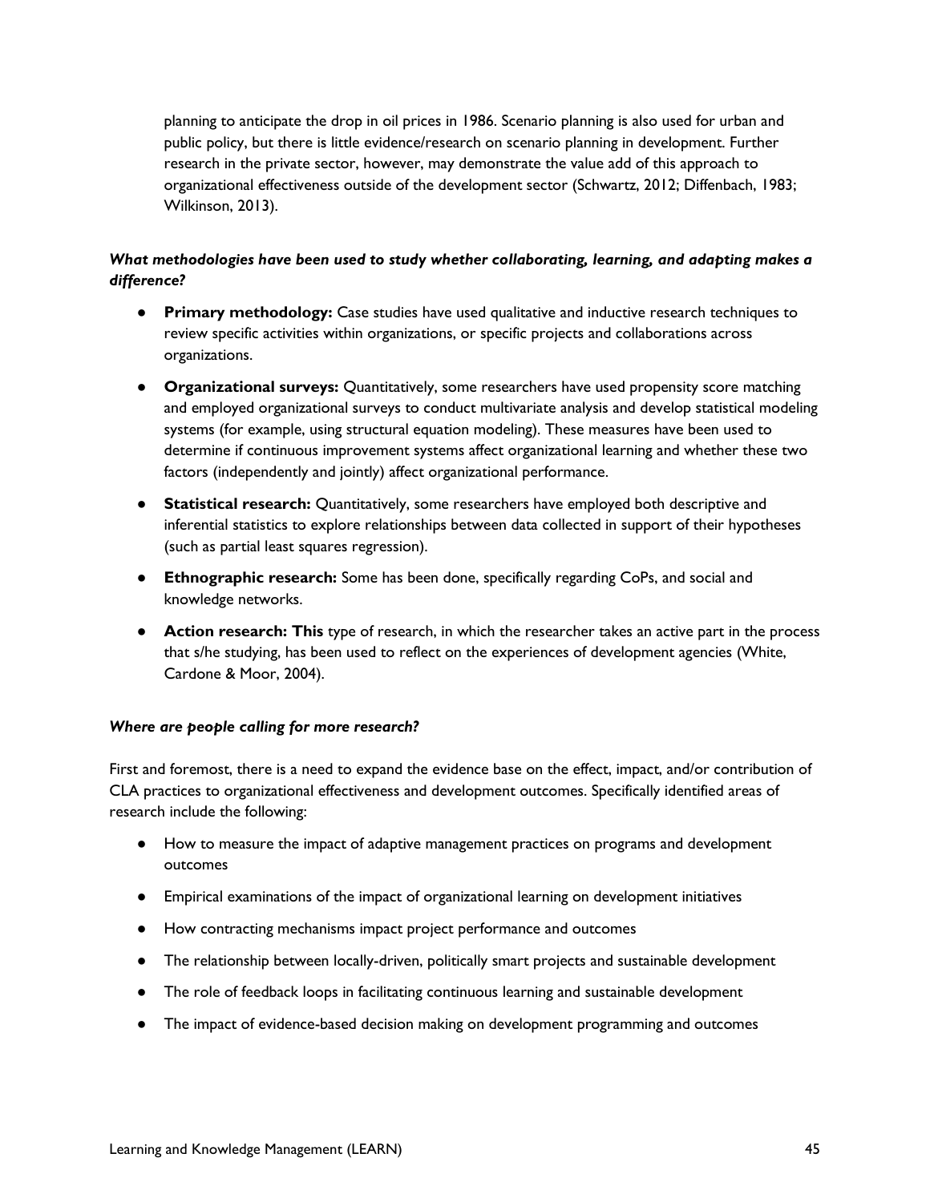planning to anticipate the drop in oil prices in 1986. Scenario planning is also used for urban and public policy, but there is little evidence/research on scenario planning in development. Further research in the private sector, however, may demonstrate the value add of this approach to organizational effectiveness outside of the development sector (Schwartz, 2012; Diffenbach, 1983; Wilkinson, 2013).

***What methodologies have been used to study whether collaborating, learning, and adapting makes a difference?***

- **Primary methodology:** Case studies have used qualitative and inductive research techniques to review specific activities within organizations, or specific projects and collaborations across organizations.
- **Organizational surveys:** Quantitatively, some researchers have used propensity score matching and employed organizational surveys to conduct multivariate analysis and develop statistical modeling systems (for example, using structural equation modeling). These measures have been used to determine if continuous improvement systems affect organizational learning and whether these two factors (independently and jointly) affect organizational performance.
- **Statistical research:** Quantitatively, some researchers have employed both descriptive and inferential statistics to explore relationships between data collected in support of their hypotheses (such as partial least squares regression).
- **Ethnographic research:** Some has been done, specifically regarding CoPs, and social and knowledge networks.
- **Action research: This** type of research, in which the researcher takes an active part in the process that s/he studying, has been used to reflect on the experiences of development agencies (White, Cardone & Moor, 2004).

***Where are people calling for more research?***

First and foremost, there is a need to expand the evidence base on the effect, impact, and/or contribution of CLA practices to organizational effectiveness and development outcomes. Specifically identified areas of research include the following:

- How to measure the impact of adaptive management practices on programs and development outcomes
- Empirical examinations of the impact of organizational learning on development initiatives
- How contracting mechanisms impact project performance and outcomes
- The relationship between locally-driven, politically smart projects and sustainable development
- The role of feedback loops in facilitating continuous learning and sustainable development
- The impact of evidence-based decision making on development programming and outcomes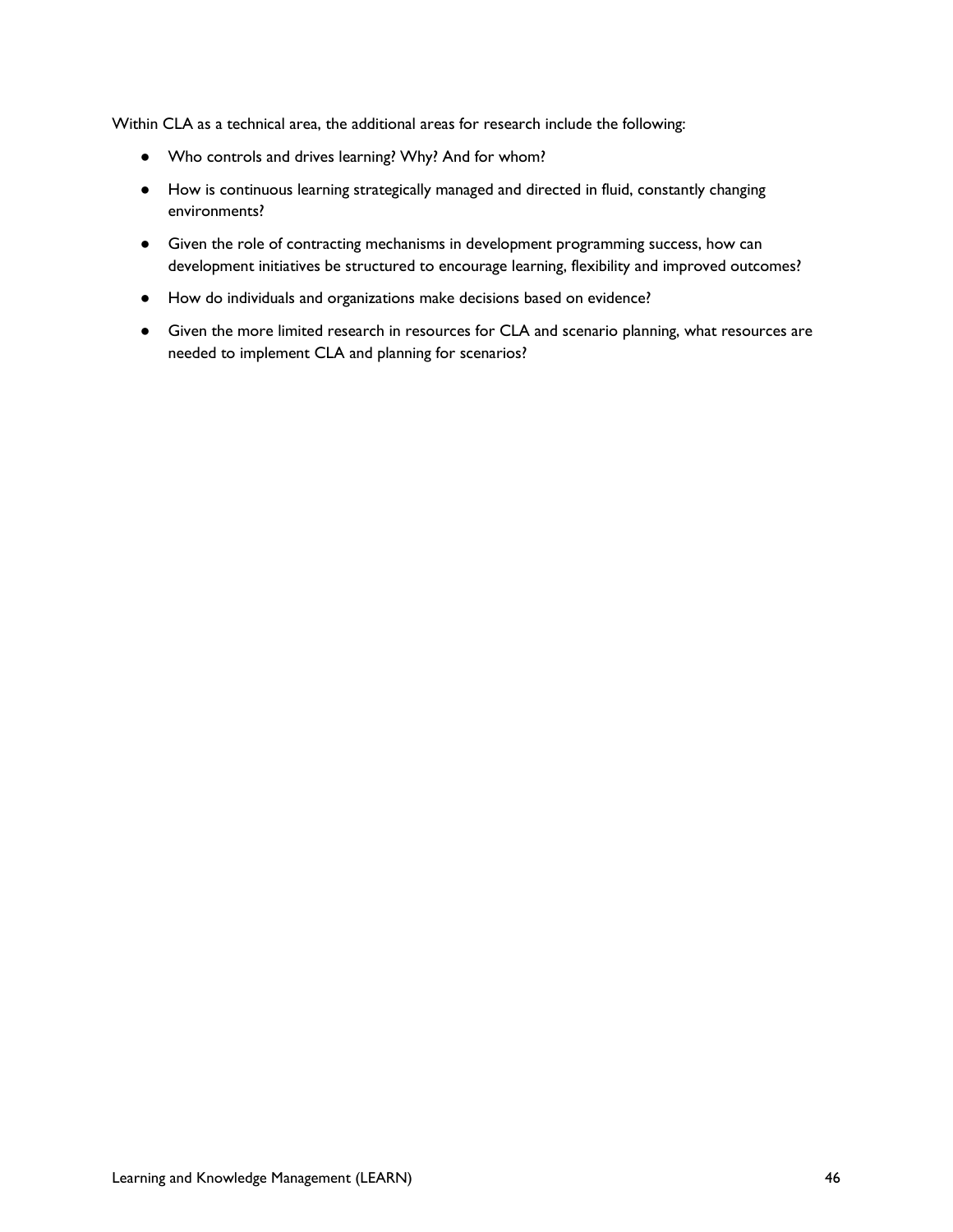Within CLA as a technical area, the additional areas for research include the following:

- Who controls and drives learning? Why? And for whom?
- How is continuous learning strategically managed and directed in fluid, constantly changing environments?
- Given the role of contracting mechanisms in development programming success, how can development initiatives be structured to encourage learning, flexibility and improved outcomes?
- How do individuals and organizations make decisions based on evidence?
- Given the more limited research in resources for CLA and scenario planning, what resources are needed to implement CLA and planning for scenarios?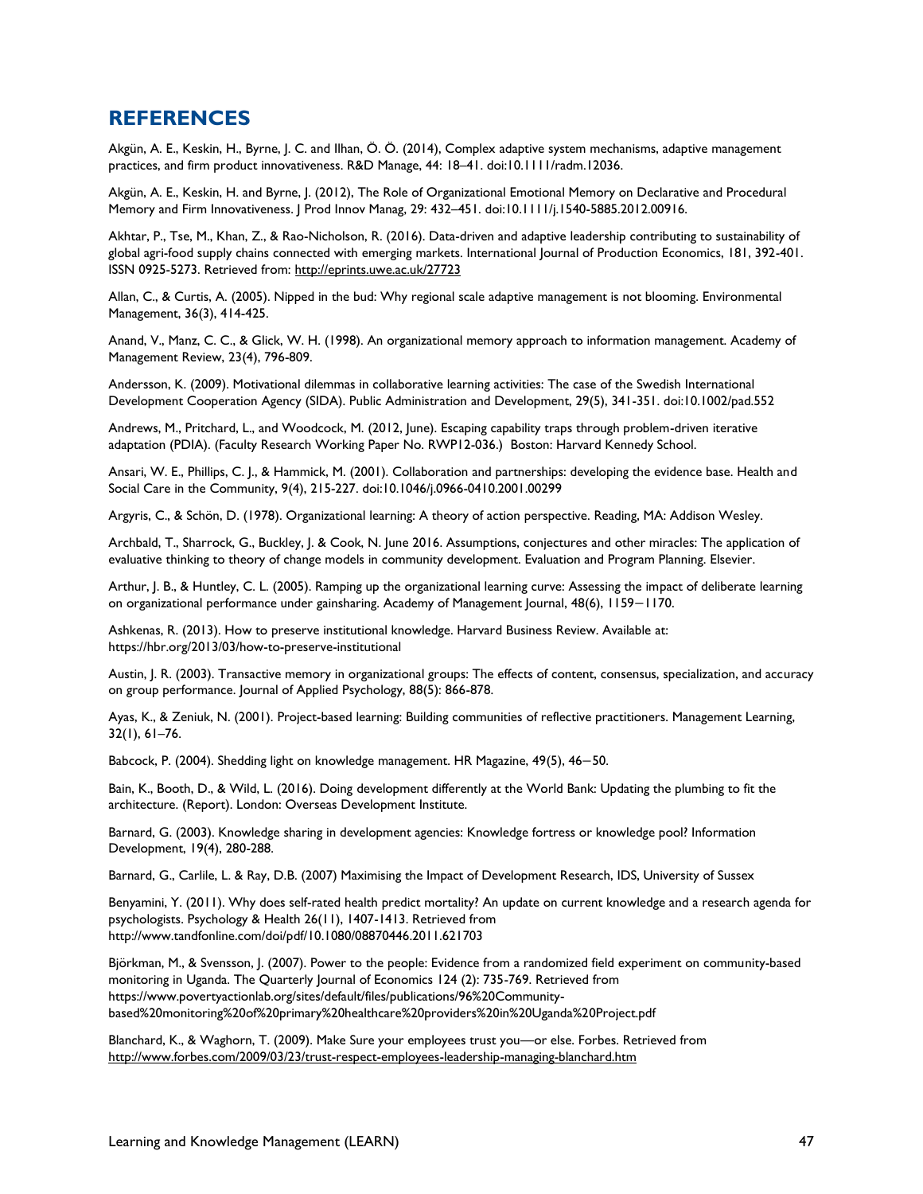## REFERENCES

Akgün, A. E., Keskin, H., Byrne, J. C. and Ilhan, Ö. Ö. (2014), Complex adaptive system mechanisms, adaptive management practices, and firm product innovativeness. R&D Manage, 44: 18–41. doi:10.1111/radm.12036.

Akgün, A. E., Keskin, H. and Byrne, J. (2012), The Role of Organizational Emotional Memory on Declarative and Procedural Memory and Firm Innovativeness. J Prod Innov Manag, 29: 432–451. doi:10.1111/j.1540-5885.2012.00916.

Akhtar, P., Tse, M., Khan, Z., & Rao-Nicholson, R. (2016). Data-driven and adaptive leadership contributing to sustainability of global agri-food supply chains connected with emerging markets. International Journal of Production Economics, 181, 392-401. ISSN 0925-5273. Retrieved from: http://eprints.uwe.ac.uk/27723

Allan, C., & Curtis, A. (2005). Nipped in the bud: Why regional scale adaptive management is not blooming. Environmental Management, 36(3), 414-425.

Anand, V., Manz, C. C., & Glick, W. H. (1998). An organizational memory approach to information management. Academy of Management Review, 23(4), 796-809.

Andersson, K. (2009). Motivational dilemmas in collaborative learning activities: The case of the Swedish International Development Cooperation Agency (SIDA). Public Administration and Development, 29(5), 341-351. doi:10.1002/pad.552

Andrews, M., Pritchard, L., and Woodcock, M. (2012, June). Escaping capability traps through problem-driven iterative adaptation (PDIA). (Faculty Research Working Paper No. RWP12-036.) Boston: Harvard Kennedy School.

Ansari, W. E., Phillips, C. J., & Hammick, M. (2001). Collaboration and partnerships: developing the evidence base. Health and Social Care in the Community, 9(4), 215-227. doi:10.1046/j.0966-0410.2001.00299

Argyris, C., & Schön, D. (1978). Organizational learning: A theory of action perspective. Reading, MA: Addison Wesley.

Archbald, T., Sharrock, G., Buckley, J. & Cook, N. June 2016. Assumptions, conjectures and other miracles: The application of evaluative thinking to theory of change models in community development. Evaluation and Program Planning. Elsevier.

Arthur, J. B., & Huntley, C. L. (2005). Ramping up the organizational learning curve: Assessing the impact of deliberate learning on organizational performance under gainsharing. Academy of Management Journal, 48(6), 1159−1170.

Ashkenas, R. (2013). How to preserve institutional knowledge. Harvard Business Review. Available at: https://hbr.org/2013/03/how-to-preserve-institutional

Austin, J. R. (2003). Transactive memory in organizational groups: The effects of content, consensus, specialization, and accuracy on group performance. Journal of Applied Psychology, 88(5): 866-878.

Ayas, K., & Zeniuk, N. (2001). Project-based learning: Building communities of reflective practitioners. Management Learning, 32(1), 61–76.

Babcock, P. (2004). Shedding light on knowledge management. HR Magazine, 49(5), 46−50.

Bain, K., Booth, D., & Wild, L. (2016). Doing development differently at the World Bank: Updating the plumbing to fit the architecture. (Report). London: Overseas Development Institute.

Barnard, G. (2003). Knowledge sharing in development agencies: Knowledge fortress or knowledge pool? Information Development, 19(4), 280-288.

Barnard, G., Carlile, L. & Ray, D.B. (2007) Maximising the Impact of Development Research, IDS, University of Sussex

Benyamini, Y. (2011). Why does self-rated health predict mortality? An update on current knowledge and a research agenda for psychologists. Psychology & Health 26(11), 1407-1413. Retrieved from http://www.tandfonline.com/doi/pdf/10.1080/08870446.2011.621703

Björkman, M., & Svensson, J. (2007). Power to the people: Evidence from a randomized field experiment on community-based monitoring in Uganda. The Quarterly Journal of Economics 124 (2): 735-769. Retrieved from https://www.povertyactionlab.org/sites/default/files/publications/96%20Community-based%20monitoring%20of%20primary%20healthcare%20providers%20in%20Uganda%20Project.pdf

Blanchard, K., & Waghorn, T. (2009). Make Sure your employees trust you—or else. Forbes. Retrieved from http://www.forbes.com/2009/03/23/trust-respect-employees-leadership-managing-blanchard.htm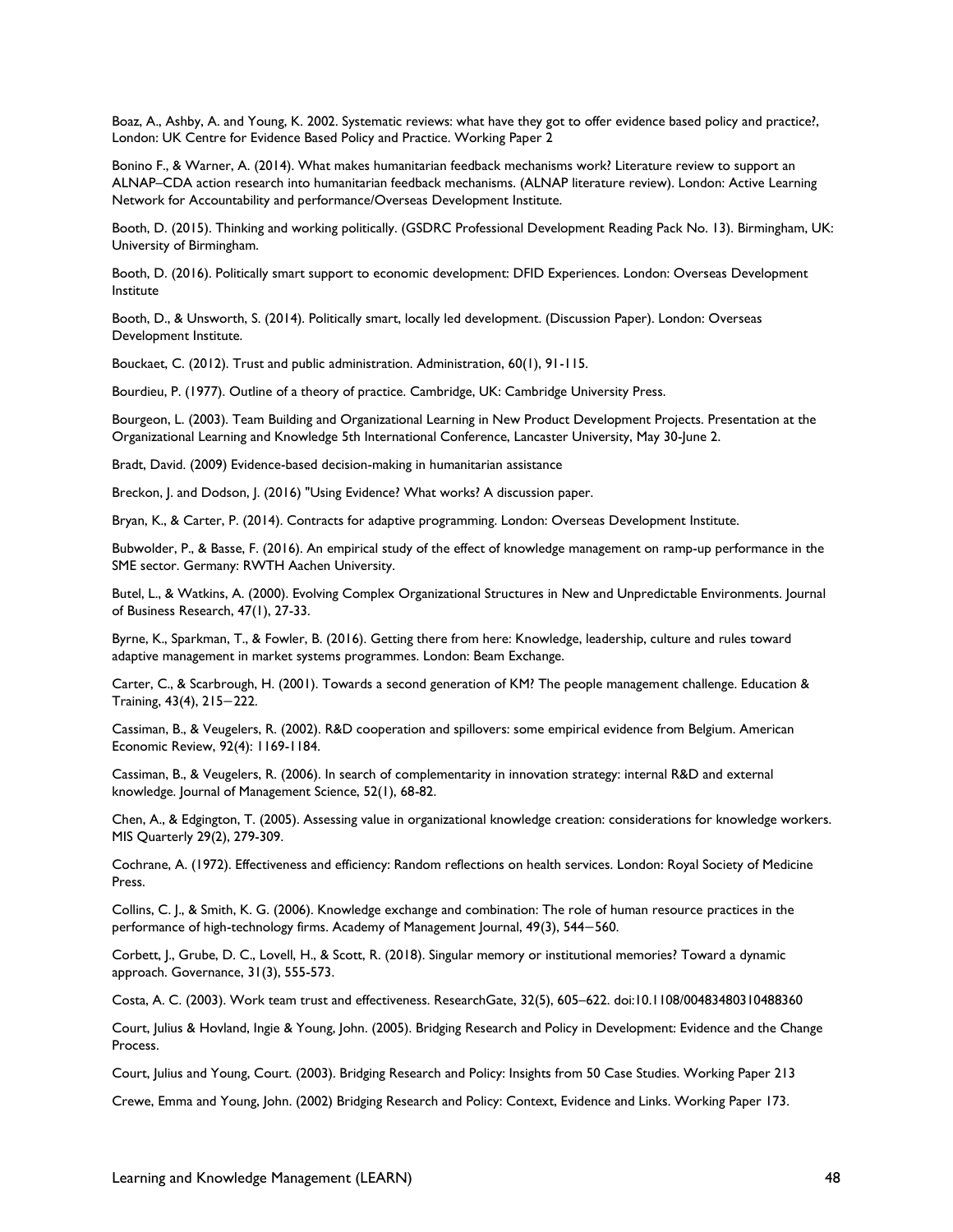Boaz, A., Ashby, A. and Young, K. 2002. Systematic reviews: what have they got to offer evidence based policy and practice?, London: UK Centre for Evidence Based Policy and Practice. Working Paper 2

Bonino F., & Warner, A. (2014). What makes humanitarian feedback mechanisms work? Literature review to support an ALNAP–CDA action research into humanitarian feedback mechanisms. (ALNAP literature review). London: Active Learning Network for Accountability and performance/Overseas Development Institute.

Booth, D. (2015). Thinking and working politically. (GSDRC Professional Development Reading Pack No. 13). Birmingham, UK: University of Birmingham.

Booth, D. (2016). Politically smart support to economic development: DFID Experiences. London: Overseas Development Institute

Booth, D., & Unsworth, S. (2014). Politically smart, locally led development. (Discussion Paper). London: Overseas Development Institute.

Bouckaet, C. (2012). Trust and public administration. Administration, 60(1), 91-115.

Bourdieu, P. (1977). Outline of a theory of practice. Cambridge, UK: Cambridge University Press.

Bourgeon, L. (2003). Team Building and Organizational Learning in New Product Development Projects. Presentation at the Organizational Learning and Knowledge 5th International Conference, Lancaster University, May 30-June 2.

Bradt, David. (2009) Evidence-based decision-making in humanitarian assistance

Breckon, J. and Dodson, J. (2016) "Using Evidence? What works? A discussion paper.

Bryan, K., & Carter, P. (2014). Contracts for adaptive programming. London: Overseas Development Institute.

Bubwolder, P., & Basse, F. (2016). An empirical study of the effect of knowledge management on ramp-up performance in the SME sector. Germany: RWTH Aachen University.

Butel, L., & Watkins, A. (2000). Evolving Complex Organizational Structures in New and Unpredictable Environments. Journal of Business Research, 47(1), 27-33.

Byrne, K., Sparkman, T., & Fowler, B. (2016). Getting there from here: Knowledge, leadership, culture and rules toward adaptive management in market systems programmes. London: Beam Exchange.

Carter, C., & Scarbrough, H. (2001). Towards a second generation of KM? The people management challenge. Education & Training, 43(4), 215−222.

Cassiman, B., & Veugelers, R. (2002). R&D cooperation and spillovers: some empirical evidence from Belgium. American Economic Review, 92(4): 1169-1184.

Cassiman, B., & Veugelers, R. (2006). In search of complementarity in innovation strategy: internal R&D and external knowledge. Journal of Management Science, 52(1), 68-82.

Chen, A., & Edgington, T. (2005). Assessing value in organizational knowledge creation: considerations for knowledge workers. MIS Quarterly 29(2), 279-309.

Cochrane, A. (1972). Effectiveness and efficiency: Random reflections on health services. London: Royal Society of Medicine Press.

Collins, C. J., & Smith, K. G. (2006). Knowledge exchange and combination: The role of human resource practices in the performance of high-technology firms. Academy of Management Journal, 49(3), 544−560.

Corbett, J., Grube, D. C., Lovell, H., & Scott, R. (2018). Singular memory or institutional memories? Toward a dynamic approach. Governance, 31(3), 555-573.

Costa, A. C. (2003). Work team trust and effectiveness. ResearchGate, 32(5), 605–622. doi:10.1108/00483480310488360

Court, Julius & Hovland, Ingie & Young, John. (2005). Bridging Research and Policy in Development: Evidence and the Change Process.

Court, Julius and Young, Court. (2003). Bridging Research and Policy: Insights from 50 Case Studies. Working Paper 213

Crewe, Emma and Young, John. (2002) Bridging Research and Policy: Context, Evidence and Links. Working Paper 173.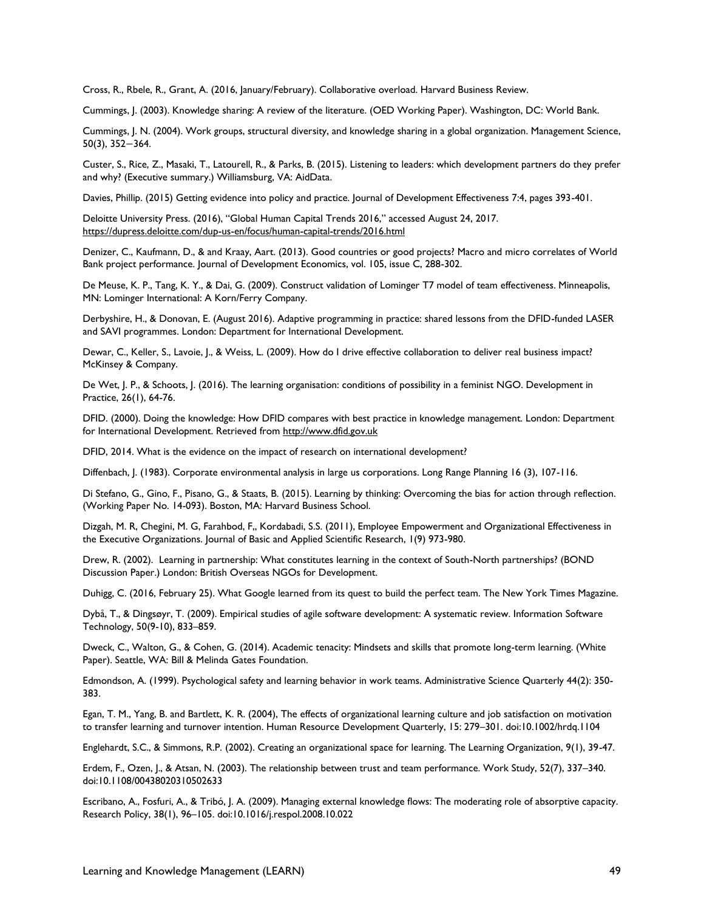Cross, R., Rbele, R., Grant, A. (2016, January/February). Collaborative overload. Harvard Business Review.

Cummings, J. (2003). Knowledge sharing: A review of the literature. (OED Working Paper). Washington, DC: World Bank.

Cummings, J. N. (2004). Work groups, structural diversity, and knowledge sharing in a global organization. Management Science, 50(3), 352—364.

Custer, S., Rice, Z., Masaki, T., Latourell, R., & Parks, B. (2015). Listening to leaders: which development partners do they prefer and why? (Executive summary.) Williamsburg, VA: AidData.

Davies, Phillip. (2015) Getting evidence into policy and practice. Journal of Development Effectiveness 7:4, pages 393-401.

Deloitte University Press. (2016), "Global Human Capital Trends 2016," accessed August 24, 2017. https://dupress.deloitte.com/dup-us-en/focus/human-capital-trends/2016.html

Denizer, C., Kaufmann, D., & and Kraay, Aart. (2013). Good countries or good projects? Macro and micro correlates of World Bank project performance. Journal of Development Economics, vol. 105, issue C, 288-302.

De Meuse, K. P., Tang, K. Y., & Dai, G. (2009). Construct validation of Lominger T7 model of team effectiveness. Minneapolis, MN: Lominger International: A Korn/Ferry Company.

Derbyshire, H., & Donovan, E. (August 2016). Adaptive programming in practice: shared lessons from the DFID-funded LASER and SAVI programmes. London: Department for International Development.

Dewar, C., Keller, S., Lavoie, J., & Weiss, L. (2009). How do I drive effective collaboration to deliver real business impact? McKinsey & Company.

De Wet, J. P., & Schoots, J. (2016). The learning organisation: conditions of possibility in a feminist NGO. Development in Practice, 26(1), 64-76.

DFID. (2000). Doing the knowledge: How DFID compares with best practice in knowledge management. London: Department for International Development. Retrieved from http://www.dfid.gov.uk

DFID, 2014. What is the evidence on the impact of research on international development?

Diffenbach, J. (1983). Corporate environmental analysis in large us corporations. Long Range Planning 16 (3), 107-116.

Di Stefano, G., Gino, F., Pisano, G., & Staats, B. (2015). Learning by thinking: Overcoming the bias for action through reflection. (Working Paper No. 14-093). Boston, MA: Harvard Business School.

Dizgah, M. R, Chegini, M. G, Farahbod, F,, Kordabadi, S.S. (2011), Employee Empowerment and Organizational Effectiveness in the Executive Organizations. Journal of Basic and Applied Scientific Research, 1(9) 973-980.

Drew, R. (2002). Learning in partnership: What constitutes learning in the context of South-North partnerships? (BOND Discussion Paper.) London: British Overseas NGOs for Development.

Duhigg, C. (2016, February 25). What Google learned from its quest to build the perfect team. The New York Times Magazine.

Dybå, T., & Dingsøyr, T. (2009). Empirical studies of agile software development: A systematic review. Information Software Technology, 50(9-10), 833–859.

Dweck, C., Walton, G., & Cohen, G. (2014). Academic tenacity: Mindsets and skills that promote long-term learning. (White Paper). Seattle, WA: Bill & Melinda Gates Foundation.

Edmondson, A. (1999). Psychological safety and learning behavior in work teams. Administrative Science Quarterly 44(2): 350-383.

Egan, T. M., Yang, B. and Bartlett, K. R. (2004), The effects of organizational learning culture and job satisfaction on motivation to transfer learning and turnover intention. Human Resource Development Quarterly, 15: 279–301. doi:10.1002/hrdq.1104

Englehardt, S.C., & Simmons, R.P. (2002). Creating an organizational space for learning. The Learning Organization, 9(1), 39-47.

Erdem, F., Ozen, J., & Atsan, N. (2003). The relationship between trust and team performance. Work Study, 52(7), 337–340. doi:10.1108/00438020310502633

Escribano, A., Fosfuri, A., & Tribó, J. A. (2009). Managing external knowledge flows: The moderating role of absorptive capacity. Research Policy, 38(1), 96–105. doi:10.1016/j.respol.2008.10.022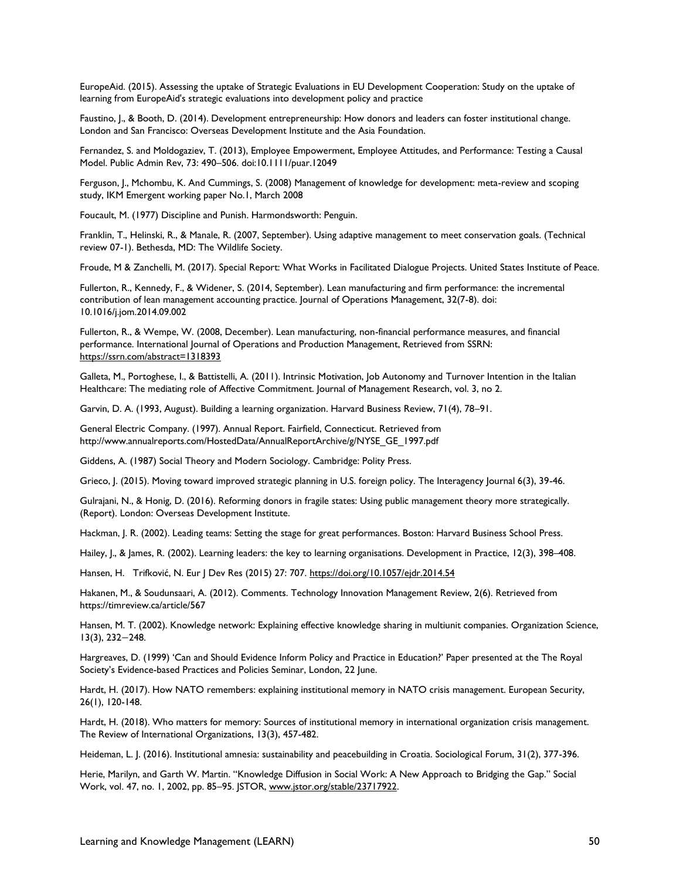EuropeAid. (2015). Assessing the uptake of Strategic Evaluations in EU Development Cooperation: Study on the uptake of learning from EuropeAid's strategic evaluations into development policy and practice

Faustino, J., & Booth, D. (2014). Development entrepreneurship: How donors and leaders can foster institutional change. London and San Francisco: Overseas Development Institute and the Asia Foundation.

Fernandez, S. and Moldogaziev, T. (2013), Employee Empowerment, Employee Attitudes, and Performance: Testing a Causal Model. Public Admin Rev, 73: 490–506. doi:10.1111/puar.12049

Ferguson, J., Mchombu, K. And Cummings, S. (2008) Management of knowledge for development: meta-review and scoping study, IKM Emergent working paper No.1, March 2008

Foucault, M. (1977) Discipline and Punish. Harmondsworth: Penguin.

Franklin, T., Helinski, R., & Manale, R. (2007, September). Using adaptive management to meet conservation goals. (Technical review 07-1). Bethesda, MD: The Wildlife Society.

Froude, M & Zanchelli, M. (2017). Special Report: What Works in Facilitated Dialogue Projects. United States Institute of Peace.

Fullerton, R., Kennedy, F., & Widener, S. (2014, September). Lean manufacturing and firm performance: the incremental contribution of lean management accounting practice. Journal of Operations Management, 32(7-8). doi: 10.1016/j.jom.2014.09.002

Fullerton, R., & Wempe, W. (2008, December). Lean manufacturing, non-financial performance measures, and financial performance. International Journal of Operations and Production Management, Retrieved from SSRN: https://ssrn.com/abstract=1318393

Galleta, M., Portoghese, I., & Battistelli, A. (2011). Intrinsic Motivation, Job Autonomy and Turnover Intention in the Italian Healthcare: The mediating role of Affective Commitment. Journal of Management Research, vol. 3, no 2.

Garvin, D. A. (1993, August). Building a learning organization. Harvard Business Review, 71(4), 78–91.

General Electric Company. (1997). Annual Report. Fairfield, Connecticut. Retrieved from http://www.annualreports.com/HostedData/AnnualReportArchive/g/NYSE_GE_1997.pdf

Giddens, A. (1987) Social Theory and Modern Sociology. Cambridge: Polity Press.

Grieco, J. (2015). Moving toward improved strategic planning in U.S. foreign policy. The Interagency Journal 6(3), 39-46.

Gulrajani, N., & Honig, D. (2016). Reforming donors in fragile states: Using public management theory more strategically. (Report). London: Overseas Development Institute.

Hackman, J. R. (2002). Leading teams: Setting the stage for great performances. Boston: Harvard Business School Press.

Hailey, J., & James, R. (2002). Learning leaders: the key to learning organisations. Development in Practice, 12(3), 398–408.

Hansen, H. Trifković, N. Eur J Dev Res (2015) 27: 707. https://doi.org/10.1057/ejdr.2014.54

Hakanen, M., & Soudunsaari, A. (2012). Comments. Technology Innovation Management Review, 2(6). Retrieved from https://timreview.ca/article/567

Hansen, M. T. (2002). Knowledge network: Explaining effective knowledge sharing in multiunit companies. Organization Science, 13(3), 232–248.

Hargreaves, D. (1999) 'Can and Should Evidence Inform Policy and Practice in Education?' Paper presented at the The Royal Society's Evidence-based Practices and Policies Seminar, London, 22 June.

Hardt, H. (2017). How NATO remembers: explaining institutional memory in NATO crisis management. European Security, 26(1), 120-148.

Hardt, H. (2018). Who matters for memory: Sources of institutional memory in international organization crisis management. The Review of International Organizations, 13(3), 457-482.

Heideman, L. J. (2016). Institutional amnesia: sustainability and peacebuilding in Croatia. Sociological Forum, 31(2), 377-396.

Herie, Marilyn, and Garth W. Martin. "Knowledge Diffusion in Social Work: A New Approach to Bridging the Gap." Social Work, vol. 47, no. 1, 2002, pp. 85–95. JSTOR, www.jstor.org/stable/23717922.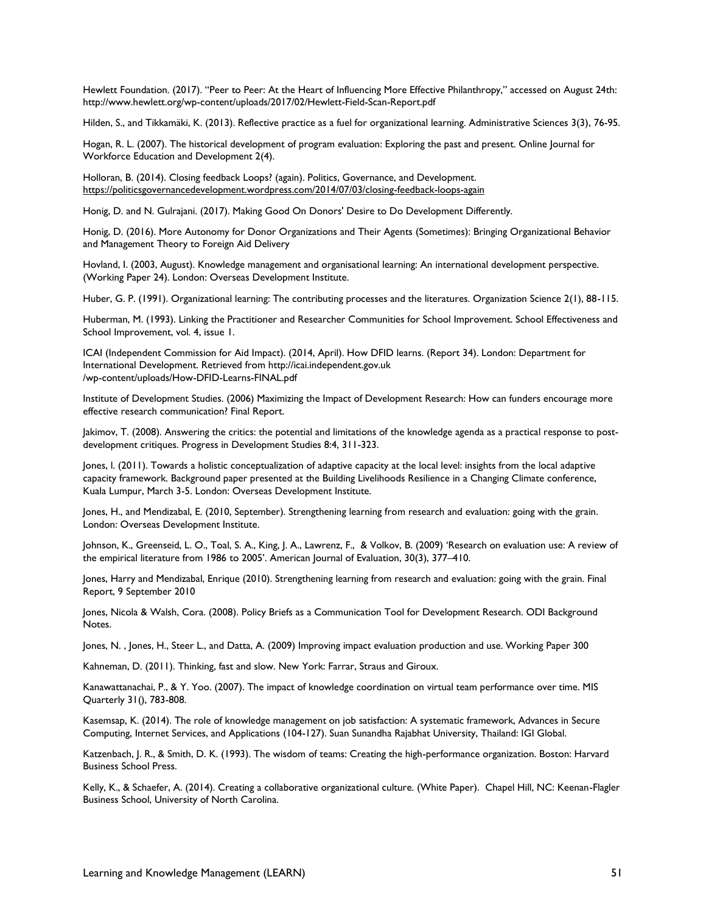Hewlett Foundation. (2017). "Peer to Peer: At the Heart of Influencing More Effective Philanthropy," accessed on August 24th: http://www.hewlett.org/wp-content/uploads/2017/02/Hewlett-Field-Scan-Report.pdf

Hilden, S., and Tikkamäki, K. (2013). Reflective practice as a fuel for organizational learning. Administrative Sciences 3(3), 76-95.

Hogan, R. L. (2007). The historical development of program evaluation: Exploring the past and present. Online Journal for Workforce Education and Development 2(4).

Holloran, B. (2014). Closing feedback Loops? (again). Politics, Governance, and Development. https://politicsgovernancedevelopment.wordpress.com/2014/07/03/closing-feedback-loops-again

Honig, D. and N. Gulrajani. (2017). Making Good On Donors' Desire to Do Development Differently.

Honig, D. (2016). More Autonomy for Donor Organizations and Their Agents (Sometimes): Bringing Organizational Behavior and Management Theory to Foreign Aid Delivery

Hovland, I. (2003, August). Knowledge management and organisational learning: An international development perspective. (Working Paper 24). London: Overseas Development Institute.

Huber, G. P. (1991). Organizational learning: The contributing processes and the literatures. Organization Science 2(1), 88-115.

Huberman, M. (1993). Linking the Practitioner and Researcher Communities for School Improvement. School Effectiveness and School Improvement, vol. 4, issue 1.

ICAI (Independent Commission for Aid Impact). (2014, April). How DFID learns. (Report 34). London: Department for International Development. Retrieved from http://icai.independent.gov.uk /wp-content/uploads/How-DFID-Learns-FINAL.pdf

Institute of Development Studies. (2006) Maximizing the Impact of Development Research: How can funders encourage more effective research communication? Final Report.

Jakimov, T. (2008). Answering the critics: the potential and limitations of the knowledge agenda as a practical response to post-development critiques. Progress in Development Studies 8:4, 311-323.

Jones, l. (2011). Towards a holistic conceptualization of adaptive capacity at the local level: insights from the local adaptive capacity framework. Background paper presented at the Building Livelihoods Resilience in a Changing Climate conference, Kuala Lumpur, March 3-5. London: Overseas Development Institute.

Jones, H., and Mendizabal, E. (2010, September). Strengthening learning from research and evaluation: going with the grain. London: Overseas Development Institute.

Johnson, K., Greenseid, L. O., Toal, S. A., King, J. A., Lawrenz, F., & Volkov, B. (2009) 'Research on evaluation use: A review of the empirical literature from 1986 to 2005'. American Journal of Evaluation, 30(3), 377–410.

Jones, Harry and Mendizabal, Enrique (2010). Strengthening learning from research and evaluation: going with the grain. Final Report, 9 September 2010

Jones, Nicola & Walsh, Cora. (2008). Policy Briefs as a Communication Tool for Development Research. ODI Background Notes.

Jones, N. , Jones, H., Steer L., and Datta, A. (2009) Improving impact evaluation production and use. Working Paper 300

Kahneman, D. (2011). Thinking, fast and slow. New York: Farrar, Straus and Giroux.

Kanawattanachai, P., & Y. Yoo. (2007). The impact of knowledge coordination on virtual team performance over time. MIS Quarterly 31(), 783-808.

Kasemsap, K. (2014). The role of knowledge management on job satisfaction: A systematic framework, Advances in Secure Computing, Internet Services, and Applications (104-127). Suan Sunandha Rajabhat University, Thailand: IGI Global.

Katzenbach, J. R., & Smith, D. K. (1993). The wisdom of teams: Creating the high-performance organization. Boston: Harvard Business School Press.

Kelly, K., & Schaefer, A. (2014). Creating a collaborative organizational culture. (White Paper). Chapel Hill, NC: Keenan-Flagler Business School, University of North Carolina.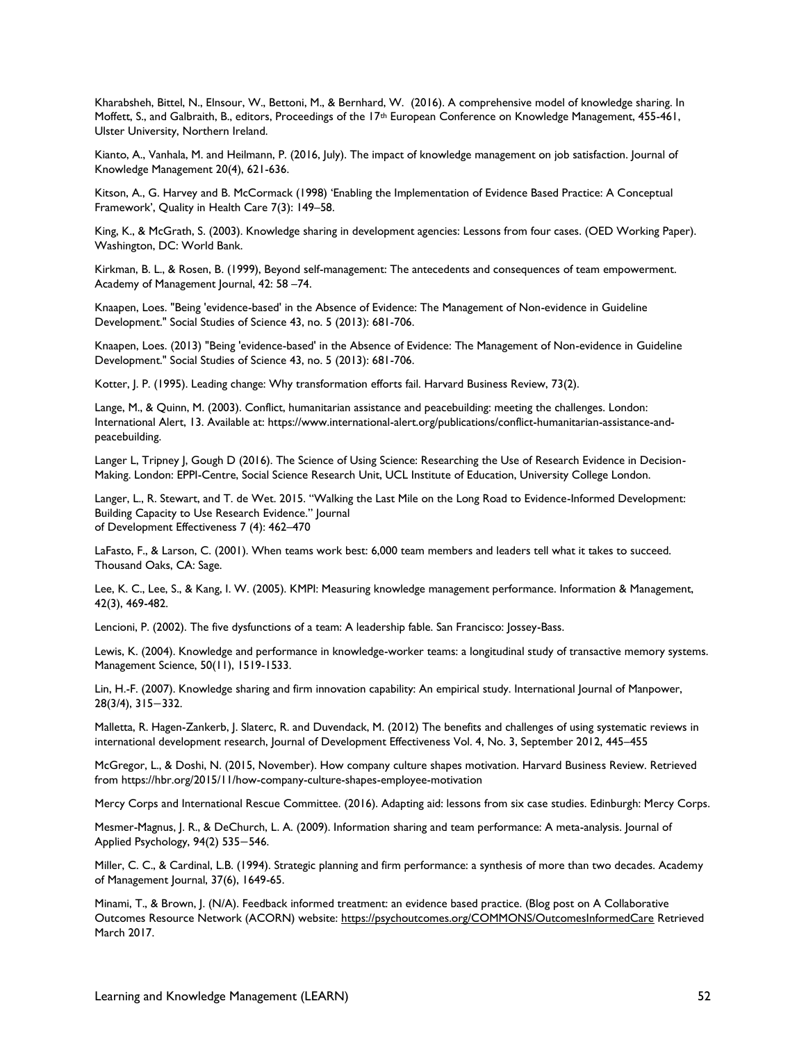Kharabsheh, Bittel, N., Elnsour, W., Bettoni, M., & Bernhard, W. (2016). A comprehensive model of knowledge sharing. In Moffett, S., and Galbraith, B., editors, Proceedings of the 17th European Conference on Knowledge Management, 455-461, Ulster University, Northern Ireland.

Kianto, A., Vanhala, M. and Heilmann, P. (2016, July). The impact of knowledge management on job satisfaction. Journal of Knowledge Management 20(4), 621-636.

Kitson, A., G. Harvey and B. McCormack (1998) 'Enabling the Implementation of Evidence Based Practice: A Conceptual Framework', Quality in Health Care 7(3): 149–58.

King, K., & McGrath, S. (2003). Knowledge sharing in development agencies: Lessons from four cases. (OED Working Paper). Washington, DC: World Bank.

Kirkman, B. L., & Rosen, B. (1999), Beyond self-management: The antecedents and consequences of team empowerment. Academy of Management Journal, 42: 58 –74.

Knaapen, Loes. "Being 'evidence-based' in the Absence of Evidence: The Management of Non-evidence in Guideline Development." Social Studies of Science 43, no. 5 (2013): 681-706.

Knaapen, Loes. (2013) "Being 'evidence-based' in the Absence of Evidence: The Management of Non-evidence in Guideline Development." Social Studies of Science 43, no. 5 (2013): 681-706.

Kotter, J. P. (1995). Leading change: Why transformation efforts fail. Harvard Business Review, 73(2).

Lange, M., & Quinn, M. (2003). Conflict, humanitarian assistance and peacebuilding: meeting the challenges. London: International Alert, 13. Available at: https://www.international-alert.org/publications/conflict-humanitarian-assistance-and-peacebuilding.

Langer L, Tripney J, Gough D (2016). The Science of Using Science: Researching the Use of Research Evidence in Decision-Making. London: EPPI-Centre, Social Science Research Unit, UCL Institute of Education, University College London.

Langer, L., R. Stewart, and T. de Wet. 2015. "Walking the Last Mile on the Long Road to Evidence-Informed Development: Building Capacity to Use Research Evidence." Journal of Development Effectiveness 7 (4): 462–470

LaFasto, F., & Larson, C. (2001). When teams work best: 6,000 team members and leaders tell what it takes to succeed. Thousand Oaks, CA: Sage.

Lee, K. C., Lee, S., & Kang, I. W. (2005). KMPI: Measuring knowledge management performance. Information & Management, 42(3), 469-482.

Lencioni, P. (2002). The five dysfunctions of a team: A leadership fable. San Francisco: Jossey-Bass.

Lewis, K. (2004). Knowledge and performance in knowledge-worker teams: a longitudinal study of transactive memory systems. Management Science, 50(11), 1519-1533.

Lin, H.-F. (2007). Knowledge sharing and firm innovation capability: An empirical study. International Journal of Manpower, 28(3/4), 315−332.

Malletta, R. Hagen-Zankerb, J. Slaterc, R. and Duvendack, M. (2012) The benefits and challenges of using systematic reviews in international development research, Journal of Development Effectiveness Vol. 4, No. 3, September 2012, 445–455

McGregor, L., & Doshi, N. (2015, November). How company culture shapes motivation. Harvard Business Review. Retrieved from https://hbr.org/2015/11/how-company-culture-shapes-employee-motivation

Mercy Corps and International Rescue Committee. (2016). Adapting aid: lessons from six case studies. Edinburgh: Mercy Corps.

Mesmer-Magnus, J. R., & DeChurch, L. A. (2009). Information sharing and team performance: A meta-analysis. Journal of Applied Psychology, 94(2) 535−546.

Miller, C. C., & Cardinal, L.B. (1994). Strategic planning and firm performance: a synthesis of more than two decades. Academy of Management Journal, 37(6), 1649-65.

Minami, T., & Brown, J. (N/A). Feedback informed treatment: an evidence based practice. (Blog post on A Collaborative Outcomes Resource Network (ACORN) website: https://psychoutcomes.org/COMMONS/OutcomesInformedCare Retrieved March 2017.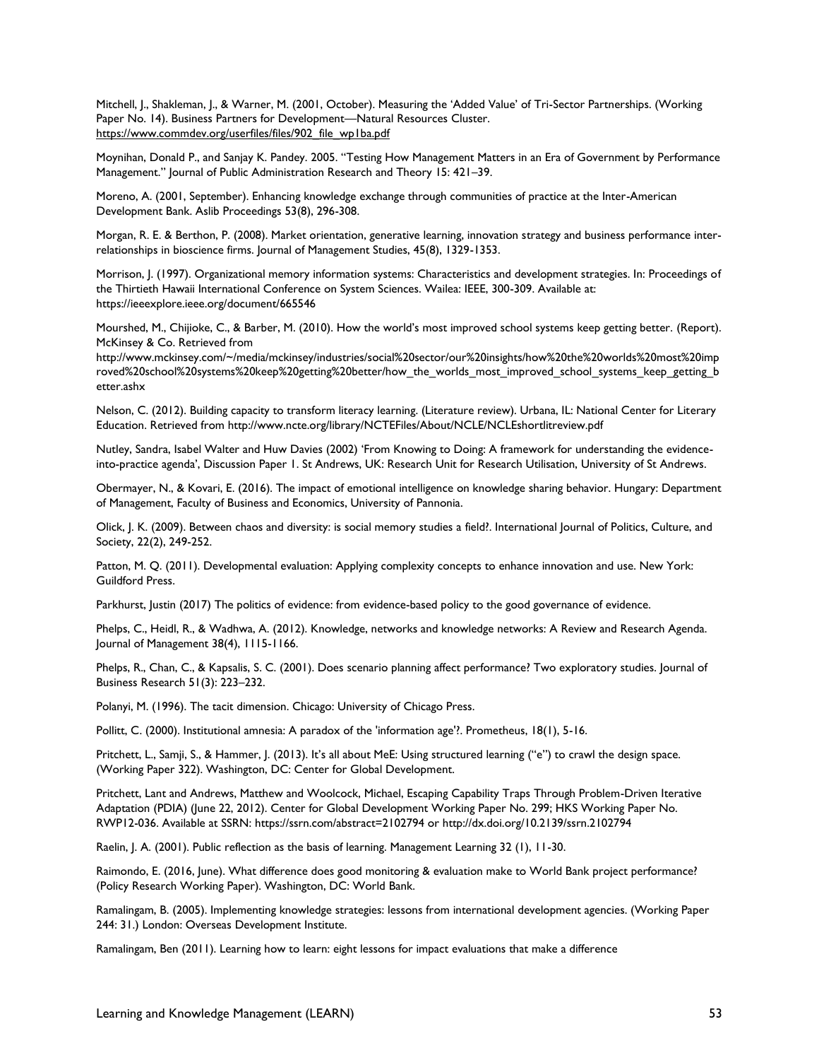Mitchell, J., Shakleman, J., & Warner, M. (2001, October). Measuring the 'Added Value' of Tri-Sector Partnerships. (Working Paper No. 14). Business Partners for Development—Natural Resources Cluster. https://www.commdev.org/userfiles/files/902_file_wp1ba.pdf

Moynihan, Donald P., and Sanjay K. Pandey. 2005. "Testing How Management Matters in an Era of Government by Performance Management." Journal of Public Administration Research and Theory 15: 421–39.

Moreno, A. (2001, September). Enhancing knowledge exchange through communities of practice at the Inter-American Development Bank. Aslib Proceedings 53(8), 296-308.

Morgan, R. E. & Berthon, P. (2008). Market orientation, generative learning, innovation strategy and business performance inter-relationships in bioscience firms. Journal of Management Studies, 45(8), 1329-1353.

Morrison, J. (1997). Organizational memory information systems: Characteristics and development strategies. In: Proceedings of the Thirtieth Hawaii International Conference on System Sciences. Wailea: IEEE, 300-309. Available at: https://ieeexplore.ieee.org/document/665546

Mourshed, M., Chijioke, C., & Barber, M. (2010). How the world's most improved school systems keep getting better. (Report). McKinsey & Co. Retrieved from http://www.mckinsey.com/~/media/mckinsey/industries/social%20sector/our%20insights/how%20the%20worlds%20most%20improved%20school%20systems%20keep%20getting%20better/how_the_worlds_most_improved_school_systems_keep_getting_better.ashx

Nelson, C. (2012). Building capacity to transform literacy learning. (Literature review). Urbana, IL: National Center for Literary Education. Retrieved from http://www.ncte.org/library/NCTEFiles/About/NCLE/NCLEshortlitreview.pdf

Nutley, Sandra, Isabel Walter and Huw Davies (2002) 'From Knowing to Doing: A framework for understanding the evidence-into-practice agenda', Discussion Paper 1. St Andrews, UK: Research Unit for Research Utilisation, University of St Andrews.

Obermayer, N., & Kovari, E. (2016). The impact of emotional intelligence on knowledge sharing behavior. Hungary: Department of Management, Faculty of Business and Economics, University of Pannonia.

Olick, J. K. (2009). Between chaos and diversity: is social memory studies a field?. International Journal of Politics, Culture, and Society, 22(2), 249-252.

Patton, M. Q. (2011). Developmental evaluation: Applying complexity concepts to enhance innovation and use. New York: Guildford Press.

Parkhurst, Justin (2017) The politics of evidence: from evidence-based policy to the good governance of evidence.

Phelps, C., Heidl, R., & Wadhwa, A. (2012). Knowledge, networks and knowledge networks: A Review and Research Agenda. Journal of Management 38(4), 1115-1166.

Phelps, R., Chan, C., & Kapsalis, S. C. (2001). Does scenario planning affect performance? Two exploratory studies. Journal of Business Research 51(3): 223–232.

Polanyi, M. (1996). The tacit dimension. Chicago: University of Chicago Press.

Pollitt, C. (2000). Institutional amnesia: A paradox of the 'information age'?. Prometheus, 18(1), 5-16.

Pritchett, L., Samji, S., & Hammer, J. (2013). It's all about MeE: Using structured learning ("e") to crawl the design space. (Working Paper 322). Washington, DC: Center for Global Development.

Pritchett, Lant and Andrews, Matthew and Woolcock, Michael, Escaping Capability Traps Through Problem-Driven Iterative Adaptation (PDIA) (June 22, 2012). Center for Global Development Working Paper No. 299; HKS Working Paper No. RWP12-036. Available at SSRN: https://ssrn.com/abstract=2102794 or http://dx.doi.org/10.2139/ssrn.2102794

Raelin, J. A. (2001). Public reflection as the basis of learning. Management Learning 32 (1), 11-30.

Raimondo, E. (2016, June). What difference does good monitoring & evaluation make to World Bank project performance? (Policy Research Working Paper). Washington, DC: World Bank.

Ramalingam, B. (2005). Implementing knowledge strategies: lessons from international development agencies. (Working Paper 244: 31.) London: Overseas Development Institute.

Ramalingam, Ben (2011). Learning how to learn: eight lessons for impact evaluations that make a difference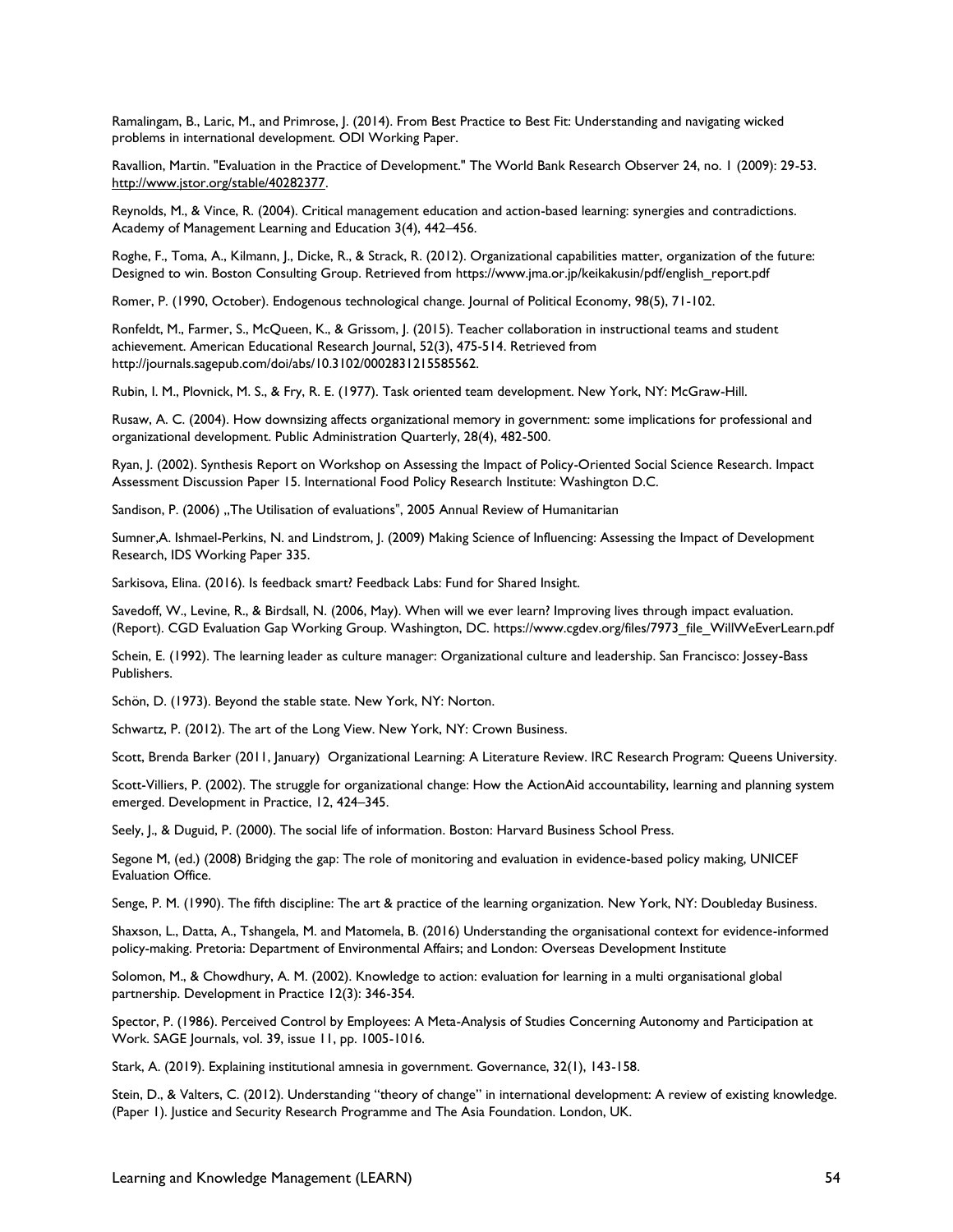Ramalingam, B., Laric, M., and Primrose, J. (2014). From Best Practice to Best Fit: Understanding and navigating wicked problems in international development. ODI Working Paper.

Ravallion, Martin. "Evaluation in the Practice of Development." The World Bank Research Observer 24, no. 1 (2009): 29-53. http://www.jstor.org/stable/40282377.

Reynolds, M., & Vince, R. (2004). Critical management education and action-based learning: synergies and contradictions. Academy of Management Learning and Education 3(4), 442–456.

Roghe, F., Toma, A., Kilmann, J., Dicke, R., & Strack, R. (2012). Organizational capabilities matter, organization of the future: Designed to win. Boston Consulting Group. Retrieved from https://www.jma.or.jp/keikakusin/pdf/english_report.pdf

Romer, P. (1990, October). Endogenous technological change. Journal of Political Economy, 98(5), 71-102.

Ronfeldt, M., Farmer, S., McQueen, K., & Grissom, J. (2015). Teacher collaboration in instructional teams and student achievement. American Educational Research Journal, 52(3), 475-514. Retrieved from http://journals.sagepub.com/doi/abs/10.3102/0002831215585562.

Rubin, I. M., Plovnick, M. S., & Fry, R. E. (1977). Task oriented team development. New York, NY: McGraw-Hill.

Rusaw, A. C. (2004). How downsizing affects organizational memory in government: some implications for professional and organizational development. Public Administration Quarterly, 28(4), 482-500.

Ryan, J. (2002). Synthesis Report on Workshop on Assessing the Impact of Policy-Oriented Social Science Research. Impact Assessment Discussion Paper 15. International Food Policy Research Institute: Washington D.C.

Sandison, P. (2006) „The Utilisation of evaluations", 2005 Annual Review of Humanitarian

Sumner,A. Ishmael-Perkins, N. and Lindstrom, J. (2009) Making Science of Influencing: Assessing the Impact of Development Research, IDS Working Paper 335.

Sarkisova, Elina. (2016). Is feedback smart? Feedback Labs: Fund for Shared Insight.

Savedoff, W., Levine, R., & Birdsall, N. (2006, May). When will we ever learn? Improving lives through impact evaluation. (Report). CGD Evaluation Gap Working Group. Washington, DC. https://www.cgdev.org/files/7973_file_WillWeEverLearn.pdf

Schein, E. (1992). The learning leader as culture manager: Organizational culture and leadership. San Francisco: Jossey-Bass Publishers.

Schön, D. (1973). Beyond the stable state. New York, NY: Norton.

Schwartz, P. (2012). The art of the Long View. New York, NY: Crown Business.

Scott, Brenda Barker (2011, January) Organizational Learning: A Literature Review. IRC Research Program: Queens University.

Scott-Villiers, P. (2002). The struggle for organizational change: How the ActionAid accountability, learning and planning system emerged. Development in Practice, 12, 424–345.

Seely, J., & Duguid, P. (2000). The social life of information. Boston: Harvard Business School Press.

Segone M, (ed.) (2008) Bridging the gap: The role of monitoring and evaluation in evidence-based policy making, UNICEF Evaluation Office.

Senge, P. M. (1990). The fifth discipline: The art & practice of the learning organization. New York, NY: Doubleday Business.

Shaxson, L., Datta, A., Tshangela, M. and Matomela, B. (2016) Understanding the organisational context for evidence-informed policy-making. Pretoria: Department of Environmental Affairs; and London: Overseas Development Institute

Solomon, M., & Chowdhury, A. M. (2002). Knowledge to action: evaluation for learning in a multi organisational global partnership. Development in Practice 12(3): 346-354.

Spector, P. (1986). Perceived Control by Employees: A Meta-Analysis of Studies Concerning Autonomy and Participation at Work. SAGE Journals, vol. 39, issue 11, pp. 1005-1016.

Stark, A. (2019). Explaining institutional amnesia in government. Governance, 32(1), 143-158.

Stein, D., & Valters, C. (2012). Understanding "theory of change" in international development: A review of existing knowledge. (Paper 1). Justice and Security Research Programme and The Asia Foundation. London, UK.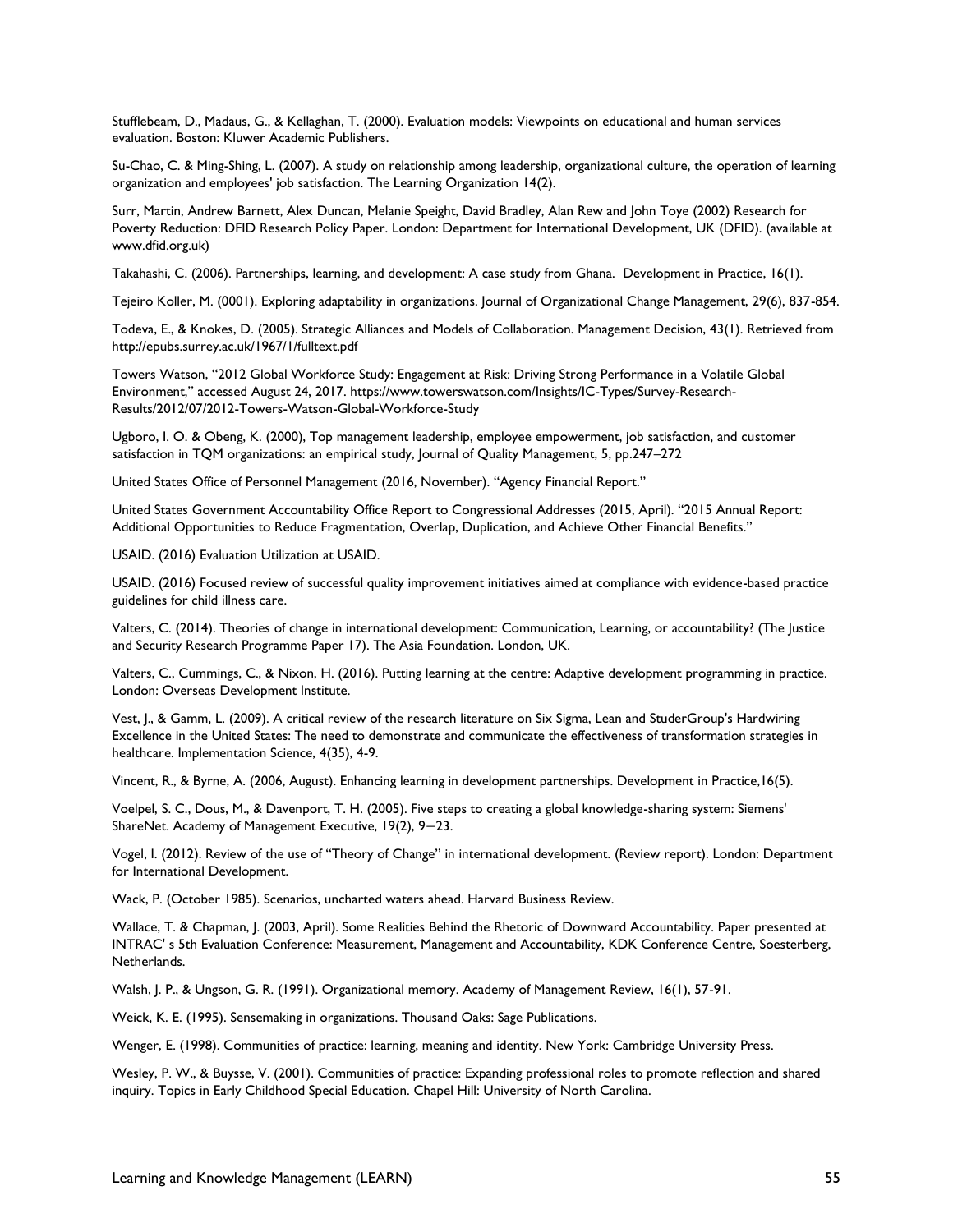Stufflebeam, D., Madaus, G., & Kellaghan, T. (2000). Evaluation models: Viewpoints on educational and human services evaluation. Boston: Kluwer Academic Publishers.

Su-Chao, C. & Ming-Shing, L. (2007). A study on relationship among leadership, organizational culture, the operation of learning organization and employees' job satisfaction. The Learning Organization 14(2).

Surr, Martin, Andrew Barnett, Alex Duncan, Melanie Speight, David Bradley, Alan Rew and John Toye (2002) Research for Poverty Reduction: DFID Research Policy Paper. London: Department for International Development, UK (DFID). (available at www.dfid.org.uk)

Takahashi, C. (2006). Partnerships, learning, and development: A case study from Ghana. Development in Practice, 16(1).

Tejeiro Koller, M. (0001). Exploring adaptability in organizations. Journal of Organizational Change Management, 29(6), 837-854.

Todeva, E., & Knokes, D. (2005). Strategic Alliances and Models of Collaboration. Management Decision, 43(1). Retrieved from http://epubs.surrey.ac.uk/1967/1/fulltext.pdf

Towers Watson, "2012 Global Workforce Study: Engagement at Risk: Driving Strong Performance in a Volatile Global Environment," accessed August 24, 2017. https://www.towerswatson.com/Insights/IC-Types/Survey-Research-Results/2012/07/2012-Towers-Watson-Global-Workforce-Study

Ugboro, I. O. & Obeng, K. (2000), Top management leadership, employee empowerment, job satisfaction, and customer satisfaction in TQM organizations: an empirical study, Journal of Quality Management, 5, pp.247–272

United States Office of Personnel Management (2016, November). "Agency Financial Report."

United States Government Accountability Office Report to Congressional Addresses (2015, April). "2015 Annual Report: Additional Opportunities to Reduce Fragmentation, Overlap, Duplication, and Achieve Other Financial Benefits."

USAID. (2016) Evaluation Utilization at USAID.

USAID. (2016) Focused review of successful quality improvement initiatives aimed at compliance with evidence-based practice guidelines for child illness care.

Valters, C. (2014). Theories of change in international development: Communication, Learning, or accountability? (The Justice and Security Research Programme Paper 17). The Asia Foundation. London, UK.

Valters, C., Cummings, C., & Nixon, H. (2016). Putting learning at the centre: Adaptive development programming in practice. London: Overseas Development Institute.

Vest, J., & Gamm, L. (2009). A critical review of the research literature on Six Sigma, Lean and StuderGroup's Hardwiring Excellence in the United States: The need to demonstrate and communicate the effectiveness of transformation strategies in healthcare. Implementation Science, 4(35), 4-9.

Vincent, R., & Byrne, A. (2006, August). Enhancing learning in development partnerships. Development in Practice,16(5).

Voelpel, S. C., Dous, M., & Davenport, T. H. (2005). Five steps to creating a global knowledge-sharing system: Siemens' ShareNet. Academy of Management Executive, 19(2), 9—23.

Vogel, I. (2012). Review of the use of "Theory of Change" in international development. (Review report). London: Department for International Development.

Wack, P. (October 1985). Scenarios, uncharted waters ahead. Harvard Business Review.

Wallace, T. & Chapman, J. (2003, April). Some Realities Behind the Rhetoric of Downward Accountability. Paper presented at INTRAC' s 5th Evaluation Conference: Measurement, Management and Accountability, KDK Conference Centre, Soesterberg, Netherlands.

Walsh, J. P., & Ungson, G. R. (1991). Organizational memory. Academy of Management Review, 16(1), 57-91.

Weick, K. E. (1995). Sensemaking in organizations. Thousand Oaks: Sage Publications.

Wenger, E. (1998). Communities of practice: learning, meaning and identity. New York: Cambridge University Press.

Wesley, P. W., & Buysse, V. (2001). Communities of practice: Expanding professional roles to promote reflection and shared inquiry. Topics in Early Childhood Special Education. Chapel Hill: University of North Carolina.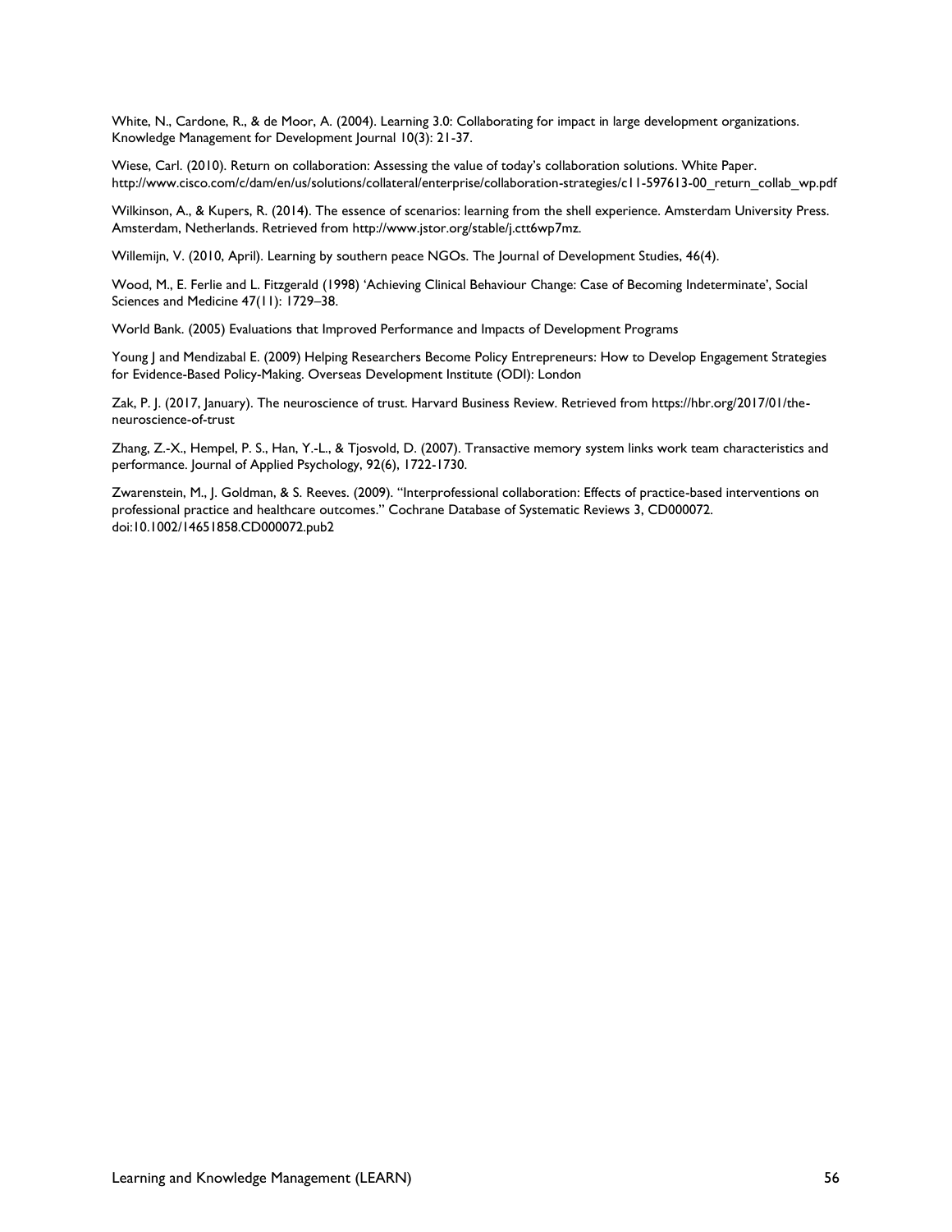White, N., Cardone, R., & de Moor, A. (2004). Learning 3.0: Collaborating for impact in large development organizations. Knowledge Management for Development Journal 10(3): 21-37.

Wiese, Carl. (2010). Return on collaboration: Assessing the value of today's collaboration solutions. White Paper. http://www.cisco.com/c/dam/en/us/solutions/collateral/enterprise/collaboration-strategies/c11-597613-00_return_collab_wp.pdf

Wilkinson, A., & Kupers, R. (2014). The essence of scenarios: learning from the shell experience. Amsterdam University Press. Amsterdam, Netherlands. Retrieved from http://www.jstor.org/stable/j.ctt6wp7mz.

Willemijn, V. (2010, April). Learning by southern peace NGOs. The Journal of Development Studies, 46(4).

Wood, M., E. Ferlie and L. Fitzgerald (1998) 'Achieving Clinical Behaviour Change: Case of Becoming Indeterminate', Social Sciences and Medicine 47(11): 1729–38.

World Bank. (2005) Evaluations that Improved Performance and Impacts of Development Programs

Young J and Mendizabal E. (2009) Helping Researchers Become Policy Entrepreneurs: How to Develop Engagement Strategies for Evidence-Based Policy-Making. Overseas Development Institute (ODI): London

Zak, P. J. (2017, January). The neuroscience of trust. Harvard Business Review. Retrieved from https://hbr.org/2017/01/the-neuroscience-of-trust

Zhang, Z.-X., Hempel, P. S., Han, Y.-L., & Tjosvold, D. (2007). Transactive memory system links work team characteristics and performance. Journal of Applied Psychology, 92(6), 1722-1730.

Zwarenstein, M., J. Goldman, & S. Reeves. (2009). "Interprofessional collaboration: Effects of practice-based interventions on professional practice and healthcare outcomes." Cochrane Database of Systematic Reviews 3, CD000072. doi:10.1002/14651858.CD000072.pub2